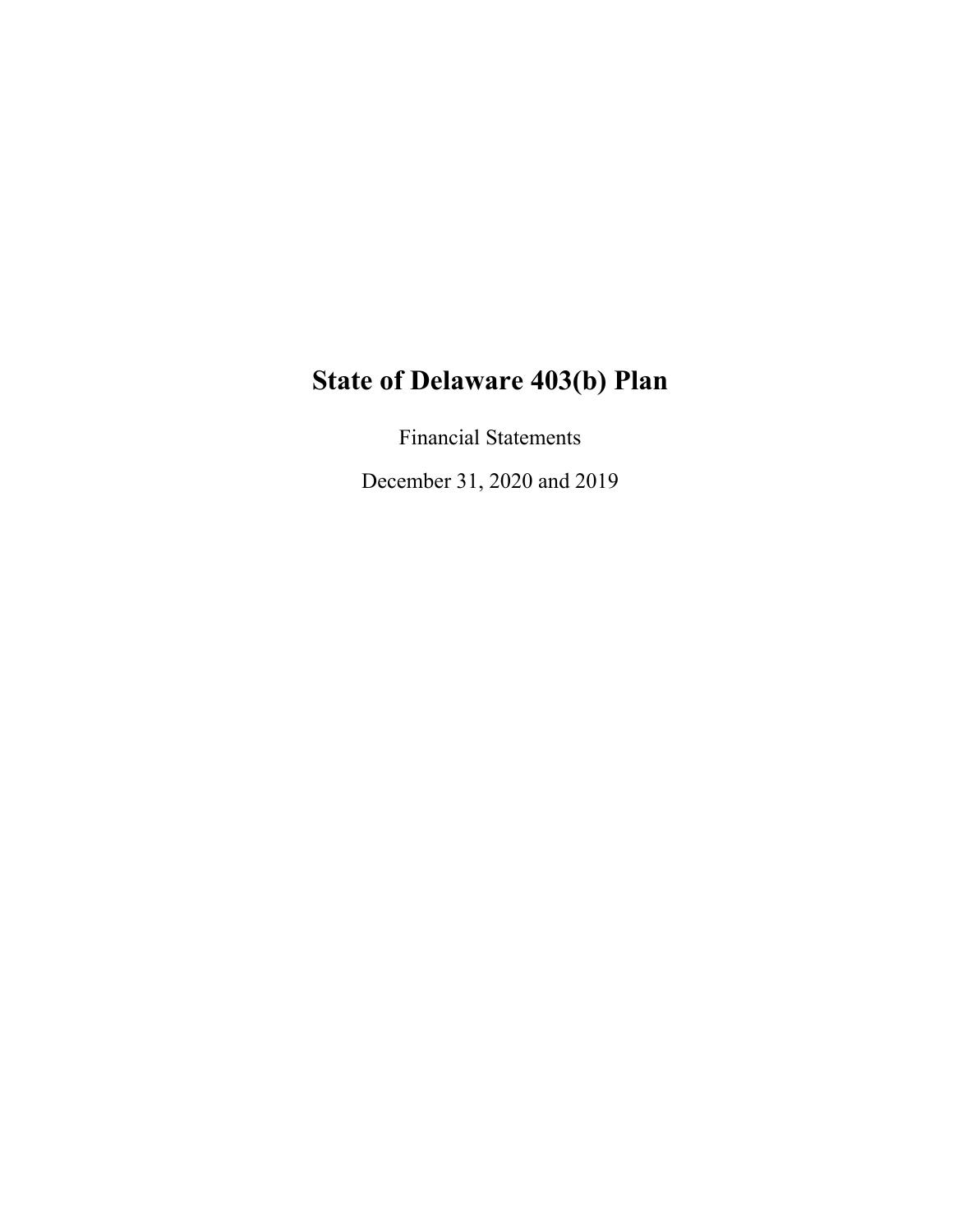# State of Delaware 403(b) Plan

Financial Statements

December 31, 2020 and 2019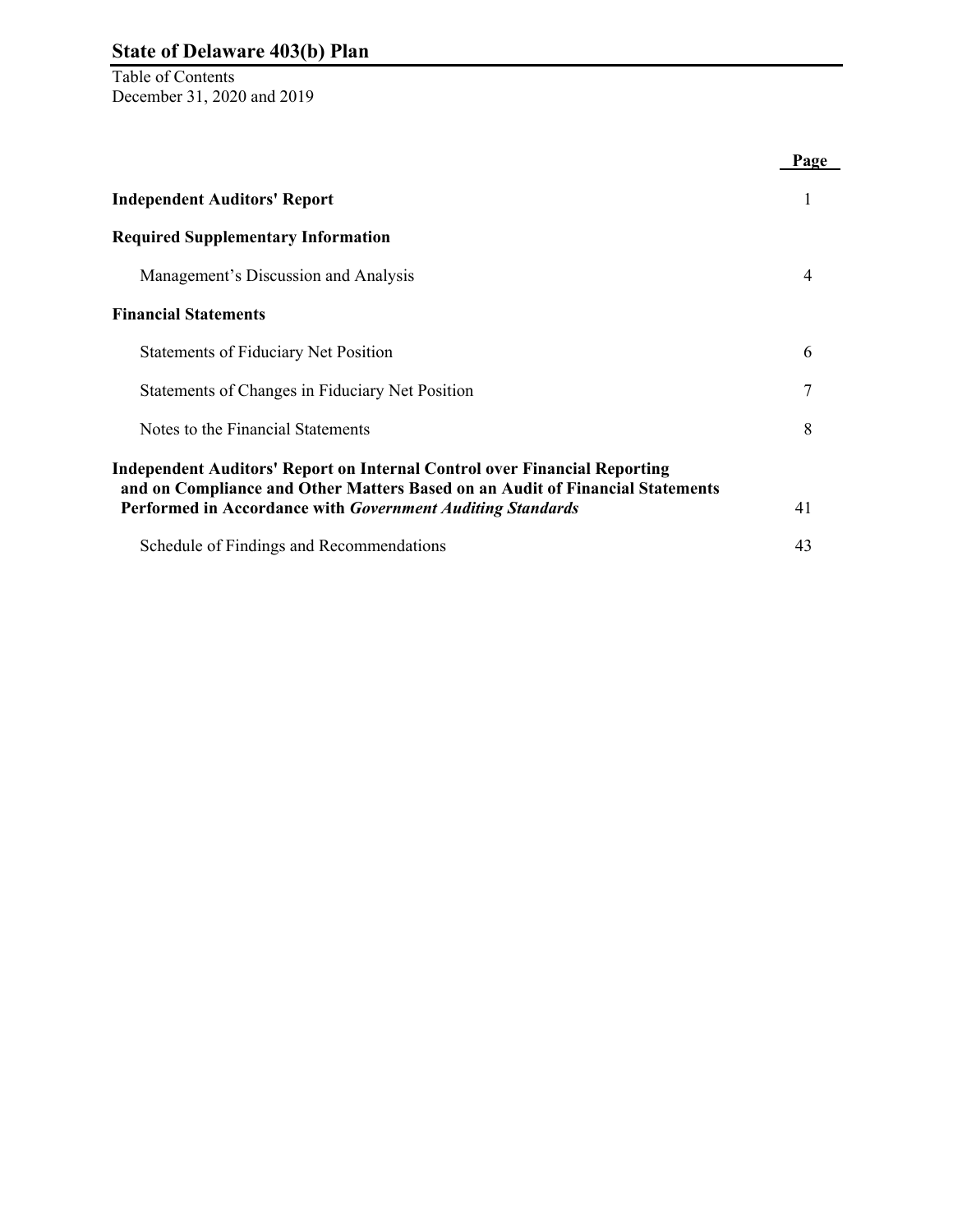# State of Delaware 403(b) Plan

Table of Contents
December 31, 2020 and 2019

| | Page |
|---|---|
| **Independent Auditors' Report** | 1 |
| **Required Supplementary Information** | |
| Management's Discussion and Analysis | 4 |
| **Financial Statements** | |
| Statements of Fiduciary Net Position | 6 |
| Statements of Changes in Fiduciary Net Position | 7 |
| Notes to the Financial Statements | 8 |
| **Independent Auditors' Report on Internal Control over Financial Reporting and on Compliance and Other Matters Based on an Audit of Financial Statements Performed in Accordance with *Government Auditing Standards*** | 41 |
| Schedule of Findings and Recommendations | 43 |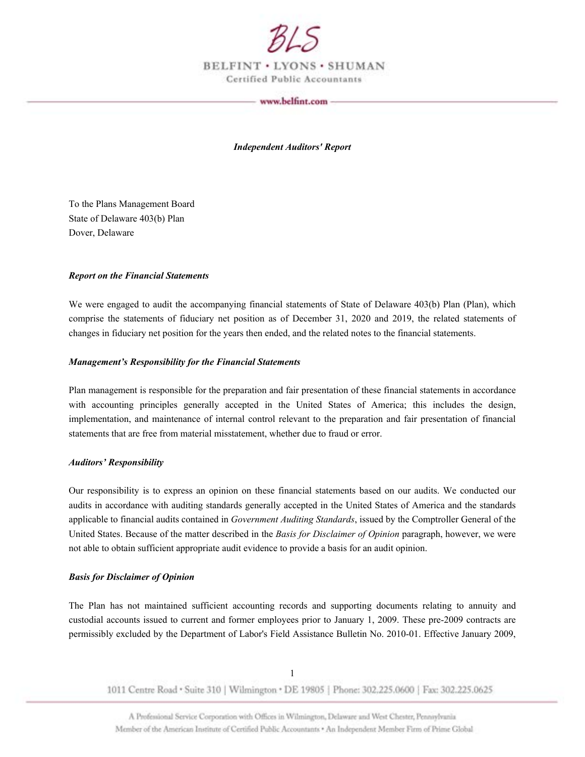*Independent Auditors' Report*

To the Plans Management Board
State of Delaware 403(b) Plan
Dover, Delaware

***Report on the Financial Statements***

We were engaged to audit the accompanying financial statements of State of Delaware 403(b) Plan (Plan), which comprise the statements of fiduciary net position as of December 31, 2020 and 2019, the related statements of changes in fiduciary net position for the years then ended, and the related notes to the financial statements.

***Management's Responsibility for the Financial Statements***

Plan management is responsible for the preparation and fair presentation of these financial statements in accordance with accounting principles generally accepted in the United States of America; this includes the design, implementation, and maintenance of internal control relevant to the preparation and fair presentation of financial statements that are free from material misstatement, whether due to fraud or error.

***Auditors' Responsibility***

Our responsibility is to express an opinion on these financial statements based on our audits. We conducted our audits in accordance with auditing standards generally accepted in the United States of America and the standards applicable to financial audits contained in *Government Auditing Standards*, issued by the Comptroller General of the United States. Because of the matter described in the *Basis for Disclaimer of Opinion* paragraph, however, we were not able to obtain sufficient appropriate audit evidence to provide a basis for an audit opinion.

***Basis for Disclaimer of Opinion***

The Plan has not maintained sufficient accounting records and supporting documents relating to annuity and custodial accounts issued to current and former employees prior to January 1, 2009. These pre-2009 contracts are permissibly excluded by the Department of Labor's Field Assistance Bulletin No. 2010-01. Effective January 2009,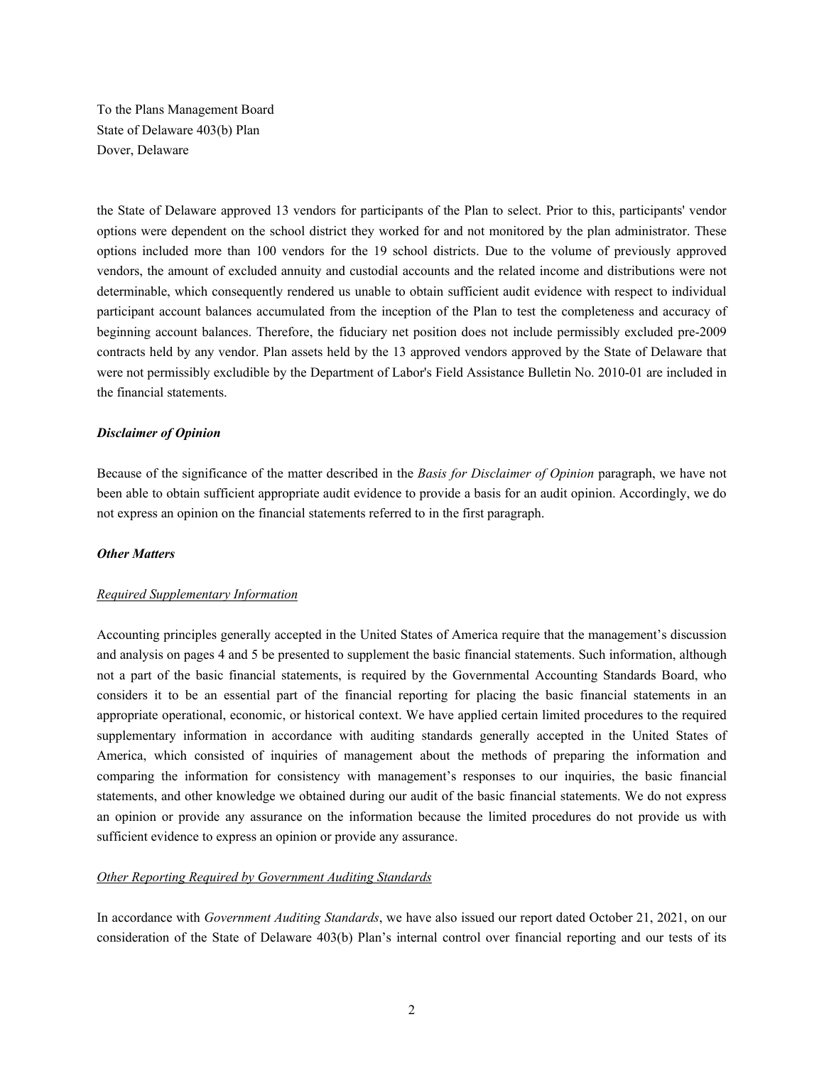To the Plans Management Board
State of Delaware 403(b) Plan
Dover, Delaware

the State of Delaware approved 13 vendors for participants of the Plan to select. Prior to this, participants' vendor options were dependent on the school district they worked for and not monitored by the plan administrator. These options included more than 100 vendors for the 19 school districts. Due to the volume of previously approved vendors, the amount of excluded annuity and custodial accounts and the related income and distributions were not determinable, which consequently rendered us unable to obtain sufficient audit evidence with respect to individual participant account balances accumulated from the inception of the Plan to test the completeness and accuracy of beginning account balances. Therefore, the fiduciary net position does not include permissibly excluded pre-2009 contracts held by any vendor. Plan assets held by the 13 approved vendors approved by the State of Delaware that were not permissibly excludible by the Department of Labor's Field Assistance Bulletin No. 2010-01 are included in the financial statements.

***Disclaimer of Opinion***

Because of the significance of the matter described in the *Basis for Disclaimer of Opinion* paragraph, we have not been able to obtain sufficient appropriate audit evidence to provide a basis for an audit opinion. Accordingly, we do not express an opinion on the financial statements referred to in the first paragraph.

***Other Matters***

<u>*Required Supplementary Information*</u>

Accounting principles generally accepted in the United States of America require that the management's discussion and analysis on pages 4 and 5 be presented to supplement the basic financial statements. Such information, although not a part of the basic financial statements, is required by the Governmental Accounting Standards Board, who considers it to be an essential part of the financial reporting for placing the basic financial statements in an appropriate operational, economic, or historical context. We have applied certain limited procedures to the required supplementary information in accordance with auditing standards generally accepted in the United States of America, which consisted of inquiries of management about the methods of preparing the information and comparing the information for consistency with management's responses to our inquiries, the basic financial statements, and other knowledge we obtained during our audit of the basic financial statements. We do not express an opinion or provide any assurance on the information because the limited procedures do not provide us with sufficient evidence to express an opinion or provide any assurance.

<u>*Other Reporting Required by Government Auditing Standards*</u>

In accordance with *Government Auditing Standards*, we have also issued our report dated October 21, 2021, on our consideration of the State of Delaware 403(b) Plan's internal control over financial reporting and our tests of its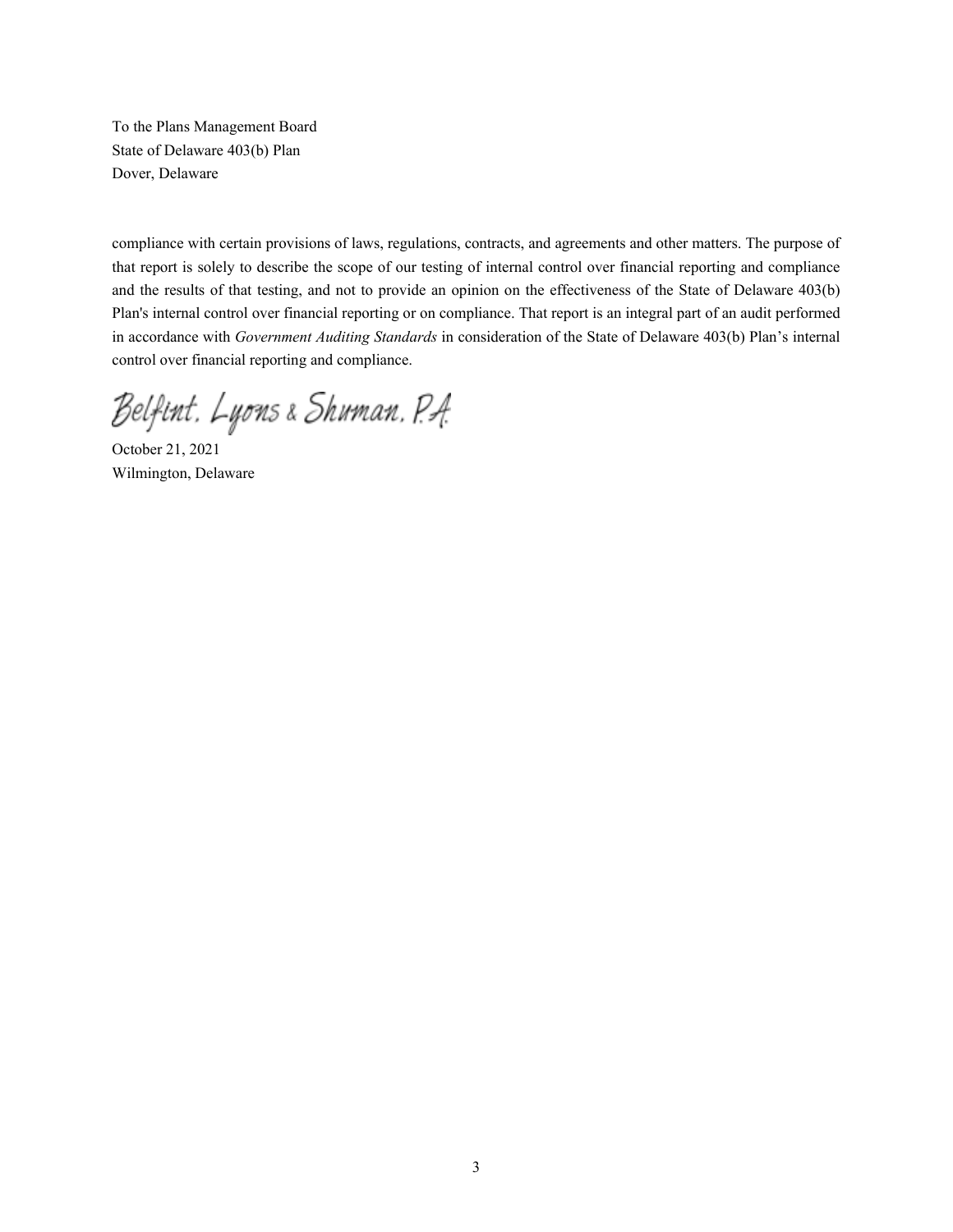To the Plans Management Board
State of Delaware 403(b) Plan
Dover, Delaware

compliance with certain provisions of laws, regulations, contracts, and agreements and other matters. The purpose of that report is solely to describe the scope of our testing of internal control over financial reporting and compliance and the results of that testing, and not to provide an opinion on the effectiveness of the State of Delaware 403(b) Plan's internal control over financial reporting or on compliance. That report is an integral part of an audit performed in accordance with *Government Auditing Standards* in consideration of the State of Delaware 403(b) Plan's internal control over financial reporting and compliance.

Belfint, Lyons & Shuman, P.A.

October 21, 2021
Wilmington, Delaware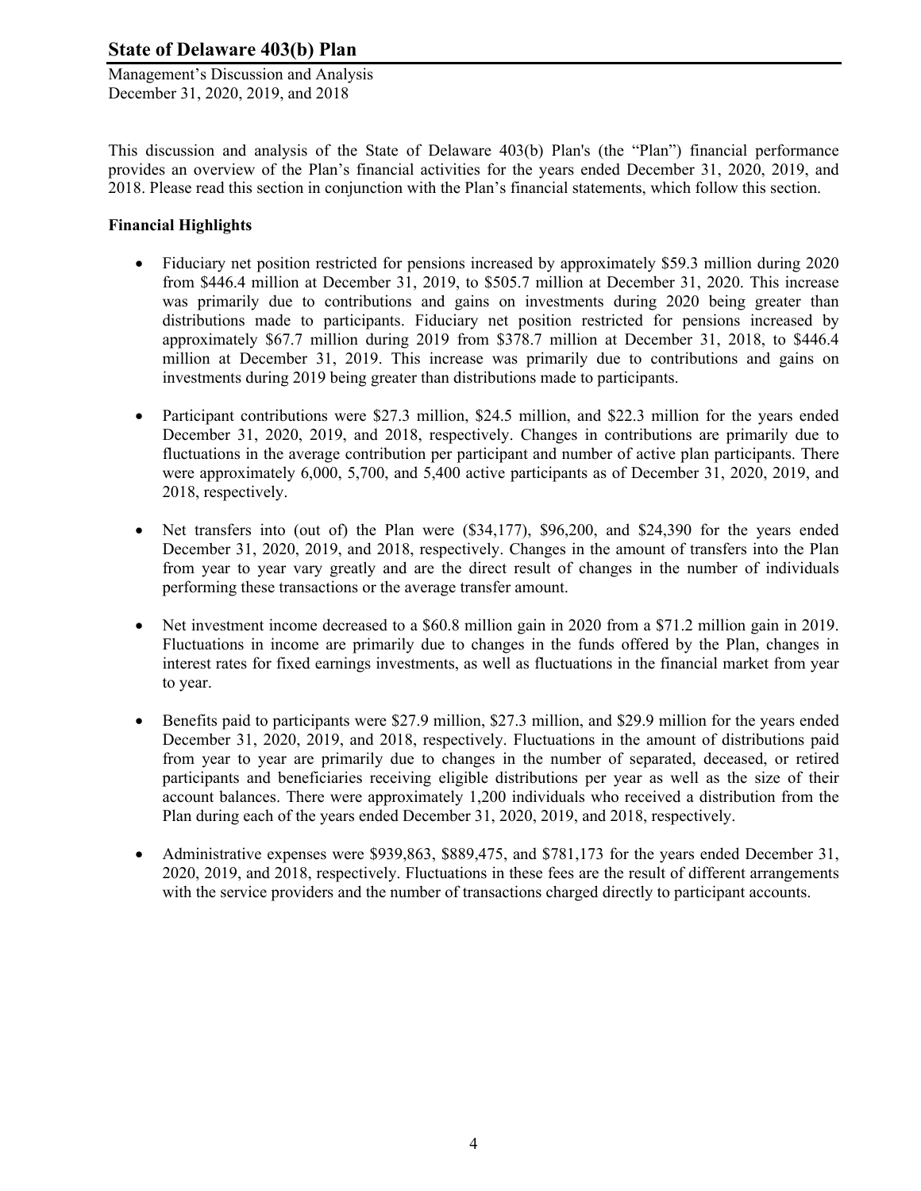# State of Delaware 403(b) Plan

Management's Discussion and Analysis
December 31, 2020, 2019, and 2018

This discussion and analysis of the State of Delaware 403(b) Plan's (the "Plan") financial performance provides an overview of the Plan's financial activities for the years ended December 31, 2020, 2019, and 2018. Please read this section in conjunction with the Plan's financial statements, which follow this section.

**Financial Highlights**

- Fiduciary net position restricted for pensions increased by approximately $59.3 million during 2020 from $446.4 million at December 31, 2019, to $505.7 million at December 31, 2020. This increase was primarily due to contributions and gains on investments during 2020 being greater than distributions made to participants. Fiduciary net position restricted for pensions increased by approximately $67.7 million during 2019 from $378.7 million at December 31, 2018, to $446.4 million at December 31, 2019. This increase was primarily due to contributions and gains on investments during 2019 being greater than distributions made to participants.

- Participant contributions were $27.3 million, $24.5 million, and $22.3 million for the years ended December 31, 2020, 2019, and 2018, respectively. Changes in contributions are primarily due to fluctuations in the average contribution per participant and number of active plan participants. There were approximately 6,000, 5,700, and 5,400 active participants as of December 31, 2020, 2019, and 2018, respectively.

- Net transfers into (out of) the Plan were ($34,177), $96,200, and $24,390 for the years ended December 31, 2020, 2019, and 2018, respectively. Changes in the amount of transfers into the Plan from year to year vary greatly and are the direct result of changes in the number of individuals performing these transactions or the average transfer amount.

- Net investment income decreased to a $60.8 million gain in 2020 from a $71.2 million gain in 2019. Fluctuations in income are primarily due to changes in the funds offered by the Plan, changes in interest rates for fixed earnings investments, as well as fluctuations in the financial market from year to year.

- Benefits paid to participants were $27.9 million, $27.3 million, and $29.9 million for the years ended December 31, 2020, 2019, and 2018, respectively. Fluctuations in the amount of distributions paid from year to year are primarily due to changes in the number of separated, deceased, or retired participants and beneficiaries receiving eligible distributions per year as well as the size of their account balances. There were approximately 1,200 individuals who received a distribution from the Plan during each of the years ended December 31, 2020, 2019, and 2018, respectively.

- Administrative expenses were $939,863, $889,475, and $781,173 for the years ended December 31, 2020, 2019, and 2018, respectively. Fluctuations in these fees are the result of different arrangements with the service providers and the number of transactions charged directly to participant accounts.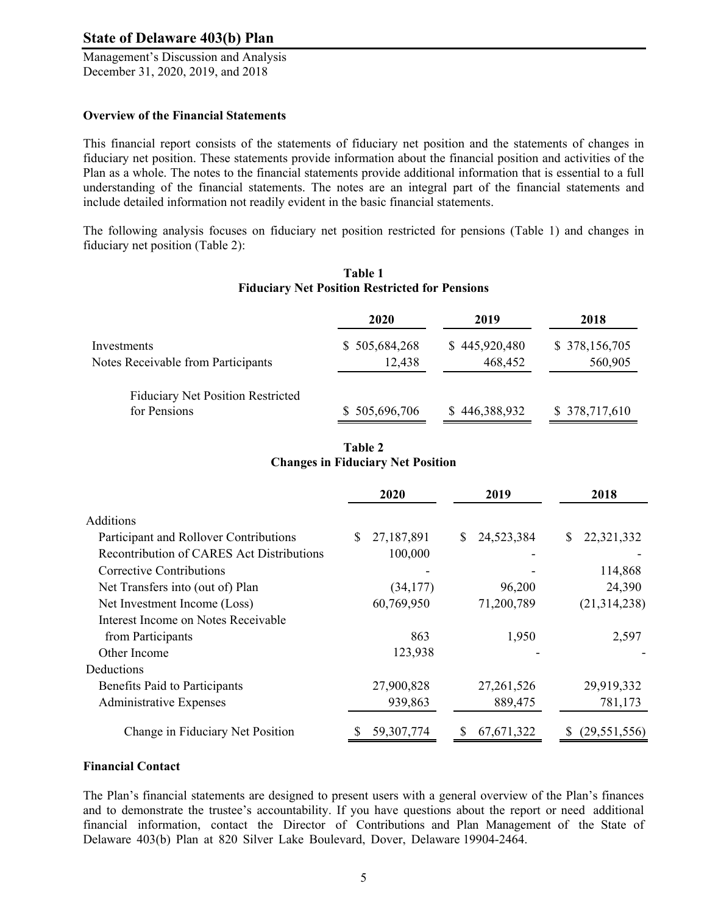# State of Delaware 403(b) Plan

Management's Discussion and Analysis
December 31, 2020, 2019, and 2018

**Overview of the Financial Statements**

This financial report consists of the statements of fiduciary net position and the statements of changes in fiduciary net position. These statements provide information about the financial position and activities of the Plan as a whole. The notes to the financial statements provide additional information that is essential to a full understanding of the financial statements. The notes are an integral part of the financial statements and include detailed information not readily evident in the basic financial statements.

The following analysis focuses on fiduciary net position restricted for pensions (Table 1) and changes in fiduciary net position (Table 2):

**Table 1**
**Fiduciary Net Position Restricted for Pensions**

| | 2020 | 2019 | 2018 |
|---|---|---|---|
| Investments | $ 505,684,268 | $ 445,920,480 | $ 378,156,705 |
| Notes Receivable from Participants | 12,438 | 468,452 | 560,905 |
| Fiduciary Net Position Restricted for Pensions | $ 505,696,706 | $ 446,388,932 | $ 378,717,610 |

**Table 2**
**Changes in Fiduciary Net Position**

| | 2020 | 2019 | 2018 |
|---|---|---|---|
| Additions | | | |
| Participant and Rollover Contributions | $ 27,187,891 | $ 24,523,384 | $ 22,321,332 |
| Recontribution of CARES Act Distributions | 100,000 | - | - |
| Corrective Contributions | - | - | 114,868 |
| Net Transfers into (out of) Plan | (34,177) | 96,200 | 24,390 |
| Net Investment Income (Loss) | 60,769,950 | 71,200,789 | (21,314,238) |
| Interest Income on Notes Receivable from Participants | 863 | 1,950 | 2,597 |
| Other Income | 123,938 | - | - |
| Deductions | | | |
| Benefits Paid to Participants | 27,900,828 | 27,261,526 | 29,919,332 |
| Administrative Expenses | 939,863 | 889,475 | 781,173 |
| Change in Fiduciary Net Position | $ 59,307,774 | $ 67,671,322 | $ (29,551,556) |

**Financial Contact**

The Plan's financial statements are designed to present users with a general overview of the Plan's finances and to demonstrate the trustee's accountability. If you have questions about the report or need additional financial information, contact the Director of Contributions and Plan Management of the State of Delaware 403(b) Plan at 820 Silver Lake Boulevard, Dover, Delaware 19904-2464.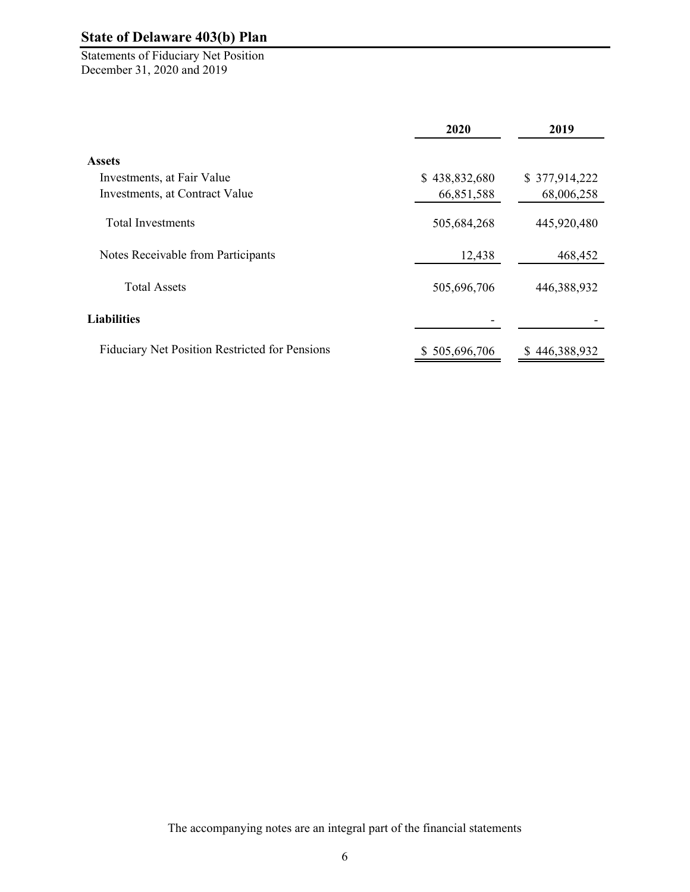# State of Delaware 403(b) Plan

Statements of Fiduciary Net Position
December 31, 2020 and 2019

| | 2020 | 2019 |
|---|---|---|
| **Assets** | | |
| Investments, at Fair Value | $ 438,832,680 | $ 377,914,222 |
| Investments, at Contract Value | 66,851,588 | 68,006,258 |
| Total Investments | 505,684,268 | 445,920,480 |
| Notes Receivable from Participants | 12,438 | 468,452 |
| Total Assets | 505,696,706 | 446,388,932 |
| **Liabilities** | - | - |
| Fiduciary Net Position Restricted for Pensions | $ 505,696,706 | $ 446,388,932 |

The accompanying notes are an integral part of the financial statements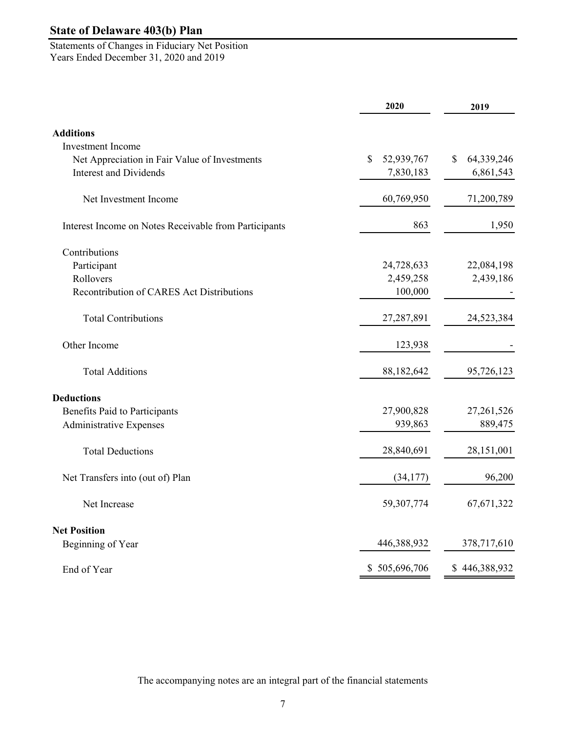# State of Delaware 403(b) Plan

Statements of Changes in Fiduciary Net Position
Years Ended December 31, 2020 and 2019

| | 2020 | 2019 |
|---|---|---|
| **Additions** | | |
| Investment Income | | |
| Net Appreciation in Fair Value of Investments | $ 52,939,767 | $ 64,339,246 |
| Interest and Dividends | 7,830,183 | 6,861,543 |
| Net Investment Income | 60,769,950 | 71,200,789 |
| Interest Income on Notes Receivable from Participants | 863 | 1,950 |
| Contributions | | |
| Participant | 24,728,633 | 22,084,198 |
| Rollovers | 2,459,258 | 2,439,186 |
| Recontribution of CARES Act Distributions | 100,000 | - |
| Total Contributions | 27,287,891 | 24,523,384 |
| Other Income | 123,938 | - |
| Total Additions | 88,182,642 | 95,726,123 |
| **Deductions** | | |
| Benefits Paid to Participants | 27,900,828 | 27,261,526 |
| Administrative Expenses | 939,863 | 889,475 |
| Total Deductions | 28,840,691 | 28,151,001 |
| Net Transfers into (out of) Plan | (34,177) | 96,200 |
| Net Increase | 59,307,774 | 67,671,322 |
| **Net Position** | | |
| Beginning of Year | 446,388,932 | 378,717,610 |
| End of Year | $ 505,696,706 | $ 446,388,932 |

The accompanying notes are an integral part of the financial statements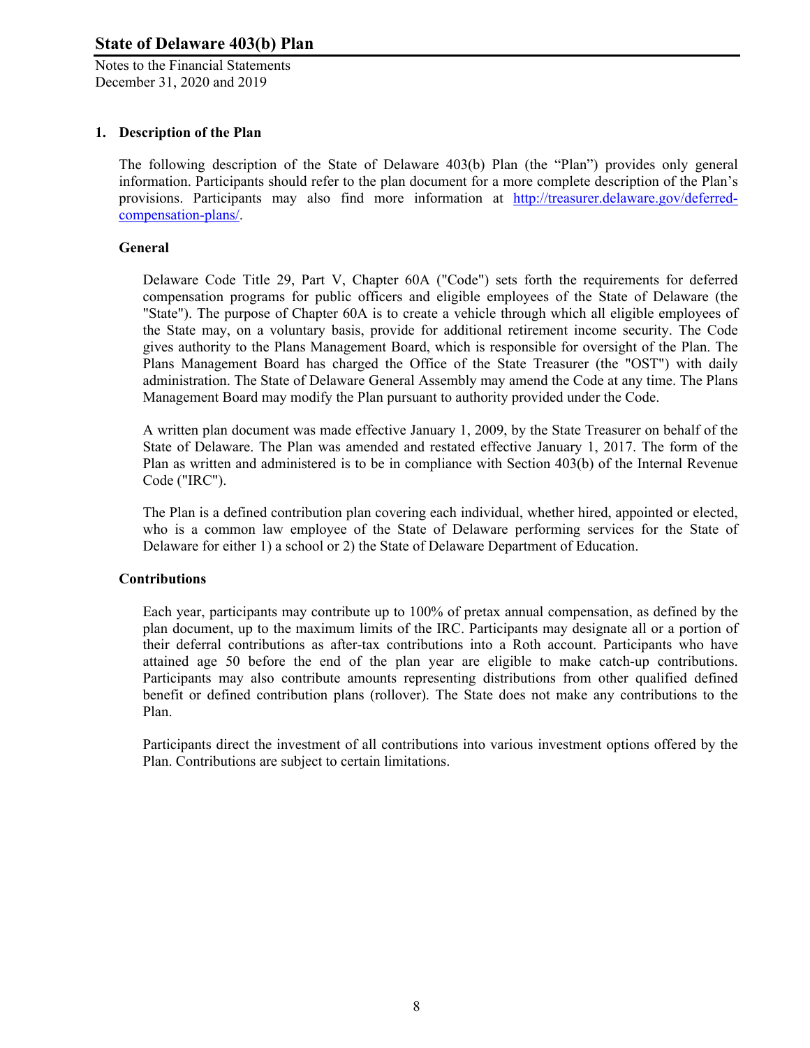## 1. Description of the Plan

The following description of the State of Delaware 403(b) Plan (the "Plan") provides only general information. Participants should refer to the plan document for a more complete description of the Plan's provisions. Participants may also find more information at [http://treasurer.delaware.gov/deferred-compensation-plans/](http://treasurer.delaware.gov/deferred-compensation-plans/).

### General

Delaware Code Title 29, Part V, Chapter 60A ("Code") sets forth the requirements for deferred compensation programs for public officers and eligible employees of the State of Delaware (the "State"). The purpose of Chapter 60A is to create a vehicle through which all eligible employees of the State may, on a voluntary basis, provide for additional retirement income security. The Code gives authority to the Plans Management Board, which is responsible for oversight of the Plan. The Plans Management Board has charged the Office of the State Treasurer (the "OST") with daily administration. The State of Delaware General Assembly may amend the Code at any time. The Plans Management Board may modify the Plan pursuant to authority provided under the Code.

A written plan document was made effective January 1, 2009, by the State Treasurer on behalf of the State of Delaware. The Plan was amended and restated effective January 1, 2017. The form of the Plan as written and administered is to be in compliance with Section 403(b) of the Internal Revenue Code ("IRC").

The Plan is a defined contribution plan covering each individual, whether hired, appointed or elected, who is a common law employee of the State of Delaware performing services for the State of Delaware for either 1) a school or 2) the State of Delaware Department of Education.

### Contributions

Each year, participants may contribute up to 100% of pretax annual compensation, as defined by the plan document, up to the maximum limits of the IRC. Participants may designate all or a portion of their deferral contributions as after-tax contributions into a Roth account. Participants who have attained age 50 before the end of the plan year are eligible to make catch-up contributions. Participants may also contribute amounts representing distributions from other qualified defined benefit or defined contribution plans (rollover). The State does not make any contributions to the Plan.

Participants direct the investment of all contributions into various investment options offered by the Plan. Contributions are subject to certain limitations.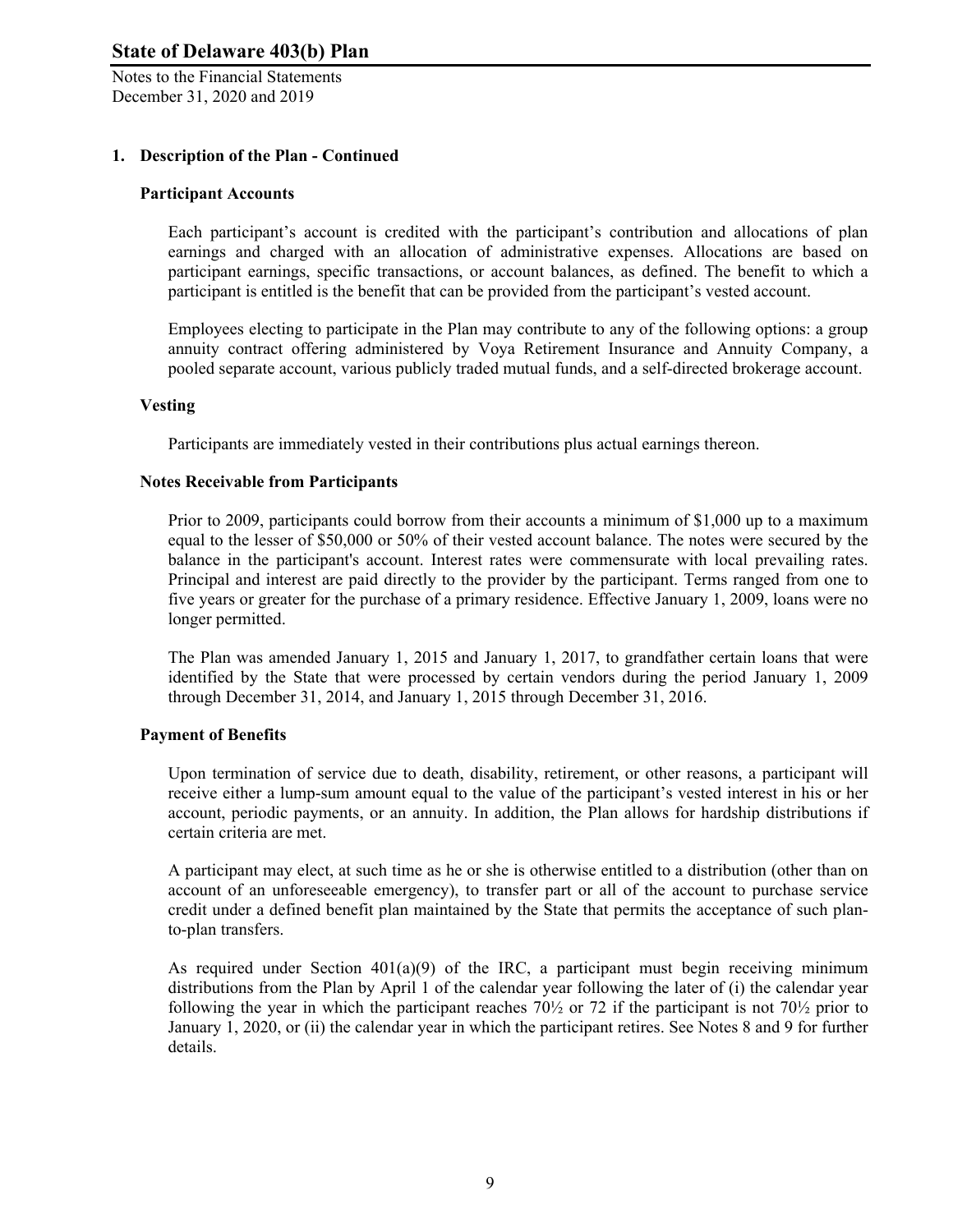## 1. Description of the Plan - Continued

### Participant Accounts

Each participant's account is credited with the participant's contribution and allocations of plan earnings and charged with an allocation of administrative expenses. Allocations are based on participant earnings, specific transactions, or account balances, as defined. The benefit to which a participant is entitled is the benefit that can be provided from the participant's vested account.

Employees electing to participate in the Plan may contribute to any of the following options: a group annuity contract offering administered by Voya Retirement Insurance and Annuity Company, a pooled separate account, various publicly traded mutual funds, and a self-directed brokerage account.

### Vesting

Participants are immediately vested in their contributions plus actual earnings thereon.

### Notes Receivable from Participants

Prior to 2009, participants could borrow from their accounts a minimum of $1,000 up to a maximum equal to the lesser of $50,000 or 50% of their vested account balance. The notes were secured by the balance in the participant's account. Interest rates were commensurate with local prevailing rates. Principal and interest are paid directly to the provider by the participant. Terms ranged from one to five years or greater for the purchase of a primary residence. Effective January 1, 2009, loans were no longer permitted.

The Plan was amended January 1, 2015 and January 1, 2017, to grandfather certain loans that were identified by the State that were processed by certain vendors during the period January 1, 2009 through December 31, 2014, and January 1, 2015 through December 31, 2016.

### Payment of Benefits

Upon termination of service due to death, disability, retirement, or other reasons, a participant will receive either a lump-sum amount equal to the value of the participant's vested interest in his or her account, periodic payments, or an annuity. In addition, the Plan allows for hardship distributions if certain criteria are met.

A participant may elect, at such time as he or she is otherwise entitled to a distribution (other than on account of an unforeseeable emergency), to transfer part or all of the account to purchase service credit under a defined benefit plan maintained by the State that permits the acceptance of such plan-to-plan transfers.

As required under Section 401(a)(9) of the IRC, a participant must begin receiving minimum distributions from the Plan by April 1 of the calendar year following the later of (i) the calendar year following the year in which the participant reaches 70½ or 72 if the participant is not 70½ prior to January 1, 2020, or (ii) the calendar year in which the participant retires. See Notes 8 and 9 for further details.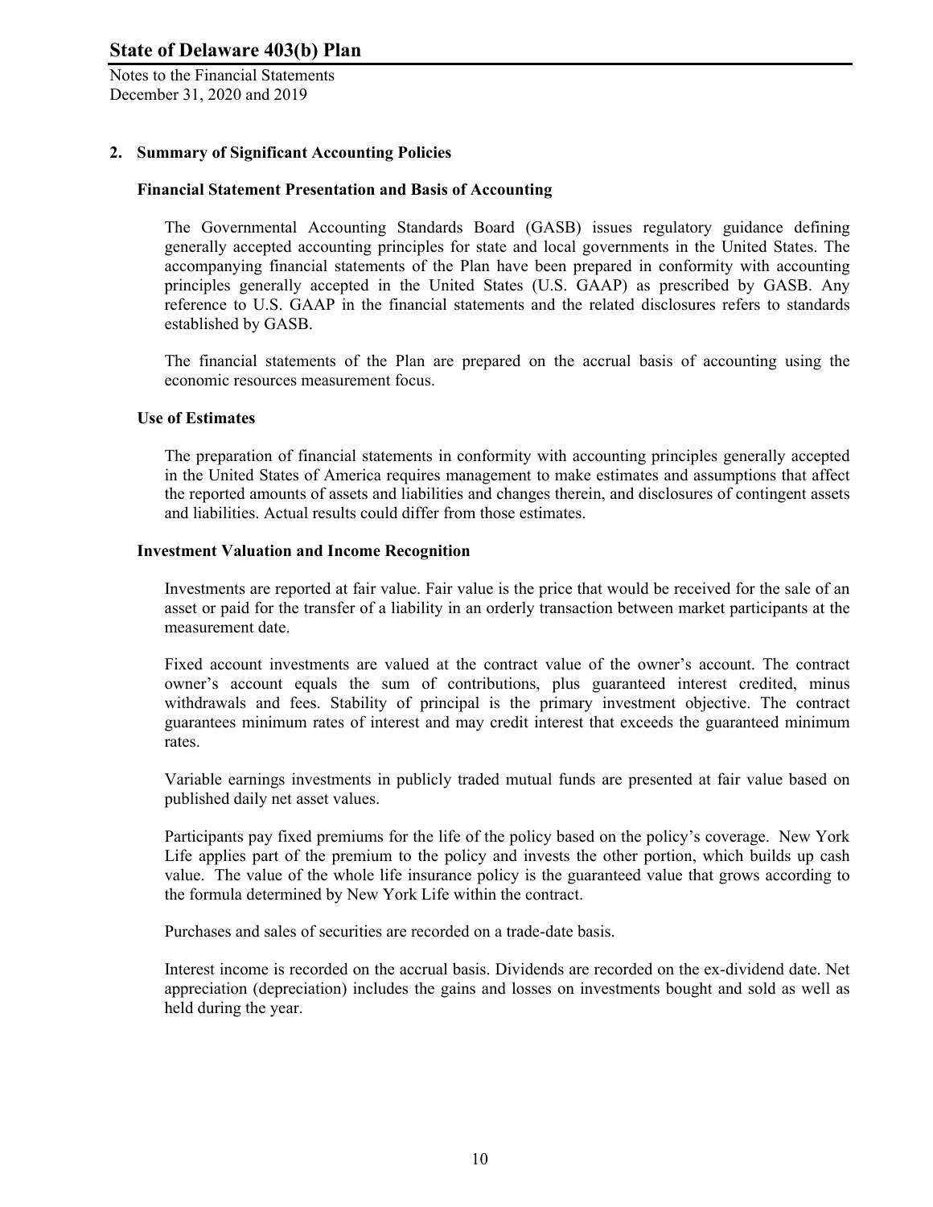## 2. Summary of Significant Accounting Policies

### Financial Statement Presentation and Basis of Accounting

The Governmental Accounting Standards Board (GASB) issues regulatory guidance defining generally accepted accounting principles for state and local governments in the United States. The accompanying financial statements of the Plan have been prepared in conformity with accounting principles generally accepted in the United States (U.S. GAAP) as prescribed by GASB. Any reference to U.S. GAAP in the financial statements and the related disclosures refers to standards established by GASB.

The financial statements of the Plan are prepared on the accrual basis of accounting using the economic resources measurement focus.

### Use of Estimates

The preparation of financial statements in conformity with accounting principles generally accepted in the United States of America requires management to make estimates and assumptions that affect the reported amounts of assets and liabilities and changes therein, and disclosures of contingent assets and liabilities. Actual results could differ from those estimates.

### Investment Valuation and Income Recognition

Investments are reported at fair value. Fair value is the price that would be received for the sale of an asset or paid for the transfer of a liability in an orderly transaction between market participants at the measurement date.

Fixed account investments are valued at the contract value of the owner's account. The contract owner's account equals the sum of contributions, plus guaranteed interest credited, minus withdrawals and fees. Stability of principal is the primary investment objective. The contract guarantees minimum rates of interest and may credit interest that exceeds the guaranteed minimum rates.

Variable earnings investments in publicly traded mutual funds are presented at fair value based on published daily net asset values.

Participants pay fixed premiums for the life of the policy based on the policy's coverage. New York Life applies part of the premium to the policy and invests the other portion, which builds up cash value. The value of the whole life insurance policy is the guaranteed value that grows according to the formula determined by New York Life within the contract.

Purchases and sales of securities are recorded on a trade-date basis.

Interest income is recorded on the accrual basis. Dividends are recorded on the ex-dividend date. Net appreciation (depreciation) includes the gains and losses on investments bought and sold as well as held during the year.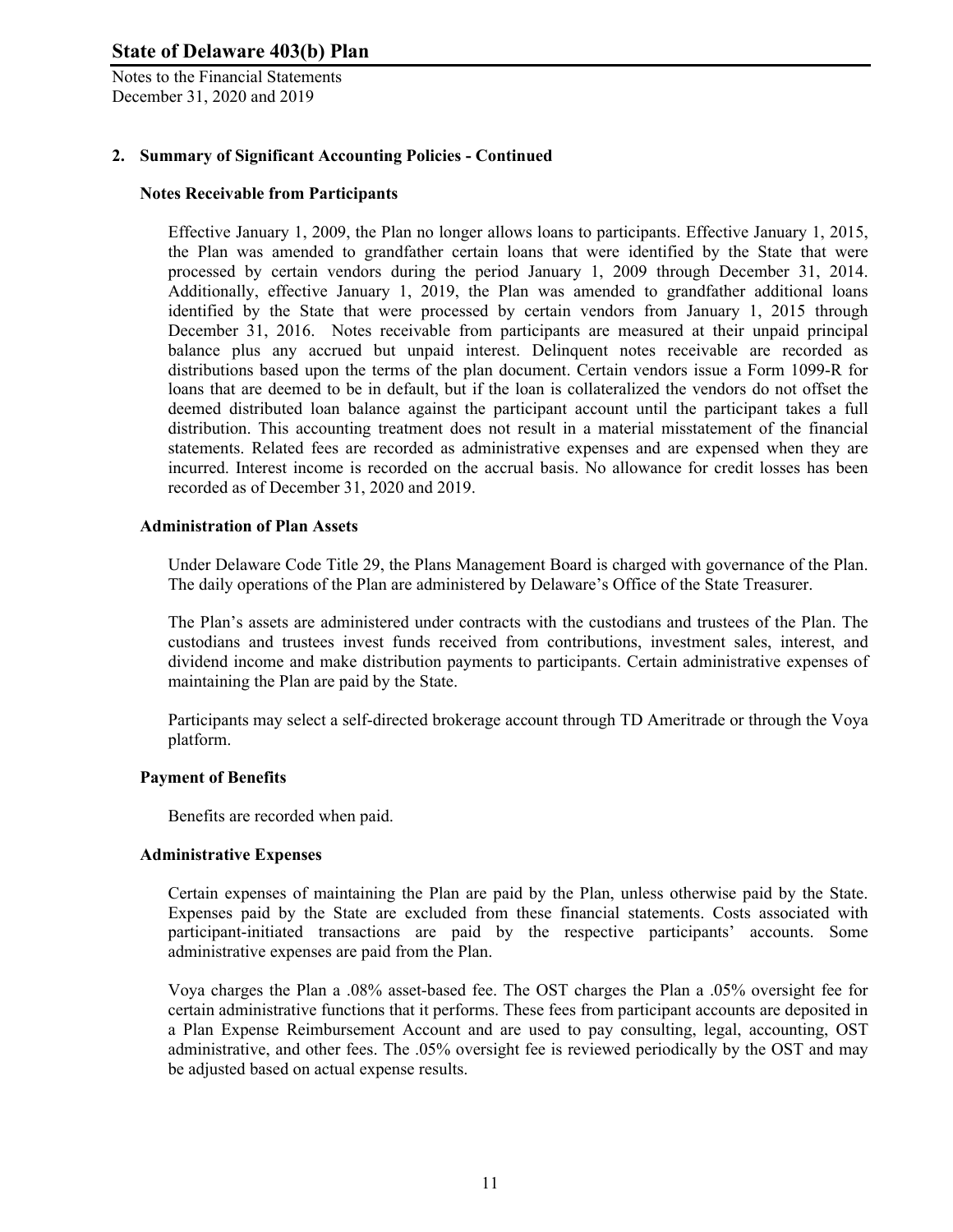## 2. Summary of Significant Accounting Policies - Continued

### Notes Receivable from Participants

Effective January 1, 2009, the Plan no longer allows loans to participants. Effective January 1, 2015, the Plan was amended to grandfather certain loans that were identified by the State that were processed by certain vendors during the period January 1, 2009 through December 31, 2014. Additionally, effective January 1, 2019, the Plan was amended to grandfather additional loans identified by the State that were processed by certain vendors from January 1, 2015 through December 31, 2016. Notes receivable from participants are measured at their unpaid principal balance plus any accrued but unpaid interest. Delinquent notes receivable are recorded as distributions based upon the terms of the plan document. Certain vendors issue a Form 1099-R for loans that are deemed to be in default, but if the loan is collateralized the vendors do not offset the deemed distributed loan balance against the participant account until the participant takes a full distribution. This accounting treatment does not result in a material misstatement of the financial statements. Related fees are recorded as administrative expenses and are expensed when they are incurred. Interest income is recorded on the accrual basis. No allowance for credit losses has been recorded as of December 31, 2020 and 2019.

### Administration of Plan Assets

Under Delaware Code Title 29, the Plans Management Board is charged with governance of the Plan. The daily operations of the Plan are administered by Delaware's Office of the State Treasurer.

The Plan's assets are administered under contracts with the custodians and trustees of the Plan. The custodians and trustees invest funds received from contributions, investment sales, interest, and dividend income and make distribution payments to participants. Certain administrative expenses of maintaining the Plan are paid by the State.

Participants may select a self-directed brokerage account through TD Ameritrade or through the Voya platform.

### Payment of Benefits

Benefits are recorded when paid.

### Administrative Expenses

Certain expenses of maintaining the Plan are paid by the Plan, unless otherwise paid by the State. Expenses paid by the State are excluded from these financial statements. Costs associated with participant-initiated transactions are paid by the respective participants' accounts. Some administrative expenses are paid from the Plan.

Voya charges the Plan a .08% asset-based fee. The OST charges the Plan a .05% oversight fee for certain administrative functions that it performs. These fees from participant accounts are deposited in a Plan Expense Reimbursement Account and are used to pay consulting, legal, accounting, OST administrative, and other fees. The .05% oversight fee is reviewed periodically by the OST and may be adjusted based on actual expense results.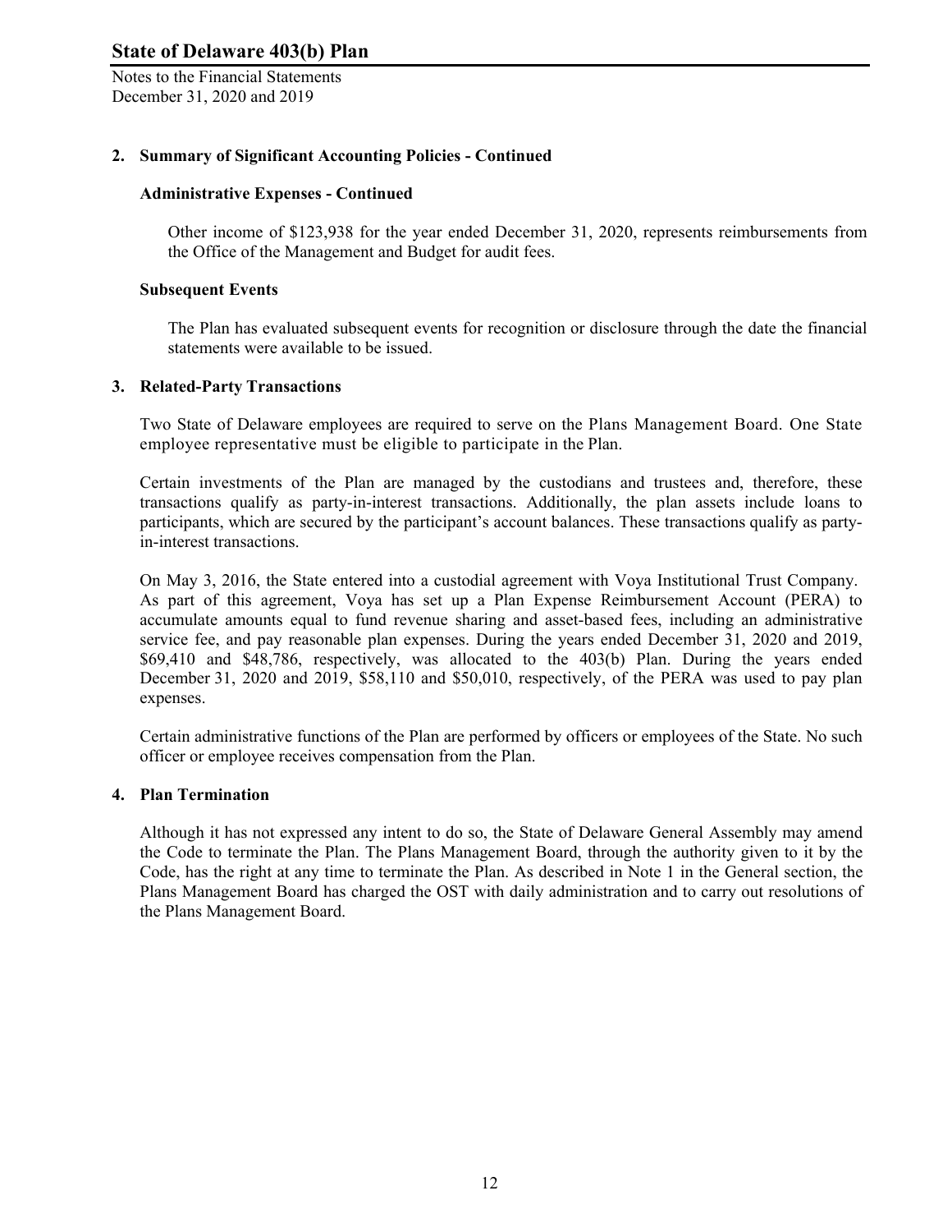## 2. Summary of Significant Accounting Policies - Continued

### Administrative Expenses - Continued

Other income of $123,938 for the year ended December 31, 2020, represents reimbursements from the Office of the Management and Budget for audit fees.

### Subsequent Events

The Plan has evaluated subsequent events for recognition or disclosure through the date the financial statements were available to be issued.

## 3. Related-Party Transactions

Two State of Delaware employees are required to serve on the Plans Management Board. One State employee representative must be eligible to participate in the Plan.

Certain investments of the Plan are managed by the custodians and trustees and, therefore, these transactions qualify as party-in-interest transactions. Additionally, the plan assets include loans to participants, which are secured by the participant's account balances. These transactions qualify as party-in-interest transactions.

On May 3, 2016, the State entered into a custodial agreement with Voya Institutional Trust Company. As part of this agreement, Voya has set up a Plan Expense Reimbursement Account (PERA) to accumulate amounts equal to fund revenue sharing and asset-based fees, including an administrative service fee, and pay reasonable plan expenses. During the years ended December 31, 2020 and 2019, $69,410 and $48,786, respectively, was allocated to the 403(b) Plan. During the years ended December 31, 2020 and 2019, $58,110 and $50,010, respectively, of the PERA was used to pay plan expenses.

Certain administrative functions of the Plan are performed by officers or employees of the State. No such officer or employee receives compensation from the Plan.

## 4. Plan Termination

Although it has not expressed any intent to do so, the State of Delaware General Assembly may amend the Code to terminate the Plan. The Plans Management Board, through the authority given to it by the Code, has the right at any time to terminate the Plan. As described in Note 1 in the General section, the Plans Management Board has charged the OST with daily administration and to carry out resolutions of the Plans Management Board.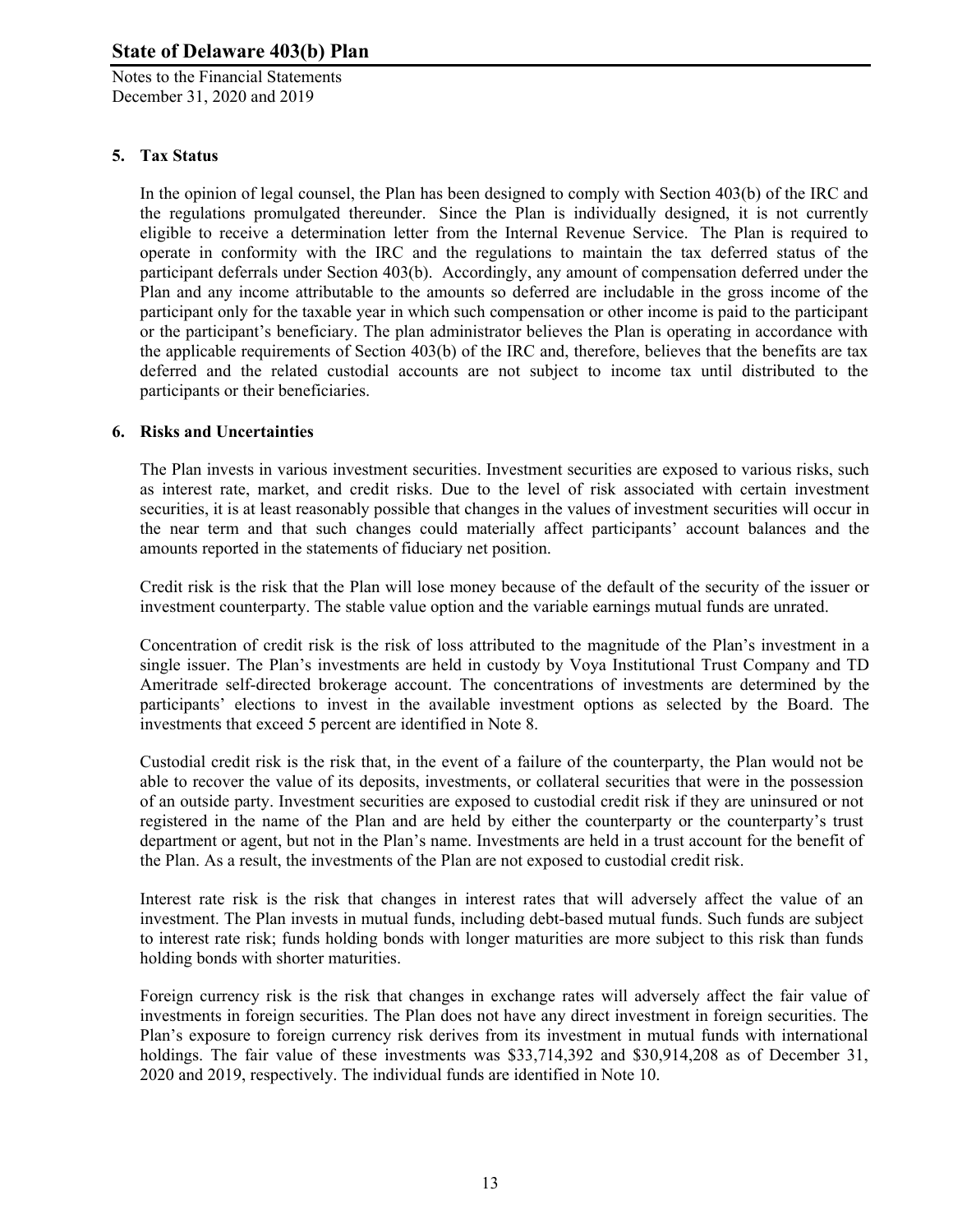## 5. Tax Status

In the opinion of legal counsel, the Plan has been designed to comply with Section 403(b) of the IRC and the regulations promulgated thereunder. Since the Plan is individually designed, it is not currently eligible to receive a determination letter from the Internal Revenue Service. The Plan is required to operate in conformity with the IRC and the regulations to maintain the tax deferred status of the participant deferrals under Section 403(b). Accordingly, any amount of compensation deferred under the Plan and any income attributable to the amounts so deferred are includable in the gross income of the participant only for the taxable year in which such compensation or other income is paid to the participant or the participant's beneficiary. The plan administrator believes the Plan is operating in accordance with the applicable requirements of Section 403(b) of the IRC and, therefore, believes that the benefits are tax deferred and the related custodial accounts are not subject to income tax until distributed to the participants or their beneficiaries.

## 6. Risks and Uncertainties

The Plan invests in various investment securities. Investment securities are exposed to various risks, such as interest rate, market, and credit risks. Due to the level of risk associated with certain investment securities, it is at least reasonably possible that changes in the values of investment securities will occur in the near term and that such changes could materially affect participants' account balances and the amounts reported in the statements of fiduciary net position.

Credit risk is the risk that the Plan will lose money because of the default of the security of the issuer or investment counterparty. The stable value option and the variable earnings mutual funds are unrated.

Concentration of credit risk is the risk of loss attributed to the magnitude of the Plan's investment in a single issuer. The Plan's investments are held in custody by Voya Institutional Trust Company and TD Ameritrade self-directed brokerage account. The concentrations of investments are determined by the participants' elections to invest in the available investment options as selected by the Board. The investments that exceed 5 percent are identified in Note 8.

Custodial credit risk is the risk that, in the event of a failure of the counterparty, the Plan would not be able to recover the value of its deposits, investments, or collateral securities that were in the possession of an outside party. Investment securities are exposed to custodial credit risk if they are uninsured or not registered in the name of the Plan and are held by either the counterparty or the counterparty's trust department or agent, but not in the Plan's name. Investments are held in a trust account for the benefit of the Plan. As a result, the investments of the Plan are not exposed to custodial credit risk.

Interest rate risk is the risk that changes in interest rates that will adversely affect the value of an investment. The Plan invests in mutual funds, including debt-based mutual funds. Such funds are subject to interest rate risk; funds holding bonds with longer maturities are more subject to this risk than funds holding bonds with shorter maturities.

Foreign currency risk is the risk that changes in exchange rates will adversely affect the fair value of investments in foreign securities. The Plan does not have any direct investment in foreign securities. The Plan's exposure to foreign currency risk derives from its investment in mutual funds with international holdings. The fair value of these investments was $33,714,392 and $30,914,208 as of December 31, 2020 and 2019, respectively. The individual funds are identified in Note 10.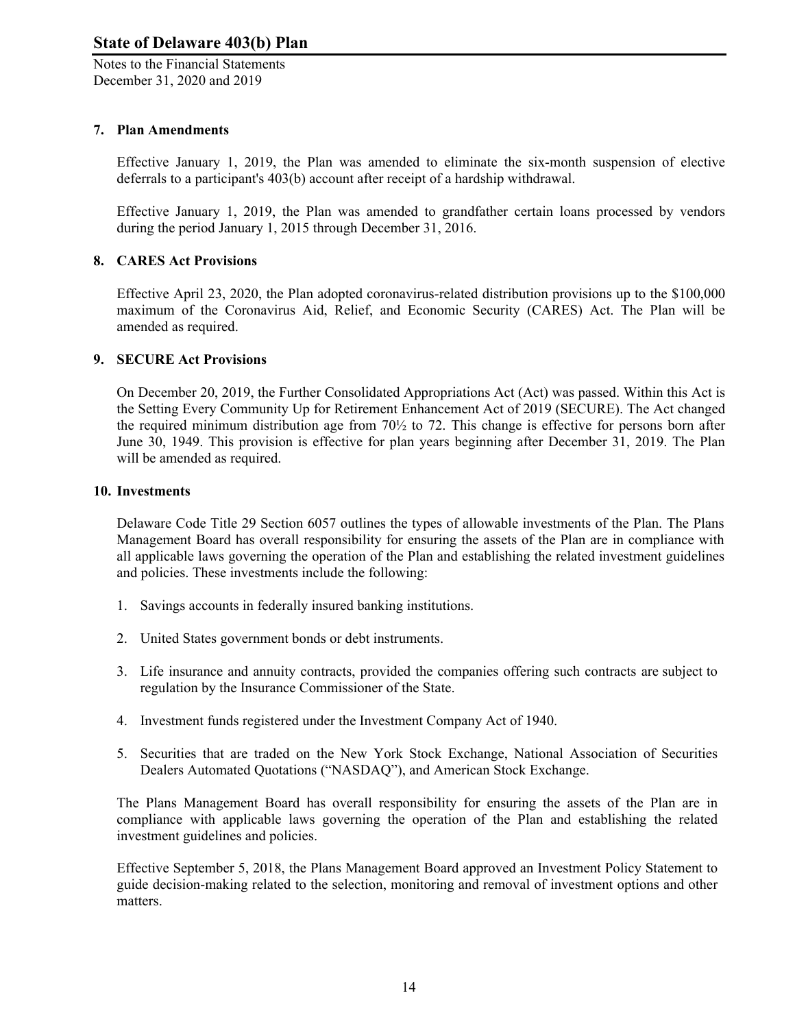## 7. Plan Amendments

Effective January 1, 2019, the Plan was amended to eliminate the six-month suspension of elective deferrals to a participant's 403(b) account after receipt of a hardship withdrawal.

Effective January 1, 2019, the Plan was amended to grandfather certain loans processed by vendors during the period January 1, 2015 through December 31, 2016.

## 8. CARES Act Provisions

Effective April 23, 2020, the Plan adopted coronavirus-related distribution provisions up to the $100,000 maximum of the Coronavirus Aid, Relief, and Economic Security (CARES) Act. The Plan will be amended as required.

## 9. SECURE Act Provisions

On December 20, 2019, the Further Consolidated Appropriations Act (Act) was passed. Within this Act is the Setting Every Community Up for Retirement Enhancement Act of 2019 (SECURE). The Act changed the required minimum distribution age from 70½ to 72. This change is effective for persons born after June 30, 1949. This provision is effective for plan years beginning after December 31, 2019. The Plan will be amended as required.

## 10. Investments

Delaware Code Title 29 Section 6057 outlines the types of allowable investments of the Plan. The Plans Management Board has overall responsibility for ensuring the assets of the Plan are in compliance with all applicable laws governing the operation of the Plan and establishing the related investment guidelines and policies. These investments include the following:

1. Savings accounts in federally insured banking institutions.
2. United States government bonds or debt instruments.
3. Life insurance and annuity contracts, provided the companies offering such contracts are subject to regulation by the Insurance Commissioner of the State.
4. Investment funds registered under the Investment Company Act of 1940.
5. Securities that are traded on the New York Stock Exchange, National Association of Securities Dealers Automated Quotations ("NASDAQ"), and American Stock Exchange.

The Plans Management Board has overall responsibility for ensuring the assets of the Plan are in compliance with applicable laws governing the operation of the Plan and establishing the related investment guidelines and policies.

Effective September 5, 2018, the Plans Management Board approved an Investment Policy Statement to guide decision-making related to the selection, monitoring and removal of investment options and other matters.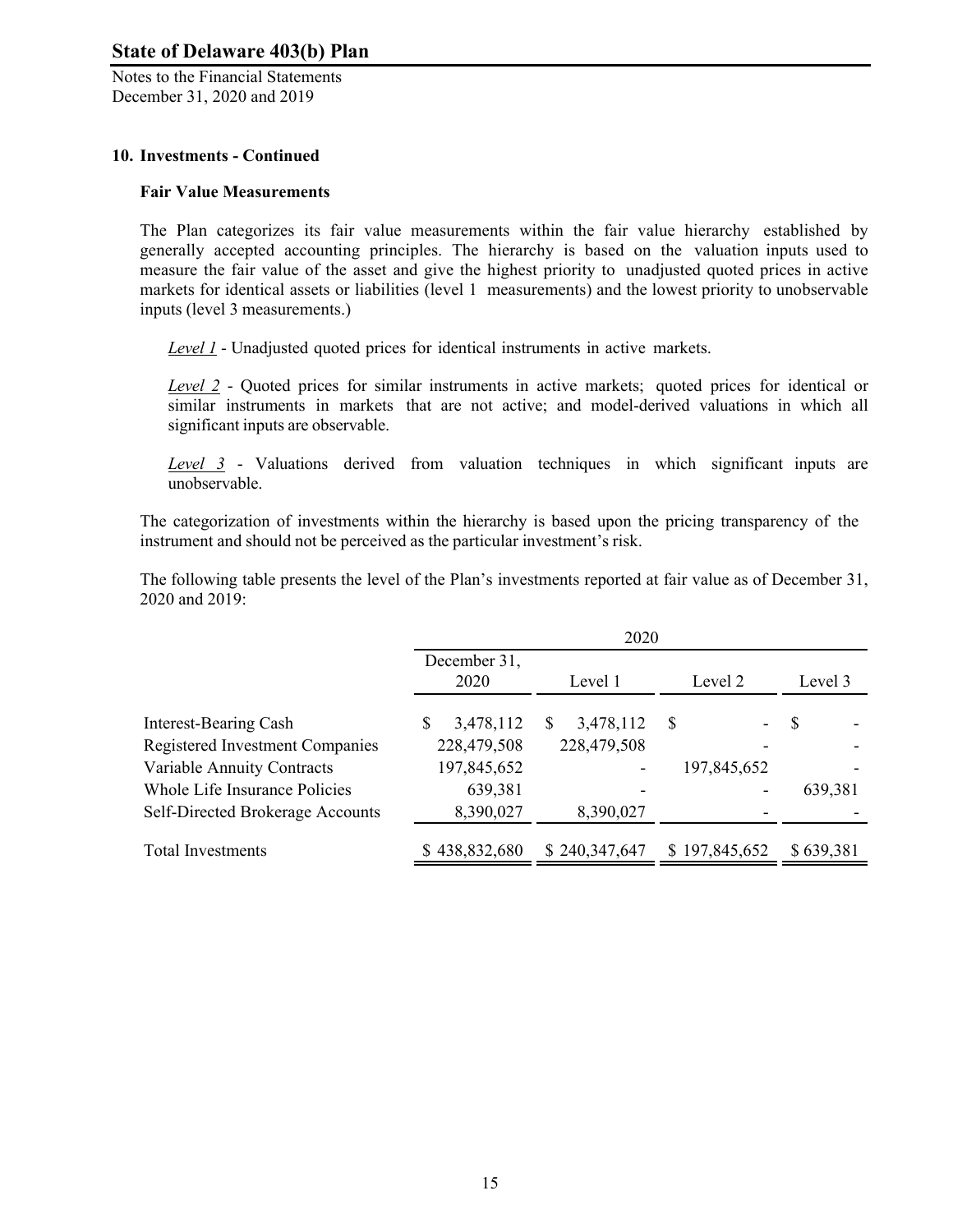**10. Investments - Continued**

**Fair Value Measurements**

The Plan categorizes its fair value measurements within the fair value hierarchy established by generally accepted accounting principles. The hierarchy is based on the valuation inputs used to measure the fair value of the asset and give the highest priority to unadjusted quoted prices in active markets for identical assets or liabilities (level 1 measurements) and the lowest priority to unobservable inputs (level 3 measurements.)

*Level 1* - Unadjusted quoted prices for identical instruments in active markets.

*Level 2* - Quoted prices for similar instruments in active markets; quoted prices for identical or similar instruments in markets that are not active; and model-derived valuations in which all significant inputs are observable.

*Level 3* - Valuations derived from valuation techniques in which significant inputs are unobservable.

The categorization of investments within the hierarchy is based upon the pricing transparency of the instrument and should not be perceived as the particular investment's risk.

The following table presents the level of the Plan's investments reported at fair value as of December 31, 2020 and 2019:

| | 2020 | | | |
|---|---|---|---|---|
| | December 31, 2020 | Level 1 | Level 2 | Level 3 |
| Interest-Bearing Cash | $ 3,478,112 | $ 3,478,112 | $ - | $ - |
| Registered Investment Companies | 228,479,508 | 228,479,508 | - | - |
| Variable Annuity Contracts | 197,845,652 | - | 197,845,652 | - |
| Whole Life Insurance Policies | 639,381 | - | - | 639,381 |
| Self-Directed Brokerage Accounts | 8,390,027 | 8,390,027 | - | - |
| Total Investments | $ 438,832,680 | $ 240,347,647 | $ 197,845,652 | $ 639,381 |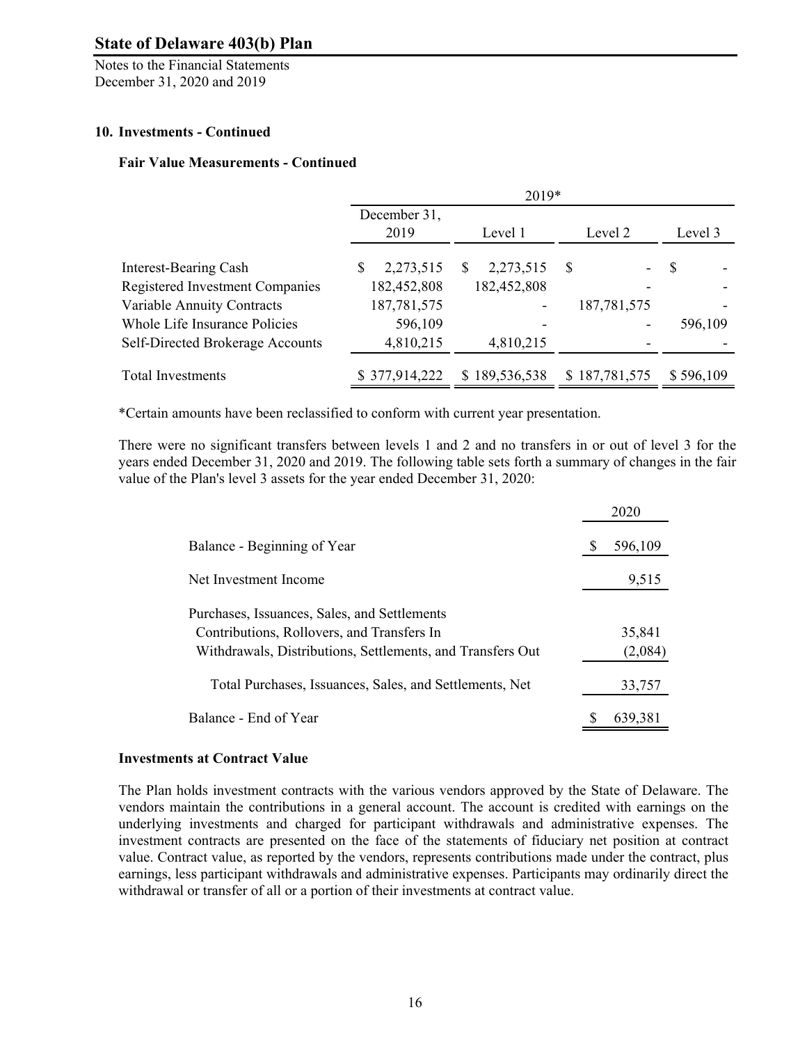## 10. Investments - Continued

### Fair Value Measurements - Continued

| | 2019* | | | |
|---|---|---|---|---|
| | December 31, 2019 | Level 1 | Level 2 | Level 3 |
| Interest-Bearing Cash | $ 2,273,515 | $ 2,273,515 | $ - | $ - |
| Registered Investment Companies | 182,452,808 | 182,452,808 | - | - |
| Variable Annuity Contracts | 187,781,575 | - | 187,781,575 | - |
| Whole Life Insurance Policies | 596,109 | - | - | 596,109 |
| Self-Directed Brokerage Accounts | 4,810,215 | 4,810,215 | - | - |
| Total Investments | $ 377,914,222 | $ 189,536,538 | $ 187,781,575 | $ 596,109 |

*Certain amounts have been reclassified to conform with current year presentation.

There were no significant transfers between levels 1 and 2 and no transfers in or out of level 3 for the years ended December 31, 2020 and 2019. The following table sets forth a summary of changes in the fair value of the Plan's level 3 assets for the year ended December 31, 2020:

| | 2020 |
|---|---|
| Balance - Beginning of Year | $ 596,109 |
| Net Investment Income | 9,515 |
| Purchases, Issuances, Sales, and Settlements | |
| Contributions, Rollovers, and Transfers In | 35,841 |
| Withdrawals, Distributions, Settlements, and Transfers Out | (2,084) |
| Total Purchases, Issuances, Sales, and Settlements, Net | 33,757 |
| Balance - End of Year | $ 639,381 |

### Investments at Contract Value

The Plan holds investment contracts with the various vendors approved by the State of Delaware. The vendors maintain the contributions in a general account. The account is credited with earnings on the underlying investments and charged for participant withdrawals and administrative expenses. The investment contracts are presented on the face of the statements of fiduciary net position at contract value. Contract value, as reported by the vendors, represents contributions made under the contract, plus earnings, less participant withdrawals and administrative expenses. Participants may ordinarily direct the withdrawal or transfer of all or a portion of their investments at contract value.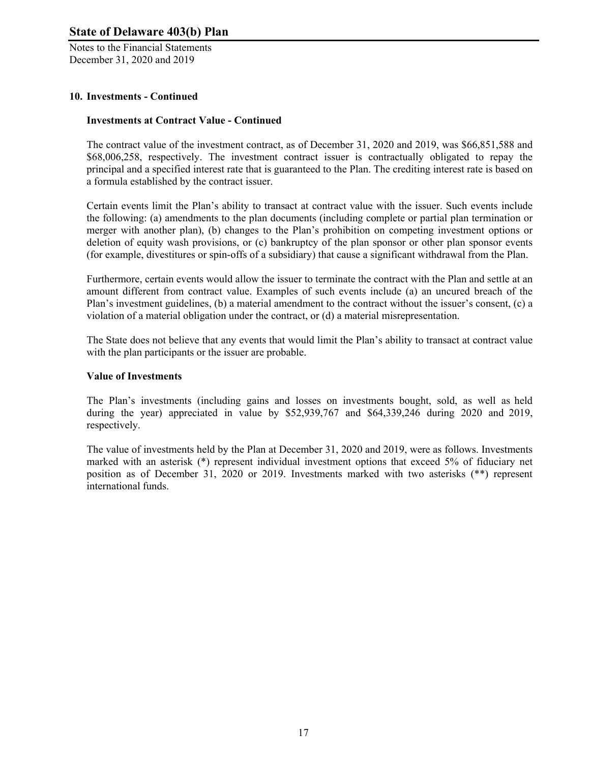## 10. Investments - Continued

### Investments at Contract Value - Continued

The contract value of the investment contract, as of December 31, 2020 and 2019, was $66,851,588 and $68,006,258, respectively. The investment contract issuer is contractually obligated to repay the principal and a specified interest rate that is guaranteed to the Plan. The crediting interest rate is based on a formula established by the contract issuer.

Certain events limit the Plan's ability to transact at contract value with the issuer. Such events include the following: (a) amendments to the plan documents (including complete or partial plan termination or merger with another plan), (b) changes to the Plan's prohibition on competing investment options or deletion of equity wash provisions, or (c) bankruptcy of the plan sponsor or other plan sponsor events (for example, divestitures or spin-offs of a subsidiary) that cause a significant withdrawal from the Plan.

Furthermore, certain events would allow the issuer to terminate the contract with the Plan and settle at an amount different from contract value. Examples of such events include (a) an uncured breach of the Plan's investment guidelines, (b) a material amendment to the contract without the issuer's consent, (c) a violation of a material obligation under the contract, or (d) a material misrepresentation.

The State does not believe that any events that would limit the Plan's ability to transact at contract value with the plan participants or the issuer are probable.

### Value of Investments

The Plan's investments (including gains and losses on investments bought, sold, as well as held during the year) appreciated in value by $52,939,767 and $64,339,246 during 2020 and 2019, respectively.

The value of investments held by the Plan at December 31, 2020 and 2019, were as follows. Investments marked with an asterisk (*) represent individual investment options that exceed 5% of fiduciary net position as of December 31, 2020 or 2019. Investments marked with two asterisks (**) represent international funds.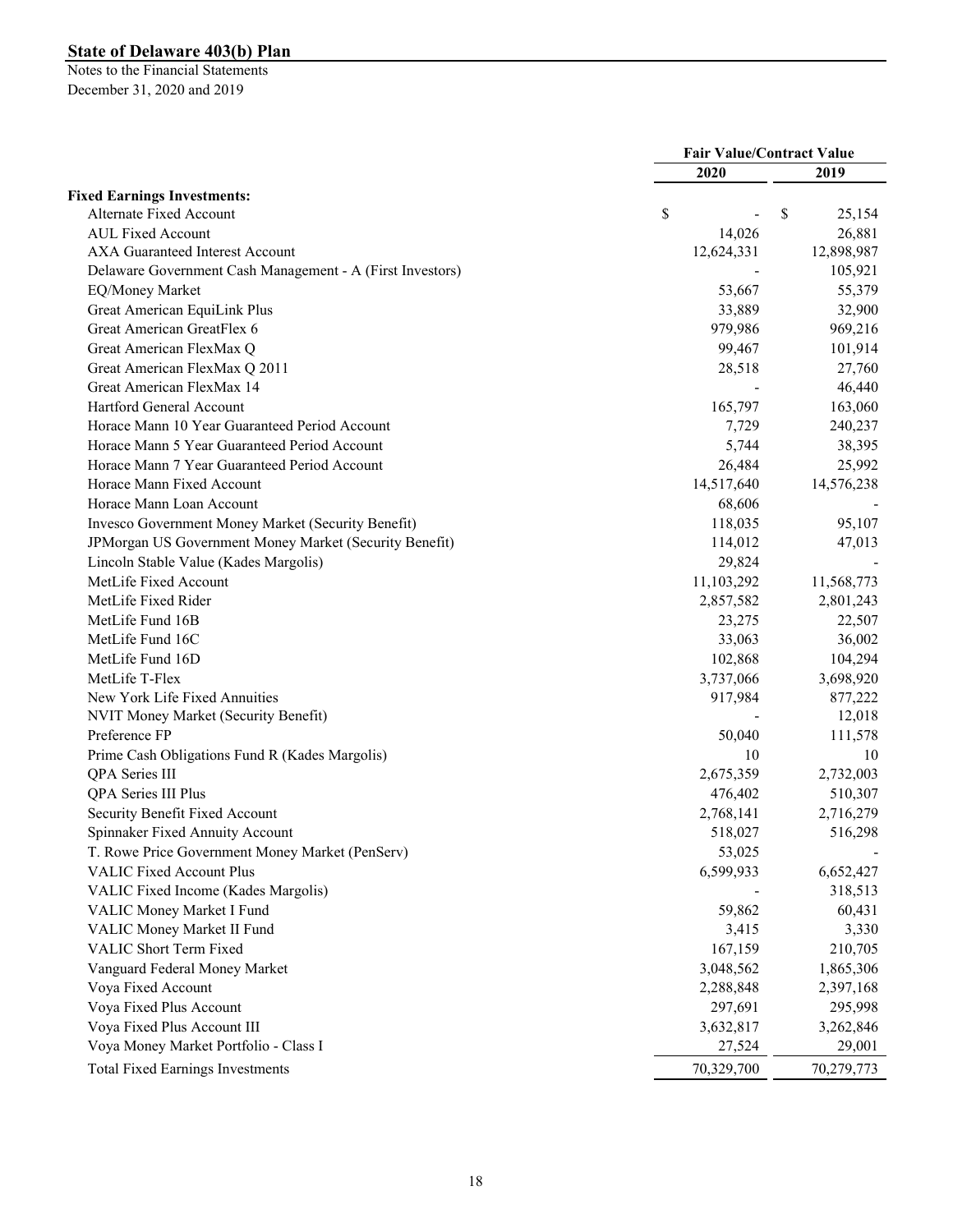**State of Delaware 403(b) Plan**
Notes to the Financial Statements
December 31, 2020 and 2019

| | Fair Value/Contract Value | |
|---|---|---|
| | 2020 | 2019 |
| **Fixed Earnings Investments:** | | |
| Alternate Fixed Account | $ - | $ 25,154 |
| AUL Fixed Account | 14,026 | 26,881 |
| AXA Guaranteed Interest Account | 12,624,331 | 12,898,987 |
| Delaware Government Cash Management - A (First Investors) | - | 105,921 |
| EQ/Money Market | 53,667 | 55,379 |
| Great American EquiLink Plus | 33,889 | 32,900 |
| Great American GreatFlex 6 | 979,986 | 969,216 |
| Great American FlexMax Q | 99,467 | 101,914 |
| Great American FlexMax Q 2011 | 28,518 | 27,760 |
| Great American FlexMax 14 | - | 46,440 |
| Hartford General Account | 165,797 | 163,060 |
| Horace Mann 10 Year Guaranteed Period Account | 7,729 | 240,237 |
| Horace Mann 5 Year Guaranteed Period Account | 5,744 | 38,395 |
| Horace Mann 7 Year Guaranteed Period Account | 26,484 | 25,992 |
| Horace Mann Fixed Account | 14,517,640 | 14,576,238 |
| Horace Mann Loan Account | 68,606 | - |
| Invesco Government Money Market (Security Benefit) | 118,035 | 95,107 |
| JPMorgan US Government Money Market (Security Benefit) | 114,012 | 47,013 |
| Lincoln Stable Value (Kades Margolis) | 29,824 | - |
| MetLife Fixed Account | 11,103,292 | 11,568,773 |
| MetLife Fixed Rider | 2,857,582 | 2,801,243 |
| MetLife Fund 16B | 23,275 | 22,507 |
| MetLife Fund 16C | 33,063 | 36,002 |
| MetLife Fund 16D | 102,868 | 104,294 |
| MetLife T-Flex | 3,737,066 | 3,698,920 |
| New York Life Fixed Annuities | 917,984 | 877,222 |
| NVIT Money Market (Security Benefit) | - | 12,018 |
| Preference FP | 50,040 | 111,578 |
| Prime Cash Obligations Fund R (Kades Margolis) | 10 | 10 |
| QPA Series III | 2,675,359 | 2,732,003 |
| QPA Series III Plus | 476,402 | 510,307 |
| Security Benefit Fixed Account | 2,768,141 | 2,716,279 |
| Spinnaker Fixed Annuity Account | 518,027 | 516,298 |
| T. Rowe Price Government Money Market (PenServ) | 53,025 | - |
| VALIC Fixed Account Plus | 6,599,933 | 6,652,427 |
| VALIC Fixed Income (Kades Margolis) | - | 318,513 |
| VALIC Money Market I Fund | 59,862 | 60,431 |
| VALIC Money Market II Fund | 3,415 | 3,330 |
| VALIC Short Term Fixed | 167,159 | 210,705 |
| Vanguard Federal Money Market | 3,048,562 | 1,865,306 |
| Voya Fixed Account | 2,288,848 | 2,397,168 |
| Voya Fixed Plus Account | 297,691 | 295,998 |
| Voya Fixed Plus Account III | 3,632,817 | 3,262,846 |
| Voya Money Market Portfolio - Class I | 27,524 | 29,001 |
| Total Fixed Earnings Investments | 70,329,700 | 70,279,773 |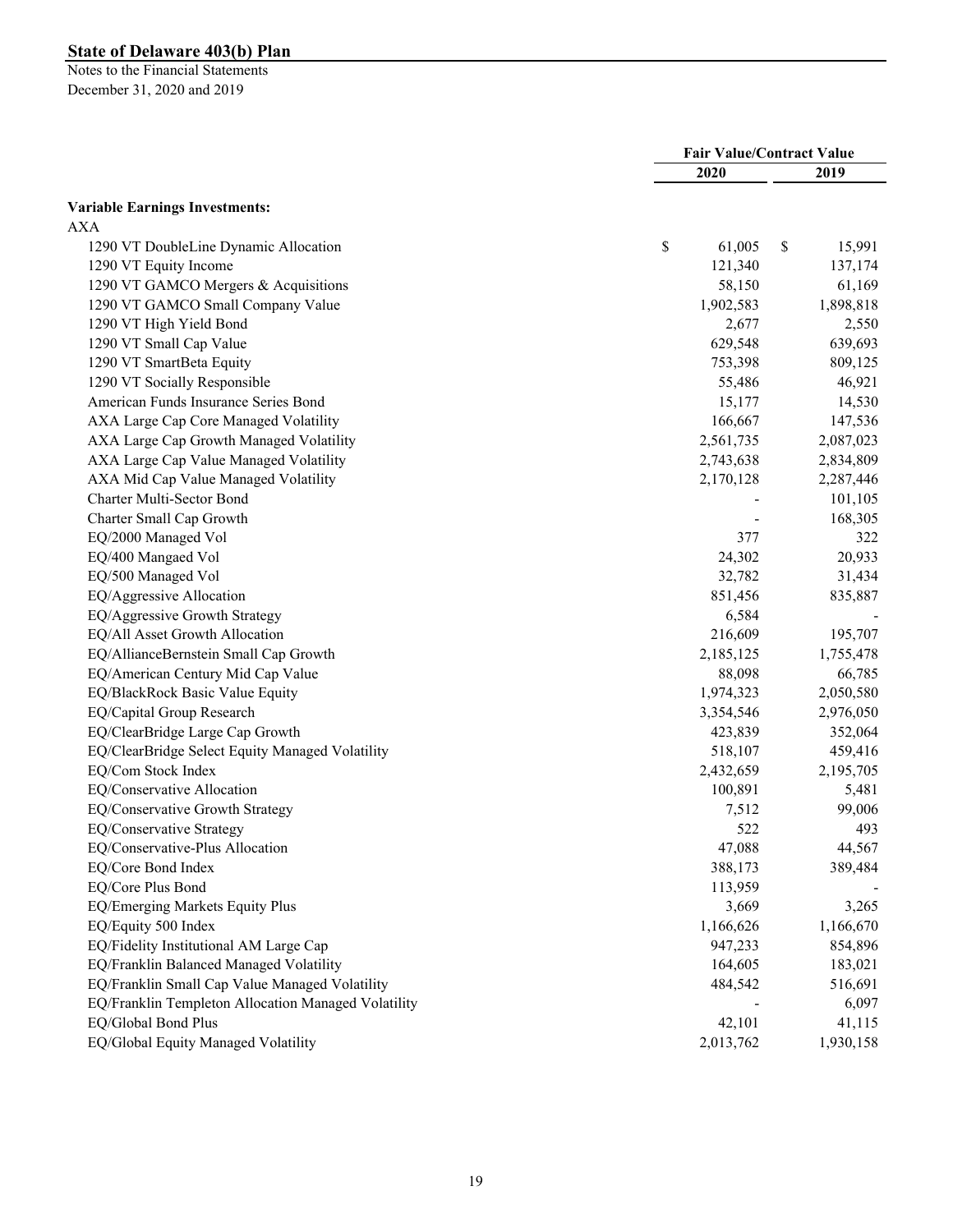**State of Delaware 403(b) Plan**
Notes to the Financial Statements
December 31, 2020 and 2019

| | Fair Value/Contract Value | |
|---|---|---|
| | 2020 | 2019 |
| **Variable Earnings Investments:** | | |
| AXA | | |
| 1290 VT DoubleLine Dynamic Allocation | $ 61,005 | $ 15,991 |
| 1290 VT Equity Income | 121,340 | 137,174 |
| 1290 VT GAMCO Mergers & Acquisitions | 58,150 | 61,169 |
| 1290 VT GAMCO Small Company Value | 1,902,583 | 1,898,818 |
| 1290 VT High Yield Bond | 2,677 | 2,550 |
| 1290 VT Small Cap Value | 629,548 | 639,693 |
| 1290 VT SmartBeta Equity | 753,398 | 809,125 |
| 1290 VT Socially Responsible | 55,486 | 46,921 |
| American Funds Insurance Series Bond | 15,177 | 14,530 |
| AXA Large Cap Core Managed Volatility | 166,667 | 147,536 |
| AXA Large Cap Growth Managed Volatility | 2,561,735 | 2,087,023 |
| AXA Large Cap Value Managed Volatility | 2,743,638 | 2,834,809 |
| AXA Mid Cap Value Managed Volatility | 2,170,128 | 2,287,446 |
| Charter Multi-Sector Bond | - | 101,105 |
| Charter Small Cap Growth | - | 168,305 |
| EQ/2000 Managed Vol | 377 | 322 |
| EQ/400 Mangaed Vol | 24,302 | 20,933 |
| EQ/500 Managed Vol | 32,782 | 31,434 |
| EQ/Aggressive Allocation | 851,456 | 835,887 |
| EQ/Aggressive Growth Strategy | 6,584 | - |
| EQ/All Asset Growth Allocation | 216,609 | 195,707 |
| EQ/AllianceBernstein Small Cap Growth | 2,185,125 | 1,755,478 |
| EQ/American Century Mid Cap Value | 88,098 | 66,785 |
| EQ/BlackRock Basic Value Equity | 1,974,323 | 2,050,580 |
| EQ/Capital Group Research | 3,354,546 | 2,976,050 |
| EQ/ClearBridge Large Cap Growth | 423,839 | 352,064 |
| EQ/ClearBridge Select Equity Managed Volatility | 518,107 | 459,416 |
| EQ/Com Stock Index | 2,432,659 | 2,195,705 |
| EQ/Conservative Allocation | 100,891 | 5,481 |
| EQ/Conservative Growth Strategy | 7,512 | 99,006 |
| EQ/Conservative Strategy | 522 | 493 |
| EQ/Conservative-Plus Allocation | 47,088 | 44,567 |
| EQ/Core Bond Index | 388,173 | 389,484 |
| EQ/Core Plus Bond | 113,959 | - |
| EQ/Emerging Markets Equity Plus | 3,669 | 3,265 |
| EQ/Equity 500 Index | 1,166,626 | 1,166,670 |
| EQ/Fidelity Institutional AM Large Cap | 947,233 | 854,896 |
| EQ/Franklin Balanced Managed Volatility | 164,605 | 183,021 |
| EQ/Franklin Small Cap Value Managed Volatility | 484,542 | 516,691 |
| EQ/Franklin Templeton Allocation Managed Volatility | - | 6,097 |
| EQ/Global Bond Plus | 42,101 | 41,115 |
| EQ/Global Equity Managed Volatility | 2,013,762 | 1,930,158 |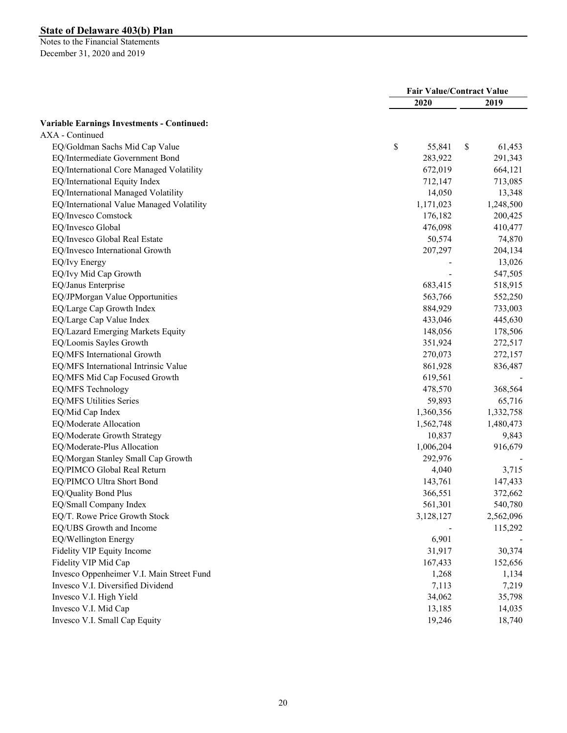# State of Delaware 403(b) Plan

Notes to the Financial Statements
December 31, 2020 and 2019

| | Fair Value/Contract Value | |
|---|---|---|
| | 2020 | 2019 |
| **Variable Earnings Investments - Continued:** | | |
| AXA - Continued | | |
| EQ/Goldman Sachs Mid Cap Value | $ 55,841 | $ 61,453 |
| EQ/Intermediate Government Bond | 283,922 | 291,343 |
| EQ/International Core Managed Volatility | 672,019 | 664,121 |
| EQ/International Equity Index | 712,147 | 713,085 |
| EQ/International Managed Volatility | 14,050 | 13,348 |
| EQ/International Value Managed Volatility | 1,171,023 | 1,248,500 |
| EQ/Invesco Comstock | 176,182 | 200,425 |
| EQ/Invesco Global | 476,098 | 410,477 |
| EQ/Invesco Global Real Estate | 50,574 | 74,870 |
| EQ/Invesco International Growth | 207,297 | 204,134 |
| EQ/Ivy Energy | - | 13,026 |
| EQ/Ivy Mid Cap Growth | - | 547,505 |
| EQ/Janus Enterprise | 683,415 | 518,915 |
| EQ/JPMorgan Value Opportunities | 563,766 | 552,250 |
| EQ/Large Cap Growth Index | 884,929 | 733,003 |
| EQ/Large Cap Value Index | 433,046 | 445,630 |
| EQ/Lazard Emerging Markets Equity | 148,056 | 178,506 |
| EQ/Loomis Sayles Growth | 351,924 | 272,517 |
| EQ/MFS International Growth | 270,073 | 272,157 |
| EQ/MFS International Intrinsic Value | 861,928 | 836,487 |
| EQ/MFS Mid Cap Focused Growth | 619,561 | - |
| EQ/MFS Technology | 478,570 | 368,564 |
| EQ/MFS Utilities Series | 59,893 | 65,716 |
| EQ/Mid Cap Index | 1,360,356 | 1,332,758 |
| EQ/Moderate Allocation | 1,562,748 | 1,480,473 |
| EQ/Moderate Growth Strategy | 10,837 | 9,843 |
| EQ/Moderate-Plus Allocation | 1,006,204 | 916,679 |
| EQ/Morgan Stanley Small Cap Growth | 292,976 | - |
| EQ/PIMCO Global Real Return | 4,040 | 3,715 |
| EQ/PIMCO Ultra Short Bond | 143,761 | 147,433 |
| EQ/Quality Bond Plus | 366,551 | 372,662 |
| EQ/Small Company Index | 561,301 | 540,780 |
| EQ/T. Rowe Price Growth Stock | 3,128,127 | 2,562,096 |
| EQ/UBS Growth and Income | - | 115,292 |
| EQ/Wellington Energy | 6,901 | - |
| Fidelity VIP Equity Income | 31,917 | 30,374 |
| Fidelity VIP Mid Cap | 167,433 | 152,656 |
| Invesco Oppenheimer V.I. Main Street Fund | 1,268 | 1,134 |
| Invesco V.I. Diversified Dividend | 7,113 | 7,219 |
| Invesco V.I. High Yield | 34,062 | 35,798 |
| Invesco V.I. Mid Cap | 13,185 | 14,035 |
| Invesco V.I. Small Cap Equity | 19,246 | 18,740 |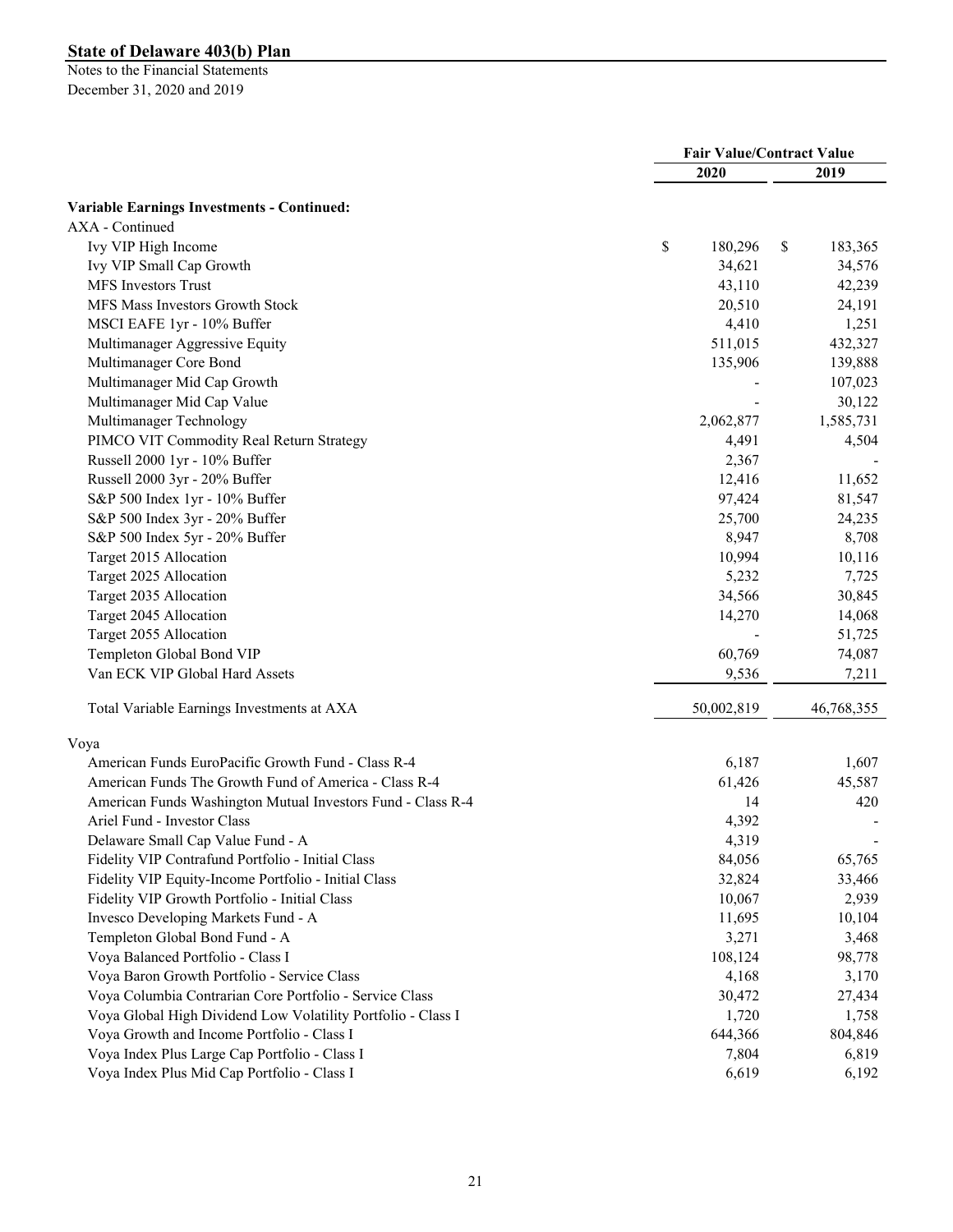**State of Delaware 403(b) Plan**

Notes to the Financial Statements
December 31, 2020 and 2019

| | Fair Value/Contract Value | |
|---|---|---|
| | 2020 | 2019 |
| **Variable Earnings Investments - Continued:** | | |
| AXA - Continued | | |
| Ivy VIP High Income | $ 180,296 | $ 183,365 |
| Ivy VIP Small Cap Growth | 34,621 | 34,576 |
| MFS Investors Trust | 43,110 | 42,239 |
| MFS Mass Investors Growth Stock | 20,510 | 24,191 |
| MSCI EAFE 1yr - 10% Buffer | 4,410 | 1,251 |
| Multimanager Aggressive Equity | 511,015 | 432,327 |
| Multimanager Core Bond | 135,906 | 139,888 |
| Multimanager Mid Cap Growth | - | 107,023 |
| Multimanager Mid Cap Value | - | 30,122 |
| Multimanager Technology | 2,062,877 | 1,585,731 |
| PIMCO VIT Commodity Real Return Strategy | 4,491 | 4,504 |
| Russell 2000 1yr - 10% Buffer | 2,367 | - |
| Russell 2000 3yr - 20% Buffer | 12,416 | 11,652 |
| S&P 500 Index 1yr - 10% Buffer | 97,424 | 81,547 |
| S&P 500 Index 3yr - 20% Buffer | 25,700 | 24,235 |
| S&P 500 Index 5yr - 20% Buffer | 8,947 | 8,708 |
| Target 2015 Allocation | 10,994 | 10,116 |
| Target 2025 Allocation | 5,232 | 7,725 |
| Target 2035 Allocation | 34,566 | 30,845 |
| Target 2045 Allocation | 14,270 | 14,068 |
| Target 2055 Allocation | - | 51,725 |
| Templeton Global Bond VIP | 60,769 | 74,087 |
| Van ECK VIP Global Hard Assets | 9,536 | 7,211 |
| Total Variable Earnings Investments at AXA | 50,002,819 | 46,768,355 |
| Voya | | |
| American Funds EuroPacific Growth Fund - Class R-4 | 6,187 | 1,607 |
| American Funds The Growth Fund of America - Class R-4 | 61,426 | 45,587 |
| American Funds Washington Mutual Investors Fund - Class R-4 | 14 | 420 |
| Ariel Fund - Investor Class | 4,392 | - |
| Delaware Small Cap Value Fund - A | 4,319 | - |
| Fidelity VIP Contrafund Portfolio - Initial Class | 84,056 | 65,765 |
| Fidelity VIP Equity-Income Portfolio - Initial Class | 32,824 | 33,466 |
| Fidelity VIP Growth Portfolio - Initial Class | 10,067 | 2,939 |
| Invesco Developing Markets Fund - A | 11,695 | 10,104 |
| Templeton Global Bond Fund - A | 3,271 | 3,468 |
| Voya Balanced Portfolio - Class I | 108,124 | 98,778 |
| Voya Baron Growth Portfolio - Service Class | 4,168 | 3,170 |
| Voya Columbia Contrarian Core Portfolio - Service Class | 30,472 | 27,434 |
| Voya Global High Dividend Low Volatility Portfolio - Class I | 1,720 | 1,758 |
| Voya Growth and Income Portfolio - Class I | 644,366 | 804,846 |
| Voya Index Plus Large Cap Portfolio - Class I | 7,804 | 6,819 |
| Voya Index Plus Mid Cap Portfolio - Class I | 6,619 | 6,192 |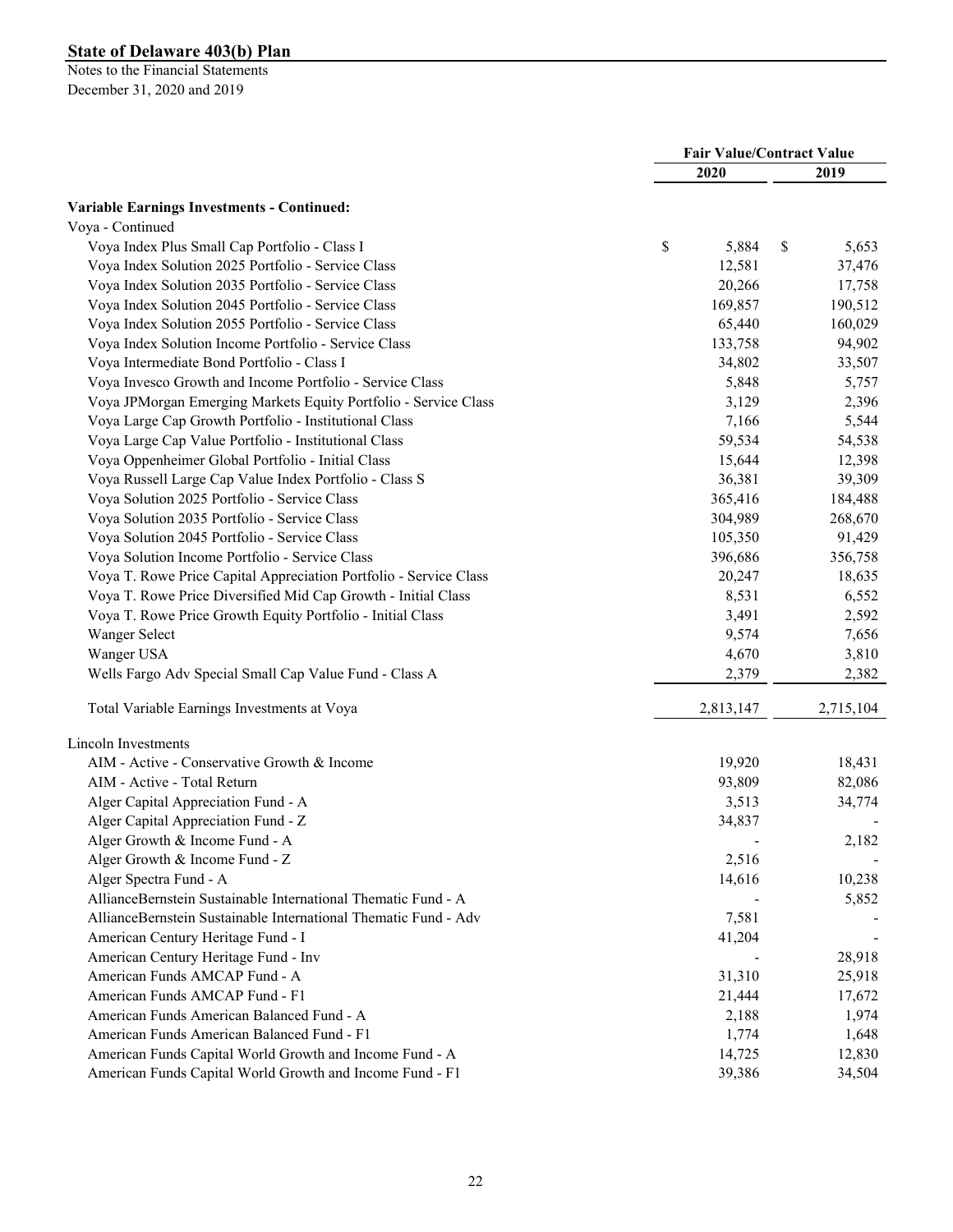**State of Delaware 403(b) Plan**

Notes to the Financial Statements
December 31, 2020 and 2019

| | Fair Value/Contract Value | |
|---|---|---|
| | 2020 | 2019 |
| **Variable Earnings Investments - Continued:** | | |
| Voya - Continued | | |
| Voya Index Plus Small Cap Portfolio - Class I | $ 5,884 | $ 5,653 |
| Voya Index Solution 2025 Portfolio - Service Class | 12,581 | 37,476 |
| Voya Index Solution 2035 Portfolio - Service Class | 20,266 | 17,758 |
| Voya Index Solution 2045 Portfolio - Service Class | 169,857 | 190,512 |
| Voya Index Solution 2055 Portfolio - Service Class | 65,440 | 160,029 |
| Voya Index Solution Income Portfolio - Service Class | 133,758 | 94,902 |
| Voya Intermediate Bond Portfolio - Class I | 34,802 | 33,507 |
| Voya Invesco Growth and Income Portfolio - Service Class | 5,848 | 5,757 |
| Voya JPMorgan Emerging Markets Equity Portfolio - Service Class | 3,129 | 2,396 |
| Voya Large Cap Growth Portfolio - Institutional Class | 7,166 | 5,544 |
| Voya Large Cap Value Portfolio - Institutional Class | 59,534 | 54,538 |
| Voya Oppenheimer Global Portfolio - Initial Class | 15,644 | 12,398 |
| Voya Russell Large Cap Value Index Portfolio - Class S | 36,381 | 39,309 |
| Voya Solution 2025 Portfolio - Service Class | 365,416 | 184,488 |
| Voya Solution 2035 Portfolio - Service Class | 304,989 | 268,670 |
| Voya Solution 2045 Portfolio - Service Class | 105,350 | 91,429 |
| Voya Solution Income Portfolio - Service Class | 396,686 | 356,758 |
| Voya T. Rowe Price Capital Appreciation Portfolio - Service Class | 20,247 | 18,635 |
| Voya T. Rowe Price Diversified Mid Cap Growth - Initial Class | 8,531 | 6,552 |
| Voya T. Rowe Price Growth Equity Portfolio - Initial Class | 3,491 | 2,592 |
| Wanger Select | 9,574 | 7,656 |
| Wanger USA | 4,670 | 3,810 |
| Wells Fargo Adv Special Small Cap Value Fund - Class A | 2,379 | 2,382 |
| Total Variable Earnings Investments at Voya | 2,813,147 | 2,715,104 |
| Lincoln Investments | | |
| AIM - Active - Conservative Growth & Income | 19,920 | 18,431 |
| AIM - Active - Total Return | 93,809 | 82,086 |
| Alger Capital Appreciation Fund - A | 3,513 | 34,774 |
| Alger Capital Appreciation Fund - Z | 34,837 | - |
| Alger Growth & Income Fund - A | - | 2,182 |
| Alger Growth & Income Fund - Z | 2,516 | - |
| Alger Spectra Fund - A | 14,616 | 10,238 |
| AllianceBernstein Sustainable International Thematic Fund - A | - | 5,852 |
| AllianceBernstein Sustainable International Thematic Fund - Adv | 7,581 | - |
| American Century Heritage Fund - I | 41,204 | - |
| American Century Heritage Fund - Inv | - | 28,918 |
| American Funds AMCAP Fund - A | 31,310 | 25,918 |
| American Funds AMCAP Fund - F1 | 21,444 | 17,672 |
| American Funds American Balanced Fund - A | 2,188 | 1,974 |
| American Funds American Balanced Fund - F1 | 1,774 | 1,648 |
| American Funds Capital World Growth and Income Fund - A | 14,725 | 12,830 |
| American Funds Capital World Growth and Income Fund - F1 | 39,386 | 34,504 |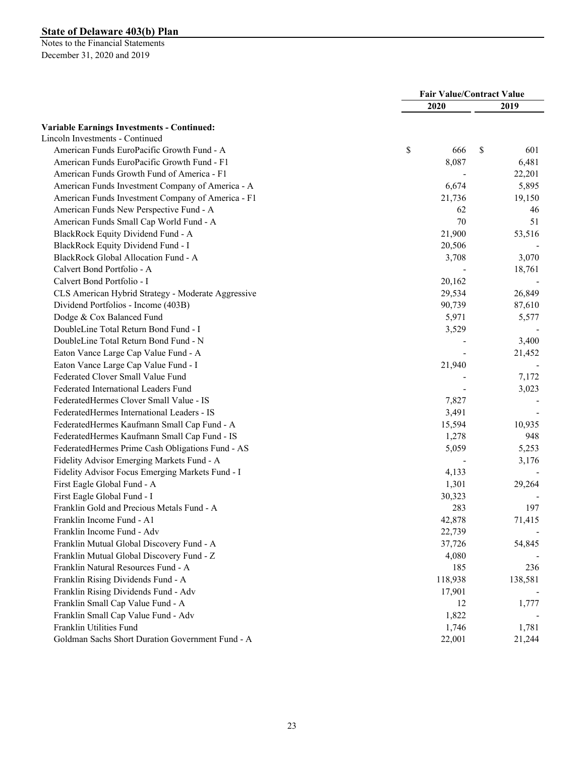## State of Delaware 403(b) Plan

Notes to the Financial Statements
December 31, 2020 and 2019

| | Fair Value/Contract Value | |
|---|---|---|
| | 2020 | 2019 |
| **Variable Earnings Investments - Continued:** | | |
| Lincoln Investments - Continued | | |
| American Funds EuroPacific Growth Fund - A | $ 666 | $ 601 |
| American Funds EuroPacific Growth Fund - F1 | 8,087 | 6,481 |
| American Funds Growth Fund of America - F1 | - | 22,201 |
| American Funds Investment Company of America - A | 6,674 | 5,895 |
| American Funds Investment Company of America - F1 | 21,736 | 19,150 |
| American Funds New Perspective Fund - A | 62 | 46 |
| American Funds Small Cap World Fund - A | 70 | 51 |
| BlackRock Equity Dividend Fund - A | 21,900 | 53,516 |
| BlackRock Equity Dividend Fund - I | 20,506 | - |
| BlackRock Global Allocation Fund - A | 3,708 | 3,070 |
| Calvert Bond Portfolio - A | - | 18,761 |
| Calvert Bond Portfolio - I | 20,162 | - |
| CLS American Hybrid Strategy - Moderate Aggressive | 29,534 | 26,849 |
| Dividend Portfolios - Income (403B) | 90,739 | 87,610 |
| Dodge & Cox Balanced Fund | 5,971 | 5,577 |
| DoubleLine Total Return Bond Fund - I | 3,529 | - |
| DoubleLine Total Return Bond Fund - N | - | 3,400 |
| Eaton Vance Large Cap Value Fund - A | - | 21,452 |
| Eaton Vance Large Cap Value Fund - I | 21,940 | - |
| Federated Clover Small Value Fund | - | 7,172 |
| Federated International Leaders Fund | - | 3,023 |
| FederatedHermes Clover Small Value - IS | 7,827 | - |
| FederatedHermes International Leaders - IS | 3,491 | - |
| FederatedHermes Kaufmann Small Cap Fund - A | 15,594 | 10,935 |
| FederatedHermes Kaufmann Small Cap Fund - IS | 1,278 | 948 |
| FederatedHermes Prime Cash Obligations Fund - AS | 5,059 | 5,253 |
| Fidelity Advisor Emerging Markets Fund - A | - | 3,176 |
| Fidelity Advisor Focus Emerging Markets Fund - I | 4,133 | - |
| First Eagle Global Fund - A | 1,301 | 29,264 |
| First Eagle Global Fund - I | 30,323 | - |
| Franklin Gold and Precious Metals Fund - A | 283 | 197 |
| Franklin Income Fund - A1 | 42,878 | 71,415 |
| Franklin Income Fund - Adv | 22,739 | - |
| Franklin Mutual Global Discovery Fund - A | 37,726 | 54,845 |
| Franklin Mutual Global Discovery Fund - Z | 4,080 | - |
| Franklin Natural Resources Fund - A | 185 | 236 |
| Franklin Rising Dividends Fund - A | 118,938 | 138,581 |
| Franklin Rising Dividends Fund - Adv | 17,901 | - |
| Franklin Small Cap Value Fund - A | 12 | 1,777 |
| Franklin Small Cap Value Fund - Adv | 1,822 | - |
| Franklin Utilities Fund | 1,746 | 1,781 |
| Goldman Sachs Short Duration Government Fund - A | 22,001 | 21,244 |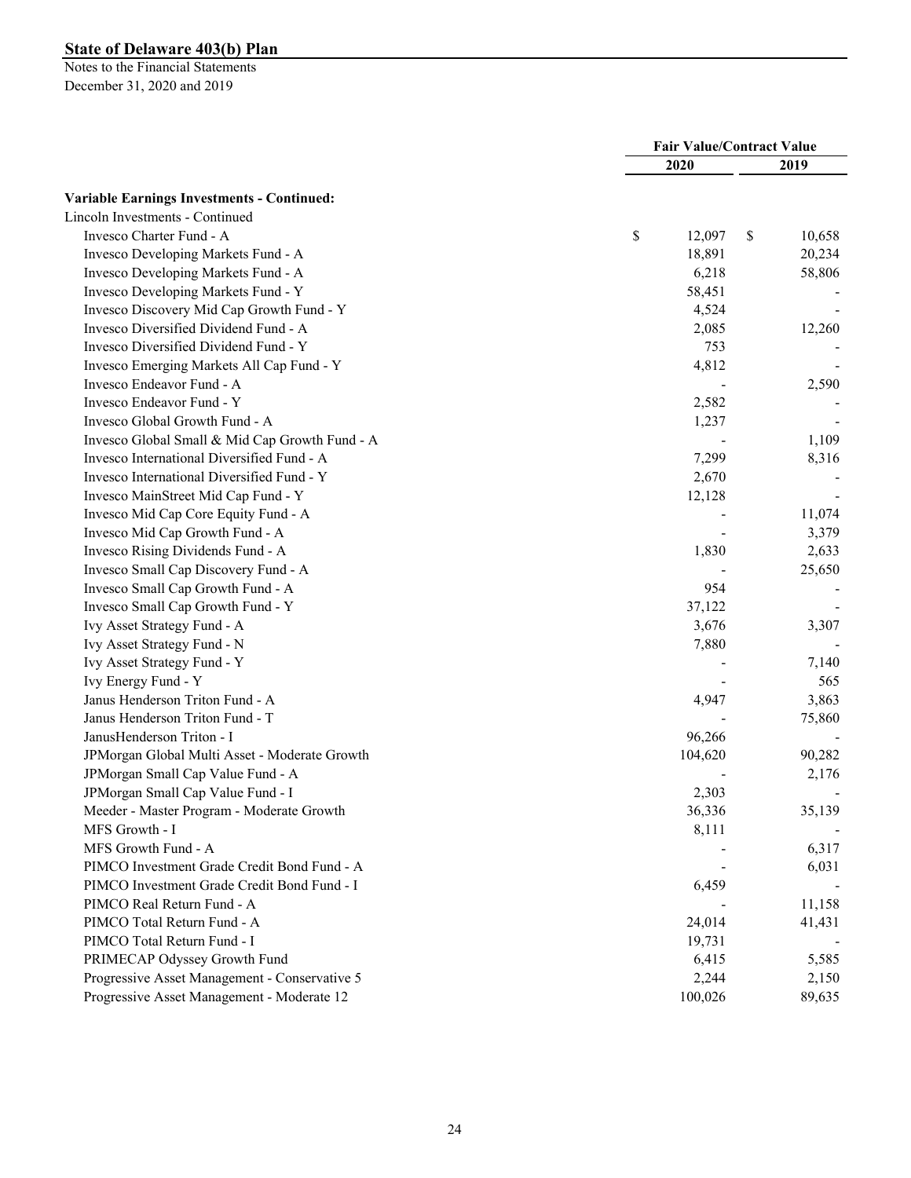**State of Delaware 403(b) Plan**

Notes to the Financial Statements
December 31, 2020 and 2019

| | Fair Value/Contract Value | |
|---|---|---|
| | 2020 | 2019 |
| **Variable Earnings Investments - Continued:** | | |
| Lincoln Investments - Continued | | |
| Invesco Charter Fund - A | $ 12,097 | $ 10,658 |
| Invesco Developing Markets Fund - A | 18,891 | 20,234 |
| Invesco Developing Markets Fund - A | 6,218 | 58,806 |
| Invesco Developing Markets Fund - Y | 58,451 | - |
| Invesco Discovery Mid Cap Growth Fund - Y | 4,524 | - |
| Invesco Diversified Dividend Fund - A | 2,085 | 12,260 |
| Invesco Diversified Dividend Fund - Y | 753 | - |
| Invesco Emerging Markets All Cap Fund - Y | 4,812 | - |
| Invesco Endeavor Fund - A | - | 2,590 |
| Invesco Endeavor Fund - Y | 2,582 | - |
| Invesco Global Growth Fund - A | 1,237 | - |
| Invesco Global Small & Mid Cap Growth Fund - A | - | 1,109 |
| Invesco International Diversified Fund - A | 7,299 | 8,316 |
| Invesco International Diversified Fund - Y | 2,670 | - |
| Invesco MainStreet Mid Cap Fund - Y | 12,128 | - |
| Invesco Mid Cap Core Equity Fund - A | - | 11,074 |
| Invesco Mid Cap Growth Fund - A | - | 3,379 |
| Invesco Rising Dividends Fund - A | 1,830 | 2,633 |
| Invesco Small Cap Discovery Fund - A | - | 25,650 |
| Invesco Small Cap Growth Fund - A | 954 | - |
| Invesco Small Cap Growth Fund - Y | 37,122 | - |
| Ivy Asset Strategy Fund - A | 3,676 | 3,307 |
| Ivy Asset Strategy Fund - N | 7,880 | - |
| Ivy Asset Strategy Fund - Y | - | 7,140 |
| Ivy Energy Fund - Y | - | 565 |
| Janus Henderson Triton Fund - A | 4,947 | 3,863 |
| Janus Henderson Triton Fund - T | - | 75,860 |
| JanusHenderson Triton - I | 96,266 | - |
| JPMorgan Global Multi Asset - Moderate Growth | 104,620 | 90,282 |
| JPMorgan Small Cap Value Fund - A | - | 2,176 |
| JPMorgan Small Cap Value Fund - I | 2,303 | - |
| Meeder - Master Program - Moderate Growth | 36,336 | 35,139 |
| MFS Growth - I | 8,111 | - |
| MFS Growth Fund - A | - | 6,317 |
| PIMCO Investment Grade Credit Bond Fund - A | - | 6,031 |
| PIMCO Investment Grade Credit Bond Fund - I | 6,459 | - |
| PIMCO Real Return Fund - A | - | 11,158 |
| PIMCO Total Return Fund - A | 24,014 | 41,431 |
| PIMCO Total Return Fund - I | 19,731 | - |
| PRIMECAP Odyssey Growth Fund | 6,415 | 5,585 |
| Progressive Asset Management - Conservative 5 | 2,244 | 2,150 |
| Progressive Asset Management - Moderate 12 | 100,026 | 89,635 |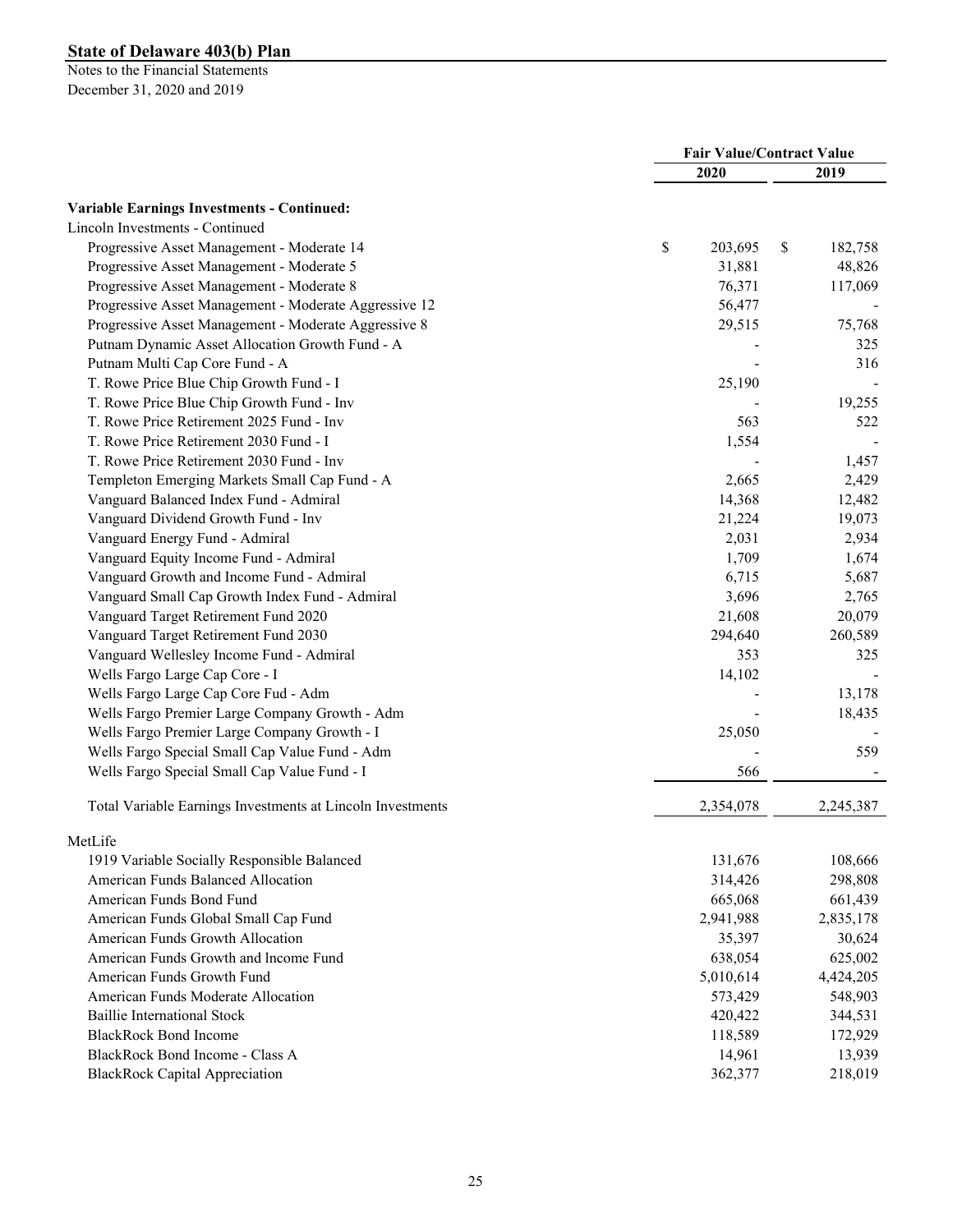Notes to the Financial Statements
December 31, 2020 and 2019

| | Fair Value/Contract Value | |
|---|---|---|
| | 2020 | 2019 |
| **Variable Earnings Investments - Continued:** | | |
| Lincoln Investments - Continued | | |
| Progressive Asset Management - Moderate 14 | $ 203,695 | $ 182,758 |
| Progressive Asset Management - Moderate 5 | 31,881 | 48,826 |
| Progressive Asset Management - Moderate 8 | 76,371 | 117,069 |
| Progressive Asset Management - Moderate Aggressive 12 | 56,477 | - |
| Progressive Asset Management - Moderate Aggressive 8 | 29,515 | 75,768 |
| Putnam Dynamic Asset Allocation Growth Fund - A | - | 325 |
| Putnam Multi Cap Core Fund - A | - | 316 |
| T. Rowe Price Blue Chip Growth Fund - I | 25,190 | - |
| T. Rowe Price Blue Chip Growth Fund - Inv | - | 19,255 |
| T. Rowe Price Retirement 2025 Fund - Inv | 563 | 522 |
| T. Rowe Price Retirement 2030 Fund - I | 1,554 | - |
| T. Rowe Price Retirement 2030 Fund - Inv | - | 1,457 |
| Templeton Emerging Markets Small Cap Fund - A | 2,665 | 2,429 |
| Vanguard Balanced Index Fund - Admiral | 14,368 | 12,482 |
| Vanguard Dividend Growth Fund - Inv | 21,224 | 19,073 |
| Vanguard Energy Fund - Admiral | 2,031 | 2,934 |
| Vanguard Equity Income Fund - Admiral | 1,709 | 1,674 |
| Vanguard Growth and Income Fund - Admiral | 6,715 | 5,687 |
| Vanguard Small Cap Growth Index Fund - Admiral | 3,696 | 2,765 |
| Vanguard Target Retirement Fund 2020 | 21,608 | 20,079 |
| Vanguard Target Retirement Fund 2030 | 294,640 | 260,589 |
| Vanguard Wellesley Income Fund - Admiral | 353 | 325 |
| Wells Fargo Large Cap Core - I | 14,102 | - |
| Wells Fargo Large Cap Core Fud - Adm | - | 13,178 |
| Wells Fargo Premier Large Company Growth - Adm | - | 18,435 |
| Wells Fargo Premier Large Company Growth - I | 25,050 | - |
| Wells Fargo Special Small Cap Value Fund - Adm | - | 559 |
| Wells Fargo Special Small Cap Value Fund - I | 566 | - |
| Total Variable Earnings Investments at Lincoln Investments | 2,354,078 | 2,245,387 |
| MetLife | | |
| 1919 Variable Socially Responsible Balanced | 131,676 | 108,666 |
| American Funds Balanced Allocation | 314,426 | 298,808 |
| American Funds Bond Fund | 665,068 | 661,439 |
| American Funds Global Small Cap Fund | 2,941,988 | 2,835,178 |
| American Funds Growth Allocation | 35,397 | 30,624 |
| American Funds Growth and lncome Fund | 638,054 | 625,002 |
| American Funds Growth Fund | 5,010,614 | 4,424,205 |
| American Funds Moderate Allocation | 573,429 | 548,903 |
| Baillie International Stock | 420,422 | 344,531 |
| BlackRock Bond Income | 118,589 | 172,929 |
| BlackRock Bond Income - Class A | 14,961 | 13,939 |
| BlackRock Capital Appreciation | 362,377 | 218,019 |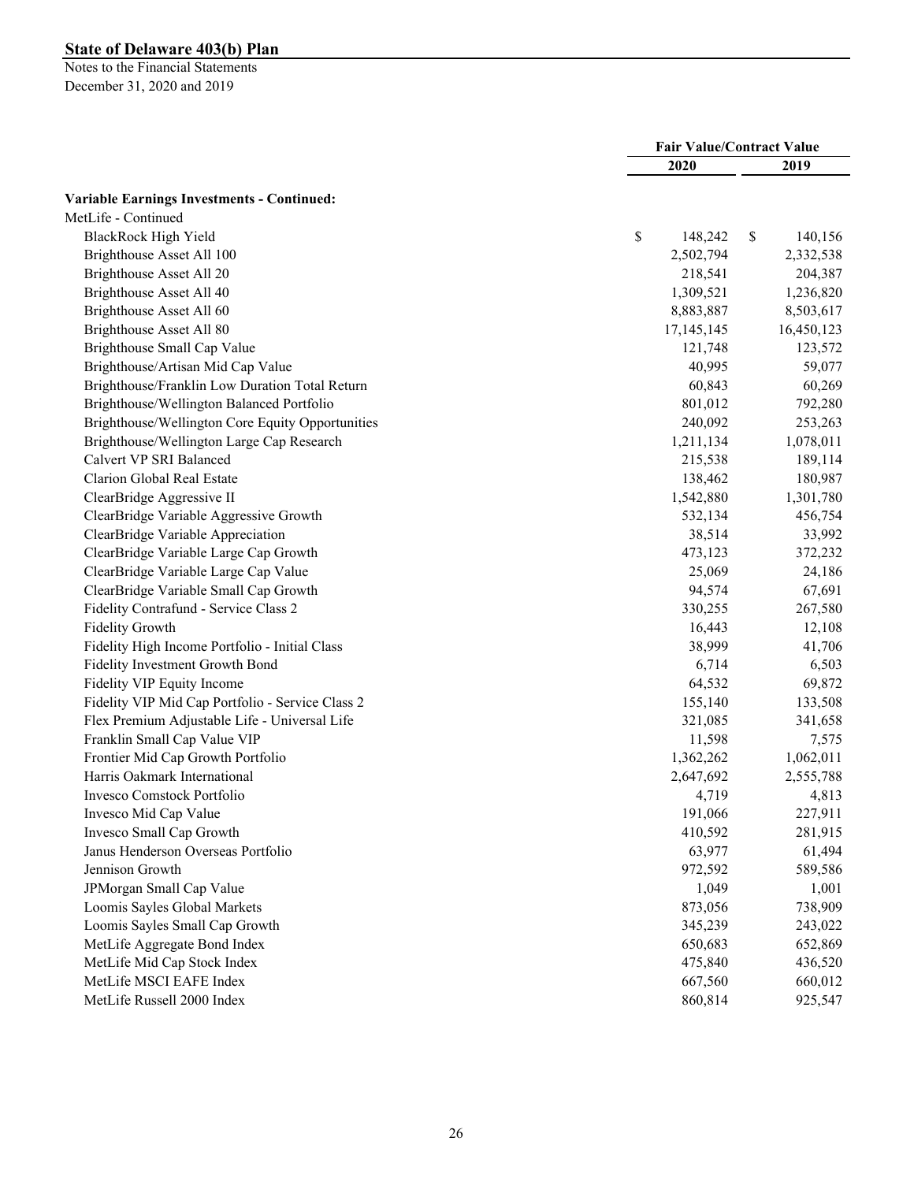| | Fair Value/Contract Value | |
|---|---|---|
| | 2020 | 2019 |
| **Variable Earnings Investments - Continued:** | | |
| MetLife - Continued | | |
| BlackRock High Yield | $ 148,242 | $ 140,156 |
| Brighthouse Asset All 100 | 2,502,794 | 2,332,538 |
| Brighthouse Asset All 20 | 218,541 | 204,387 |
| Brighthouse Asset All 40 | 1,309,521 | 1,236,820 |
| Brighthouse Asset All 60 | 8,883,887 | 8,503,617 |
| Brighthouse Asset All 80 | 17,145,145 | 16,450,123 |
| Brighthouse Small Cap Value | 121,748 | 123,572 |
| Brighthouse/Artisan Mid Cap Value | 40,995 | 59,077 |
| Brighthouse/Franklin Low Duration Total Return | 60,843 | 60,269 |
| Brighthouse/Wellington Balanced Portfolio | 801,012 | 792,280 |
| Brighthouse/Wellington Core Equity Opportunities | 240,092 | 253,263 |
| Brighthouse/Wellington Large Cap Research | 1,211,134 | 1,078,011 |
| Calvert VP SRI Balanced | 215,538 | 189,114 |
| Clarion Global Real Estate | 138,462 | 180,987 |
| ClearBridge Aggressive II | 1,542,880 | 1,301,780 |
| ClearBridge Variable Aggressive Growth | 532,134 | 456,754 |
| ClearBridge Variable Appreciation | 38,514 | 33,992 |
| ClearBridge Variable Large Cap Growth | 473,123 | 372,232 |
| ClearBridge Variable Large Cap Value | 25,069 | 24,186 |
| ClearBridge Variable Small Cap Growth | 94,574 | 67,691 |
| Fidelity Contrafund - Service Class 2 | 330,255 | 267,580 |
| Fidelity Growth | 16,443 | 12,108 |
| Fidelity High Income Portfolio - Initial Class | 38,999 | 41,706 |
| Fidelity Investment Growth Bond | 6,714 | 6,503 |
| Fidelity VIP Equity Income | 64,532 | 69,872 |
| Fidelity VIP Mid Cap Portfolio - Service Class 2 | 155,140 | 133,508 |
| Flex Premium Adjustable Life - Universal Life | 321,085 | 341,658 |
| Franklin Small Cap Value VIP | 11,598 | 7,575 |
| Frontier Mid Cap Growth Portfolio | 1,362,262 | 1,062,011 |
| Harris Oakmark International | 2,647,692 | 2,555,788 |
| Invesco Comstock Portfolio | 4,719 | 4,813 |
| Invesco Mid Cap Value | 191,066 | 227,911 |
| Invesco Small Cap Growth | 410,592 | 281,915 |
| Janus Henderson Overseas Portfolio | 63,977 | 61,494 |
| Jennison Growth | 972,592 | 589,586 |
| JPMorgan Small Cap Value | 1,049 | 1,001 |
| Loomis Sayles Global Markets | 873,056 | 738,909 |
| Loomis Sayles Small Cap Growth | 345,239 | 243,022 |
| MetLife Aggregate Bond Index | 650,683 | 652,869 |
| MetLife Mid Cap Stock Index | 475,840 | 436,520 |
| MetLife MSCI EAFE Index | 667,560 | 660,012 |
| MetLife Russell 2000 Index | 860,814 | 925,547 |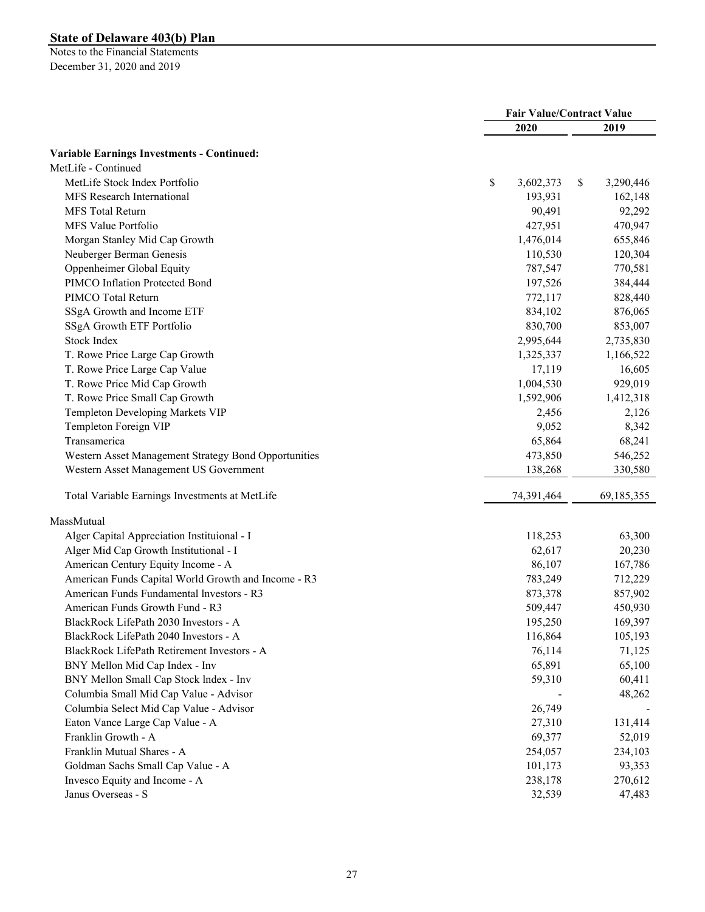**State of Delaware 403(b) Plan**

Notes to the Financial Statements
December 31, 2020 and 2019

| | Fair Value/Contract Value | |
|---|---|---|
| | 2020 | 2019 |
| **Variable Earnings Investments - Continued:** | | |
| MetLife - Continued | | |
| MetLife Stock Index Portfolio | $ 3,602,373 | $ 3,290,446 |
| MFS Research International | 193,931 | 162,148 |
| MFS Total Return | 90,491 | 92,292 |
| MFS Value Portfolio | 427,951 | 470,947 |
| Morgan Stanley Mid Cap Growth | 1,476,014 | 655,846 |
| Neuberger Berman Genesis | 110,530 | 120,304 |
| Oppenheimer Global Equity | 787,547 | 770,581 |
| PIMCO Inflation Protected Bond | 197,526 | 384,444 |
| PIMCO Total Return | 772,117 | 828,440 |
| SSgA Growth and Income ETF | 834,102 | 876,065 |
| SSgA Growth ETF Portfolio | 830,700 | 853,007 |
| Stock Index | 2,995,644 | 2,735,830 |
| T. Rowe Price Large Cap Growth | 1,325,337 | 1,166,522 |
| T. Rowe Price Large Cap Value | 17,119 | 16,605 |
| T. Rowe Price Mid Cap Growth | 1,004,530 | 929,019 |
| T. Rowe Price Small Cap Growth | 1,592,906 | 1,412,318 |
| Templeton Developing Markets VIP | 2,456 | 2,126 |
| Templeton Foreign VIP | 9,052 | 8,342 |
| Transamerica | 65,864 | 68,241 |
| Western Asset Management Strategy Bond Opportunities | 473,850 | 546,252 |
| Western Asset Management US Government | 138,268 | 330,580 |
| Total Variable Earnings Investments at MetLife | 74,391,464 | 69,185,355 |
| MassMutual | | |
| Alger Capital Appreciation Instituional - I | 118,253 | 63,300 |
| Alger Mid Cap Growth Institutional - I | 62,617 | 20,230 |
| American Century Equity Income - A | 86,107 | 167,786 |
| American Funds Capital World Growth and Income - R3 | 783,249 | 712,229 |
| American Funds Fundamental lnvestors - R3 | 873,378 | 857,902 |
| American Funds Growth Fund - R3 | 509,447 | 450,930 |
| BlackRock LifePath 2030 Investors - A | 195,250 | 169,397 |
| BlackRock LifePath 2040 Investors - A | 116,864 | 105,193 |
| BlackRock LifePath Retirement Investors - A | 76,114 | 71,125 |
| BNY Mellon Mid Cap Index - Inv | 65,891 | 65,100 |
| BNY Mellon Small Cap Stock lndex - Inv | 59,310 | 60,411 |
| Columbia Small Mid Cap Value - Advisor | - | 48,262 |
| Columbia Select Mid Cap Value - Advisor | 26,749 | - |
| Eaton Vance Large Cap Value - A | 27,310 | 131,414 |
| Franklin Growth - A | 69,377 | 52,019 |
| Franklin Mutual Shares - A | 254,057 | 234,103 |
| Goldman Sachs Small Cap Value - A | 101,173 | 93,353 |
| Invesco Equity and Income - A | 238,178 | 270,612 |
| Janus Overseas - S | 32,539 | 47,483 |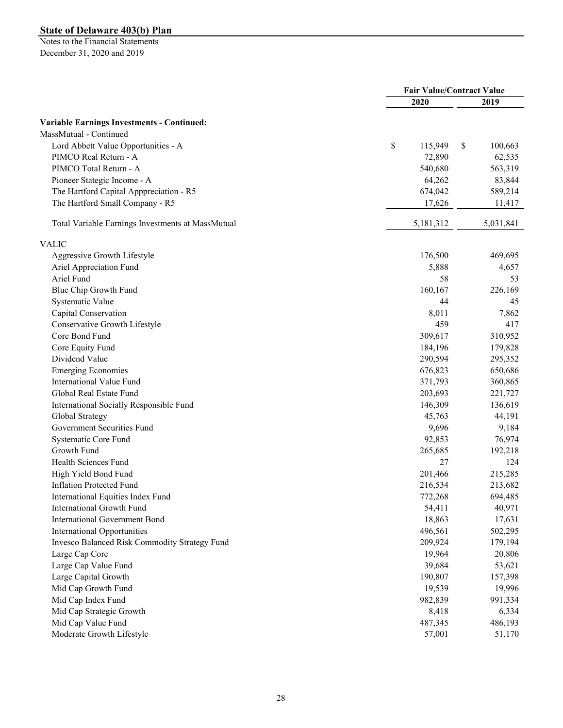**State of Delaware 403(b) Plan**

Notes to the Financial Statements
December 31, 2020 and 2019

| | Fair Value/Contract Value | |
|---|---|---|
| | 2020 | 2019 |
| **Variable Earnings Investments - Continued:** | | |
| MassMutual - Continued | | |
| Lord Abbett Value Opportunities - A | $ 115,949 | $ 100,663 |
| PIMCO Real Return - A | 72,890 | 62,535 |
| PIMCO Total Return - A | 540,680 | 563,319 |
| Pioneer Stategic Income - A | 64,262 | 83,844 |
| The Hartford Capital Apppreciation - R5 | 674,042 | 589,214 |
| The Hartford Small Company - R5 | 17,626 | 11,417 |
| Total Variable Earnings Investments at MassMutual | 5,181,312 | 5,031,841 |
| VALIC | | |
| Aggressive Growth Lifestyle | 176,500 | 469,695 |
| Ariel Appreciation Fund | 5,888 | 4,657 |
| Ariel Fund | 58 | 53 |
| Blue Chip Growth Fund | 160,167 | 226,169 |
| Systematic Value | 44 | 45 |
| Capital Conservation | 8,011 | 7,862 |
| Conservative Growth Lifestyle | 459 | 417 |
| Core Bond Fund | 309,617 | 310,952 |
| Core Equity Fund | 184,196 | 179,828 |
| Dividend Value | 290,594 | 295,352 |
| Emerging Economies | 676,823 | 650,686 |
| International Value Fund | 371,793 | 360,865 |
| Global Real Estate Fund | 203,693 | 221,727 |
| International Socially Responsible Fund | 146,309 | 136,619 |
| Global Strategy | 45,763 | 44,191 |
| Government Securities Fund | 9,696 | 9,184 |
| Systematic Core Fund | 92,853 | 76,974 |
| Growth Fund | 265,685 | 192,218 |
| Health Sciences Fund | 27 | 124 |
| High Yield Bond Fund | 201,466 | 215,285 |
| Inflation Protected Fund | 216,534 | 213,682 |
| International Equities Index Fund | 772,268 | 694,485 |
| International Growth Fund | 54,411 | 40,971 |
| International Government Bond | 18,863 | 17,631 |
| International Opportunities | 496,561 | 502,295 |
| Invesco Balanced Risk Commodity Strategy Fund | 209,924 | 179,194 |
| Large Cap Core | 19,964 | 20,806 |
| Large Cap Value Fund | 39,684 | 53,621 |
| Large Capital Growth | 190,807 | 157,398 |
| Mid Cap Growth Fund | 19,539 | 19,996 |
| Mid Cap Index Fund | 982,839 | 991,334 |
| Mid Cap Strategic Growth | 8,418 | 6,334 |
| Mid Cap Value Fund | 487,345 | 486,193 |
| Moderate Growth Lifestyle | 57,001 | 51,170 |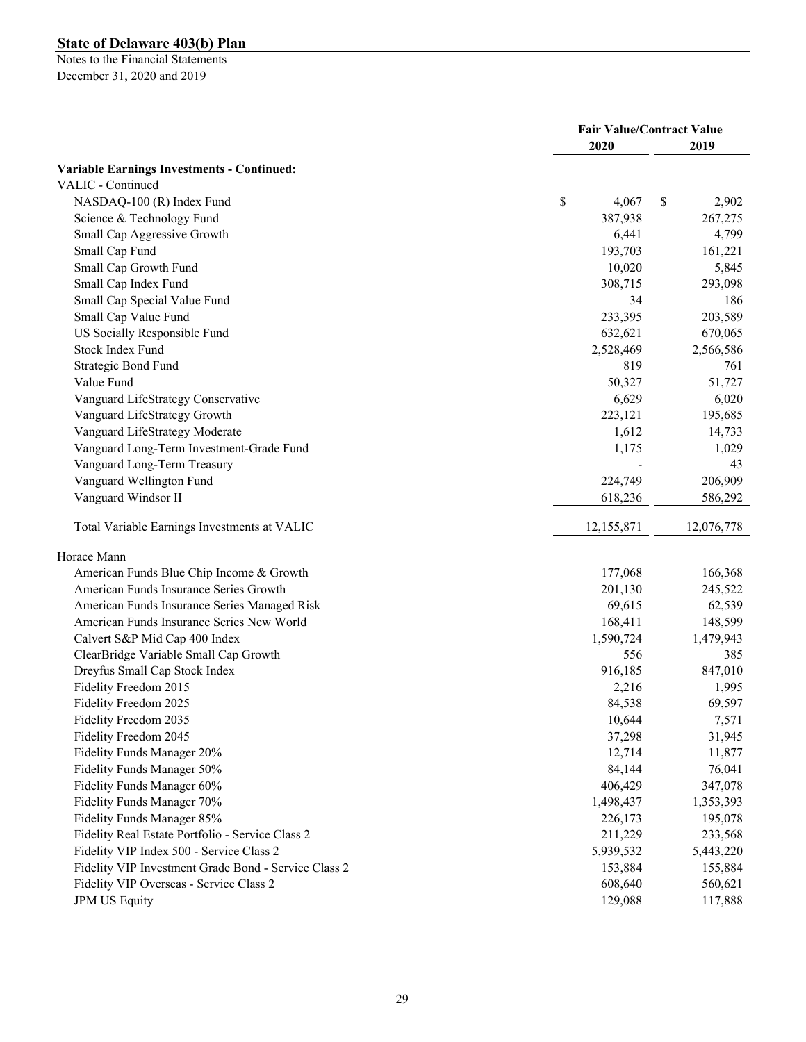**State of Delaware 403(b) Plan**

Notes to the Financial Statements
December 31, 2020 and 2019

| | Fair Value/Contract Value | |
|---|---|---|
| | 2020 | 2019 |
| **Variable Earnings Investments - Continued:** | | |
| VALIC - Continued | | |
| NASDAQ-100 (R) Index Fund | $ 4,067 | $ 2,902 |
| Science & Technology Fund | 387,938 | 267,275 |
| Small Cap Aggressive Growth | 6,441 | 4,799 |
| Small Cap Fund | 193,703 | 161,221 |
| Small Cap Growth Fund | 10,020 | 5,845 |
| Small Cap Index Fund | 308,715 | 293,098 |
| Small Cap Special Value Fund | 34 | 186 |
| Small Cap Value Fund | 233,395 | 203,589 |
| US Socially Responsible Fund | 632,621 | 670,065 |
| Stock Index Fund | 2,528,469 | 2,566,586 |
| Strategic Bond Fund | 819 | 761 |
| Value Fund | 50,327 | 51,727 |
| Vanguard LifeStrategy Conservative | 6,629 | 6,020 |
| Vanguard LifeStrategy Growth | 223,121 | 195,685 |
| Vanguard LifeStrategy Moderate | 1,612 | 14,733 |
| Vanguard Long-Term Investment-Grade Fund | 1,175 | 1,029 |
| Vanguard Long-Term Treasury | - | 43 |
| Vanguard Wellington Fund | 224,749 | 206,909 |
| Vanguard Windsor II | 618,236 | 586,292 |
| Total Variable Earnings Investments at VALIC | 12,155,871 | 12,076,778 |
| Horace Mann | | |
| American Funds Blue Chip Income & Growth | 177,068 | 166,368 |
| American Funds Insurance Series Growth | 201,130 | 245,522 |
| American Funds Insurance Series Managed Risk | 69,615 | 62,539 |
| American Funds Insurance Series New World | 168,411 | 148,599 |
| Calvert S&P Mid Cap 400 Index | 1,590,724 | 1,479,943 |
| ClearBridge Variable Small Cap Growth | 556 | 385 |
| Dreyfus Small Cap Stock Index | 916,185 | 847,010 |
| Fidelity Freedom 2015 | 2,216 | 1,995 |
| Fidelity Freedom 2025 | 84,538 | 69,597 |
| Fidelity Freedom 2035 | 10,644 | 7,571 |
| Fidelity Freedom 2045 | 37,298 | 31,945 |
| Fidelity Funds Manager 20% | 12,714 | 11,877 |
| Fidelity Funds Manager 50% | 84,144 | 76,041 |
| Fidelity Funds Manager 60% | 406,429 | 347,078 |
| Fidelity Funds Manager 70% | 1,498,437 | 1,353,393 |
| Fidelity Funds Manager 85% | 226,173 | 195,078 |
| Fidelity Real Estate Portfolio - Service Class 2 | 211,229 | 233,568 |
| Fidelity VIP Index 500 - Service Class 2 | 5,939,532 | 5,443,220 |
| Fidelity VIP Investment Grade Bond - Service Class 2 | 153,884 | 155,884 |
| Fidelity VIP Overseas - Service Class 2 | 608,640 | 560,621 |
| JPM US Equity | 129,088 | 117,888 |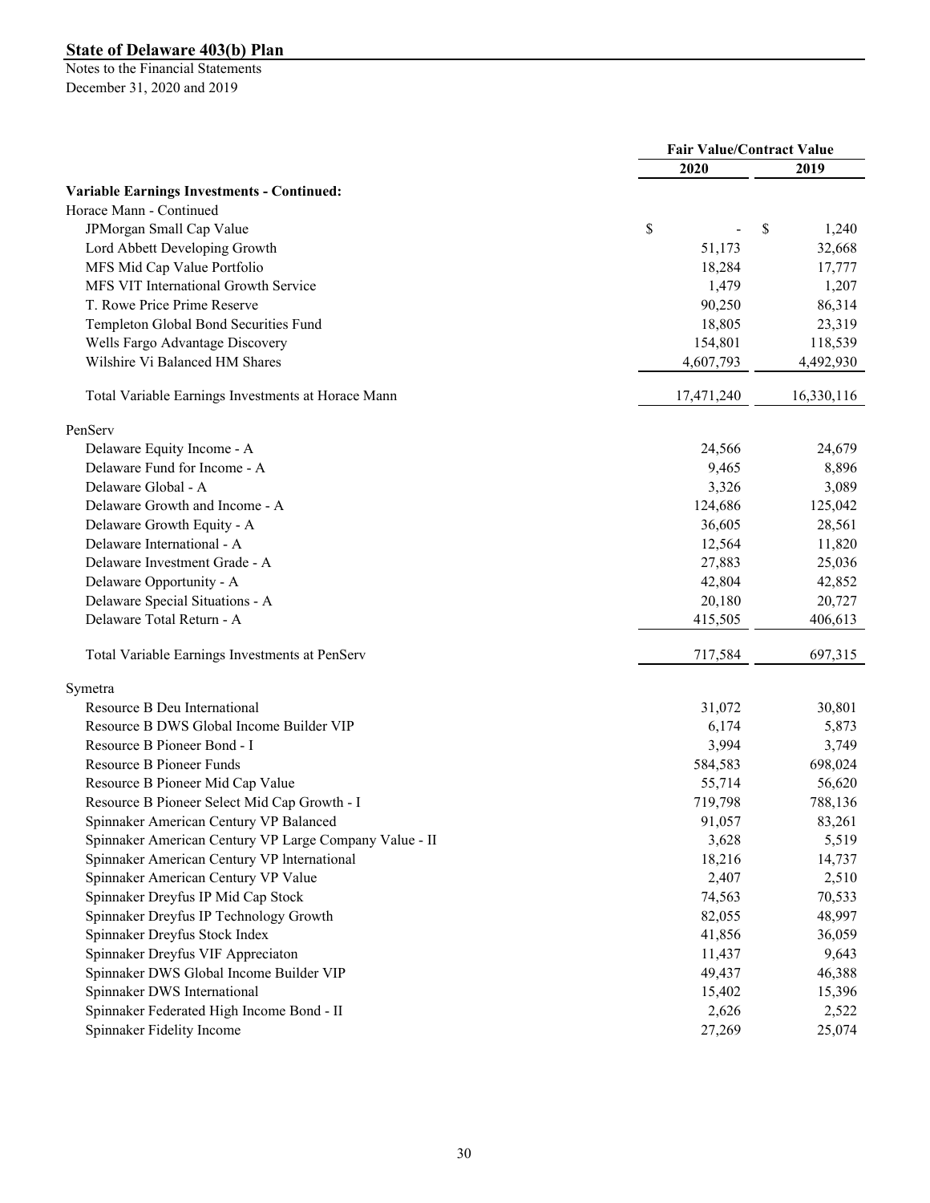**State of Delaware 403(b) Plan**

Notes to the Financial Statements
December 31, 2020 and 2019

| | Fair Value/Contract Value | |
|---|---|---|
| | 2020 | 2019 |
| **Variable Earnings Investments - Continued:** | | |
| Horace Mann - Continued | | |
| JPMorgan Small Cap Value | $ - | $ 1,240 |
| Lord Abbett Developing Growth | 51,173 | 32,668 |
| MFS Mid Cap Value Portfolio | 18,284 | 17,777 |
| MFS VIT International Growth Service | 1,479 | 1,207 |
| T. Rowe Price Prime Reserve | 90,250 | 86,314 |
| Templeton Global Bond Securities Fund | 18,805 | 23,319 |
| Wells Fargo Advantage Discovery | 154,801 | 118,539 |
| Wilshire Vi Balanced HM Shares | 4,607,793 | 4,492,930 |
| Total Variable Earnings Investments at Horace Mann | 17,471,240 | 16,330,116 |
| PenServ | | |
| Delaware Equity Income - A | 24,566 | 24,679 |
| Delaware Fund for Income - A | 9,465 | 8,896 |
| Delaware Global - A | 3,326 | 3,089 |
| Delaware Growth and Income - A | 124,686 | 125,042 |
| Delaware Growth Equity - A | 36,605 | 28,561 |
| Delaware International - A | 12,564 | 11,820 |
| Delaware Investment Grade - A | 27,883 | 25,036 |
| Delaware Opportunity - A | 42,804 | 42,852 |
| Delaware Special Situations - A | 20,180 | 20,727 |
| Delaware Total Return - A | 415,505 | 406,613 |
| Total Variable Earnings Investments at PenServ | 717,584 | 697,315 |
| Symetra | | |
| Resource B Deu International | 31,072 | 30,801 |
| Resource B DWS Global Income Builder VIP | 6,174 | 5,873 |
| Resource B Pioneer Bond - I | 3,994 | 3,749 |
| Resource B Pioneer Funds | 584,583 | 698,024 |
| Resource B Pioneer Mid Cap Value | 55,714 | 56,620 |
| Resource B Pioneer Select Mid Cap Growth - I | 719,798 | 788,136 |
| Spinnaker American Century VP Balanced | 91,057 | 83,261 |
| Spinnaker American Century VP Large Company Value - II | 3,628 | 5,519 |
| Spinnaker American Century VP International | 18,216 | 14,737 |
| Spinnaker American Century VP Value | 2,407 | 2,510 |
| Spinnaker Dreyfus IP Mid Cap Stock | 74,563 | 70,533 |
| Spinnaker Dreyfus IP Technology Growth | 82,055 | 48,997 |
| Spinnaker Dreyfus Stock Index | 41,856 | 36,059 |
| Spinnaker Dreyfus VIF Appreciaton | 11,437 | 9,643 |
| Spinnaker DWS Global Income Builder VIP | 49,437 | 46,388 |
| Spinnaker DWS International | 15,402 | 15,396 |
| Spinnaker Federated High Income Bond - II | 2,626 | 2,522 |
| Spinnaker Fidelity Income | 27,269 | 25,074 |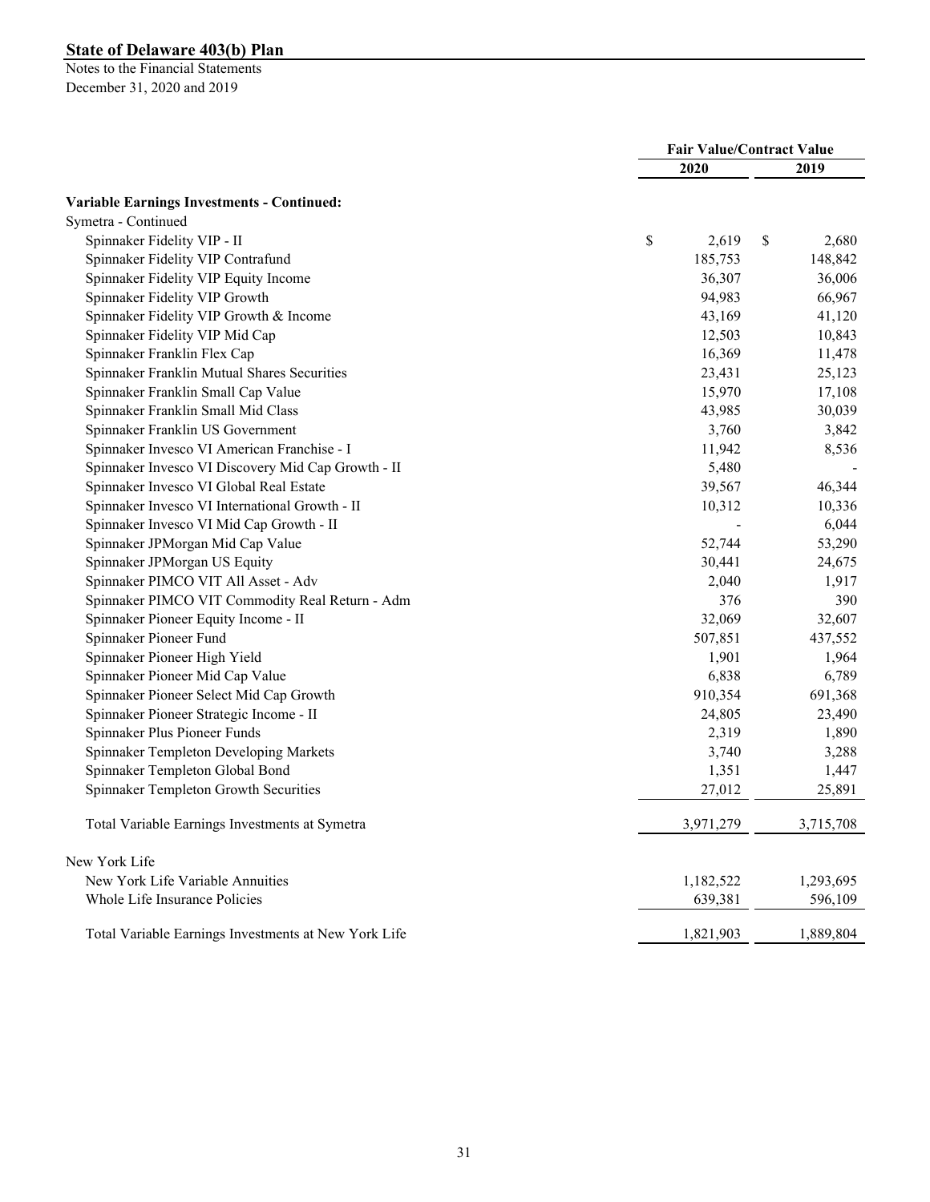**State of Delaware 403(b) Plan**

Notes to the Financial Statements
December 31, 2020 and 2019

| | Fair Value/Contract Value | |
|---|---|---|
| | 2020 | 2019 |
| **Variable Earnings Investments - Continued:** | | |
| Symetra - Continued | | |
| Spinnaker Fidelity VIP - II | $ 2,619 | $ 2,680 |
| Spinnaker Fidelity VIP Contrafund | 185,753 | 148,842 |
| Spinnaker Fidelity VIP Equity Income | 36,307 | 36,006 |
| Spinnaker Fidelity VIP Growth | 94,983 | 66,967 |
| Spinnaker Fidelity VIP Growth & Income | 43,169 | 41,120 |
| Spinnaker Fidelity VIP Mid Cap | 12,503 | 10,843 |
| Spinnaker Franklin Flex Cap | 16,369 | 11,478 |
| Spinnaker Franklin Mutual Shares Securities | 23,431 | 25,123 |
| Spinnaker Franklin Small Cap Value | 15,970 | 17,108 |
| Spinnaker Franklin Small Mid Class | 43,985 | 30,039 |
| Spinnaker Franklin US Government | 3,760 | 3,842 |
| Spinnaker Invesco VI American Franchise - I | 11,942 | 8,536 |
| Spinnaker Invesco VI Discovery Mid Cap Growth - II | 5,480 | - |
| Spinnaker Invesco VI Global Real Estate | 39,567 | 46,344 |
| Spinnaker Invesco VI International Growth - II | 10,312 | 10,336 |
| Spinnaker Invesco VI Mid Cap Growth - II | - | 6,044 |
| Spinnaker JPMorgan Mid Cap Value | 52,744 | 53,290 |
| Spinnaker JPMorgan US Equity | 30,441 | 24,675 |
| Spinnaker PIMCO VIT All Asset - Adv | 2,040 | 1,917 |
| Spinnaker PIMCO VIT Commodity Real Return - Adm | 376 | 390 |
| Spinnaker Pioneer Equity Income - II | 32,069 | 32,607 |
| Spinnaker Pioneer Fund | 507,851 | 437,552 |
| Spinnaker Pioneer High Yield | 1,901 | 1,964 |
| Spinnaker Pioneer Mid Cap Value | 6,838 | 6,789 |
| Spinnaker Pioneer Select Mid Cap Growth | 910,354 | 691,368 |
| Spinnaker Pioneer Strategic Income - II | 24,805 | 23,490 |
| Spinnaker Plus Pioneer Funds | 2,319 | 1,890 |
| Spinnaker Templeton Developing Markets | 3,740 | 3,288 |
| Spinnaker Templeton Global Bond | 1,351 | 1,447 |
| Spinnaker Templeton Growth Securities | 27,012 | 25,891 |
| Total Variable Earnings Investments at Symetra | 3,971,279 | 3,715,708 |
| New York Life | | |
| New York Life Variable Annuities | 1,182,522 | 1,293,695 |
| Whole Life Insurance Policies | 639,381 | 596,109 |
| Total Variable Earnings Investments at New York Life | 1,821,903 | 1,889,804 |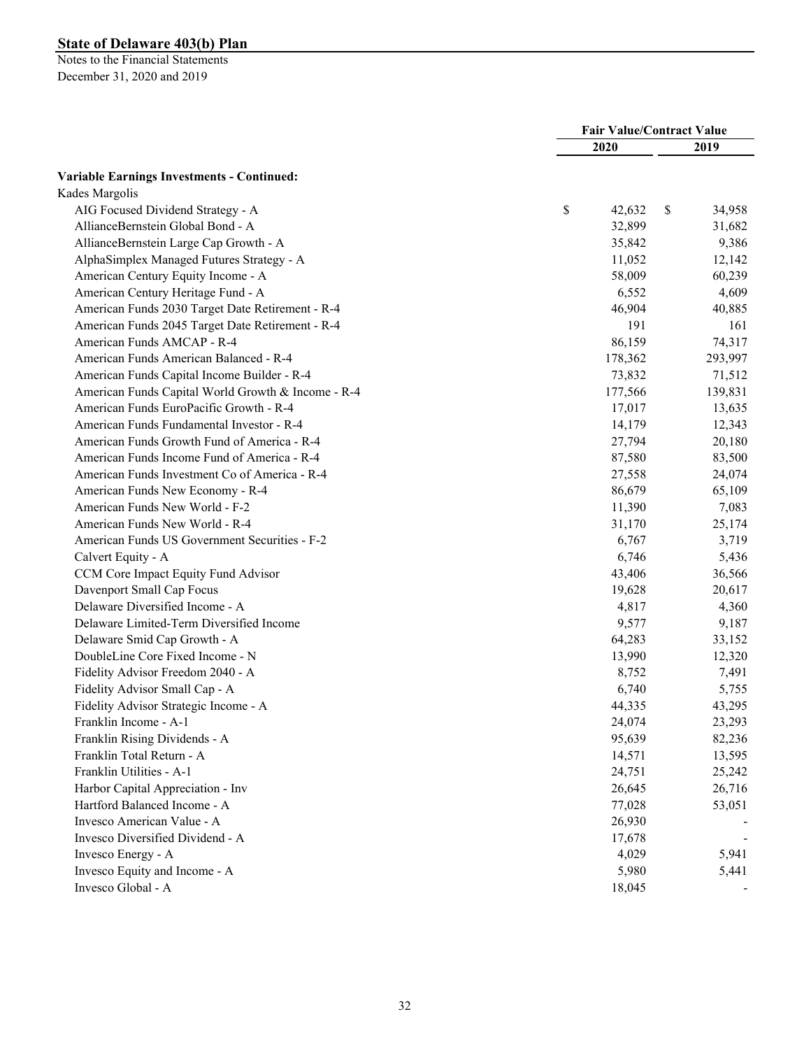**State of Delaware 403(b) Plan**

Notes to the Financial Statements
December 31, 2020 and 2019

| | Fair Value/Contract Value | |
|---|---|---|
| | 2020 | 2019 |
| **Variable Earnings Investments - Continued:** | | |
| Kades Margolis | | |
| AIG Focused Dividend Strategy - A | $ 42,632 | $ 34,958 |
| AllianceBernstein Global Bond - A | 32,899 | 31,682 |
| AllianceBernstein Large Cap Growth - A | 35,842 | 9,386 |
| AlphaSimplex Managed Futures Strategy - A | 11,052 | 12,142 |
| American Century Equity Income - A | 58,009 | 60,239 |
| American Century Heritage Fund - A | 6,552 | 4,609 |
| American Funds 2030 Target Date Retirement - R-4 | 46,904 | 40,885 |
| American Funds 2045 Target Date Retirement - R-4 | 191 | 161 |
| American Funds AMCAP - R-4 | 86,159 | 74,317 |
| American Funds American Balanced - R-4 | 178,362 | 293,997 |
| American Funds Capital Income Builder - R-4 | 73,832 | 71,512 |
| American Funds Capital World Growth & Income - R-4 | 177,566 | 139,831 |
| American Funds EuroPacific Growth - R-4 | 17,017 | 13,635 |
| American Funds Fundamental Investor - R-4 | 14,179 | 12,343 |
| American Funds Growth Fund of America - R-4 | 27,794 | 20,180 |
| American Funds Income Fund of America - R-4 | 87,580 | 83,500 |
| American Funds Investment Co of America - R-4 | 27,558 | 24,074 |
| American Funds New Economy - R-4 | 86,679 | 65,109 |
| American Funds New World - F-2 | 11,390 | 7,083 |
| American Funds New World - R-4 | 31,170 | 25,174 |
| American Funds US Government Securities - F-2 | 6,767 | 3,719 |
| Calvert Equity - A | 6,746 | 5,436 |
| CCM Core Impact Equity Fund Advisor | 43,406 | 36,566 |
| Davenport Small Cap Focus | 19,628 | 20,617 |
| Delaware Diversified Income - A | 4,817 | 4,360 |
| Delaware Limited-Term Diversified Income | 9,577 | 9,187 |
| Delaware Smid Cap Growth - A | 64,283 | 33,152 |
| DoubleLine Core Fixed Income - N | 13,990 | 12,320 |
| Fidelity Advisor Freedom 2040 - A | 8,752 | 7,491 |
| Fidelity Advisor Small Cap - A | 6,740 | 5,755 |
| Fidelity Advisor Strategic Income - A | 44,335 | 43,295 |
| Franklin Income - A-1 | 24,074 | 23,293 |
| Franklin Rising Dividends - A | 95,639 | 82,236 |
| Franklin Total Return - A | 14,571 | 13,595 |
| Franklin Utilities - A-1 | 24,751 | 25,242 |
| Harbor Capital Appreciation - Inv | 26,645 | 26,716 |
| Hartford Balanced Income - A | 77,028 | 53,051 |
| Invesco American Value - A | 26,930 | - |
| Invesco Diversified Dividend - A | 17,678 | - |
| Invesco Energy - A | 4,029 | 5,941 |
| Invesco Equity and Income - A | 5,980 | 5,441 |
| Invesco Global - A | 18,045 | - |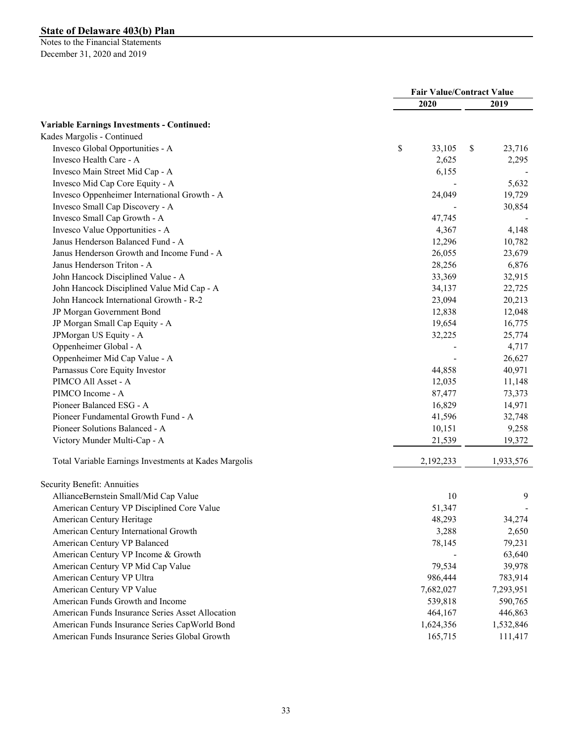## State of Delaware 403(b) Plan

Notes to the Financial Statements
December 31, 2020 and 2019

| | Fair Value/Contract Value | |
|---|---|---|
| | 2020 | 2019 |
| **Variable Earnings Investments - Continued:** | | |
| Kades Margolis - Continued | | |
| Invesco Global Opportunities - A | $ 33,105 | $ 23,716 |
| Invesco Health Care - A | 2,625 | 2,295 |
| Invesco Main Street Mid Cap - A | 6,155 | - |
| Invesco Mid Cap Core Equity - A | - | 5,632 |
| Invesco Oppenheimer International Growth - A | 24,049 | 19,729 |
| Invesco Small Cap Discovery - A | - | 30,854 |
| Invesco Small Cap Growth - A | 47,745 | - |
| Invesco Value Opportunities - A | 4,367 | 4,148 |
| Janus Henderson Balanced Fund - A | 12,296 | 10,782 |
| Janus Henderson Growth and Income Fund - A | 26,055 | 23,679 |
| Janus Henderson Triton - A | 28,256 | 6,876 |
| John Hancock Disciplined Value - A | 33,369 | 32,915 |
| John Hancock Disciplined Value Mid Cap - A | 34,137 | 22,725 |
| John Hancock International Growth - R-2 | 23,094 | 20,213 |
| JP Morgan Government Bond | 12,838 | 12,048 |
| JP Morgan Small Cap Equity - A | 19,654 | 16,775 |
| JPMorgan US Equity - A | 32,225 | 25,774 |
| Oppenheimer Global - A | - | 4,717 |
| Oppenheimer Mid Cap Value - A | - | 26,627 |
| Parnassus Core Equity Investor | 44,858 | 40,971 |
| PIMCO All Asset - A | 12,035 | 11,148 |
| PIMCO Income - A | 87,477 | 73,373 |
| Pioneer Balanced ESG - A | 16,829 | 14,971 |
| Pioneer Fundamental Growth Fund - A | 41,596 | 32,748 |
| Pioneer Solutions Balanced - A | 10,151 | 9,258 |
| Victory Munder Multi-Cap - A | 21,539 | 19,372 |
| Total Variable Earnings Investments at Kades Margolis | 2,192,233 | 1,933,576 |
| Security Benefit: Annuities | | |
| AllianceBernstein Small/Mid Cap Value | 10 | 9 |
| American Century VP Disciplined Core Value | 51,347 | - |
| American Century Heritage | 48,293 | 34,274 |
| American Century International Growth | 3,288 | 2,650 |
| American Century VP Balanced | 78,145 | 79,231 |
| American Century VP Income & Growth | - | 63,640 |
| American Century VP Mid Cap Value | 79,534 | 39,978 |
| American Century VP Ultra | 986,444 | 783,914 |
| American Century VP Value | 7,682,027 | 7,293,951 |
| American Funds Growth and Income | 539,818 | 590,765 |
| American Funds Insurance Series Asset Allocation | 464,167 | 446,863 |
| American Funds Insurance Series CapWorld Bond | 1,624,356 | 1,532,846 |
| American Funds Insurance Series Global Growth | 165,715 | 111,417 |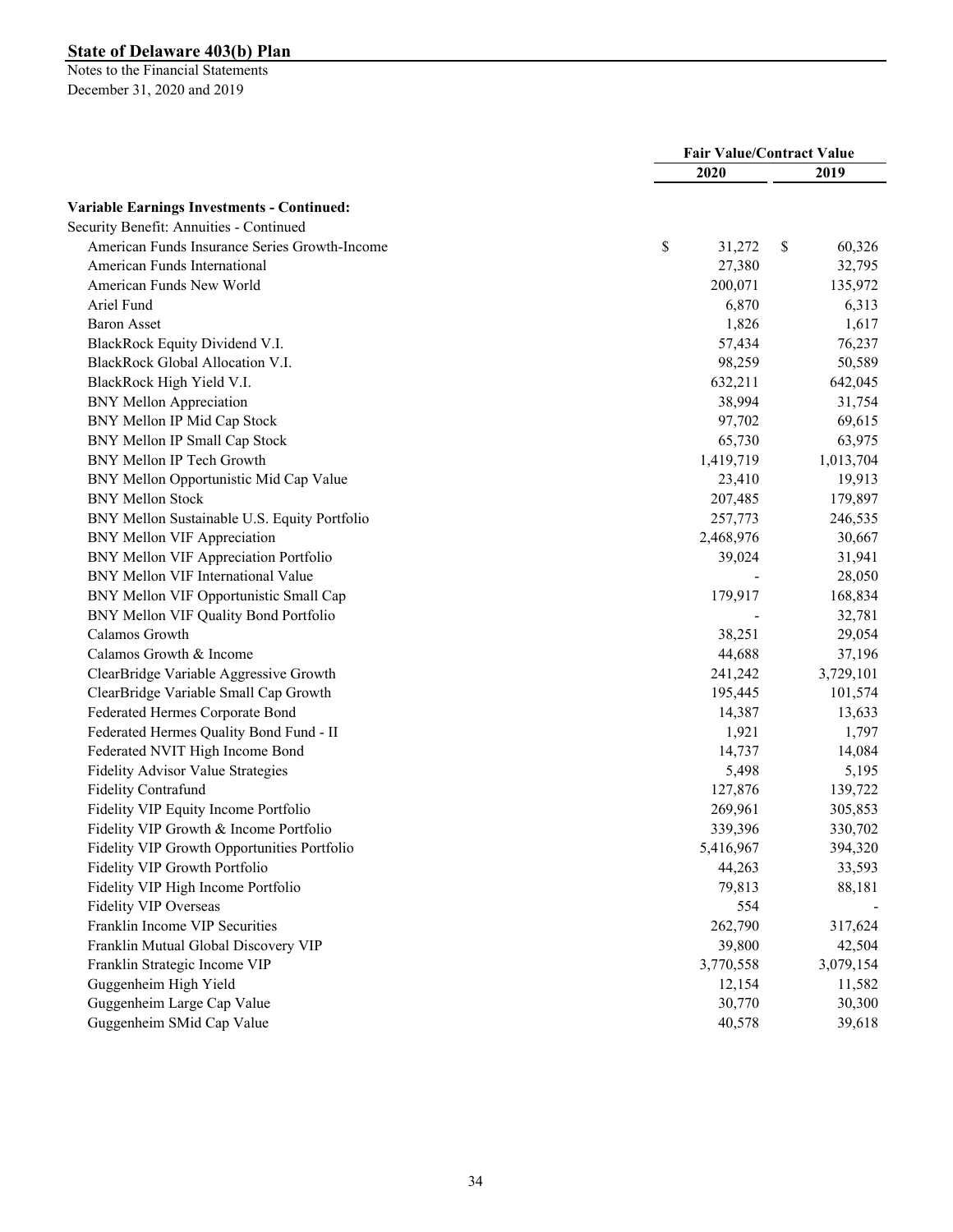## State of Delaware 403(b) Plan

Notes to the Financial Statements
December 31, 2020 and 2019

| | Fair Value/Contract Value | |
|---|---|---|
| | 2020 | 2019 |
| **Variable Earnings Investments - Continued:** | | |
| Security Benefit: Annuities - Continued | | |
| American Funds Insurance Series Growth-Income | $ 31,272 | $ 60,326 |
| American Funds International | 27,380 | 32,795 |
| American Funds New World | 200,071 | 135,972 |
| Ariel Fund | 6,870 | 6,313 |
| Baron Asset | 1,826 | 1,617 |
| BlackRock Equity Dividend V.I. | 57,434 | 76,237 |
| BlackRock Global Allocation V.I. | 98,259 | 50,589 |
| BlackRock High Yield V.I. | 632,211 | 642,045 |
| BNY Mellon Appreciation | 38,994 | 31,754 |
| BNY Mellon IP Mid Cap Stock | 97,702 | 69,615 |
| BNY Mellon IP Small Cap Stock | 65,730 | 63,975 |
| BNY Mellon IP Tech Growth | 1,419,719 | 1,013,704 |
| BNY Mellon Opportunistic Mid Cap Value | 23,410 | 19,913 |
| BNY Mellon Stock | 207,485 | 179,897 |
| BNY Mellon Sustainable U.S. Equity Portfolio | 257,773 | 246,535 |
| BNY Mellon VIF Appreciation | 2,468,976 | 30,667 |
| BNY Mellon VIF Appreciation Portfolio | 39,024 | 31,941 |
| BNY Mellon VIF International Value | - | 28,050 |
| BNY Mellon VIF Opportunistic Small Cap | 179,917 | 168,834 |
| BNY Mellon VIF Quality Bond Portfolio | - | 32,781 |
| Calamos Growth | 38,251 | 29,054 |
| Calamos Growth & Income | 44,688 | 37,196 |
| ClearBridge Variable Aggressive Growth | 241,242 | 3,729,101 |
| ClearBridge Variable Small Cap Growth | 195,445 | 101,574 |
| Federated Hermes Corporate Bond | 14,387 | 13,633 |
| Federated Hermes Quality Bond Fund - II | 1,921 | 1,797 |
| Federated NVIT High Income Bond | 14,737 | 14,084 |
| Fidelity Advisor Value Strategies | 5,498 | 5,195 |
| Fidelity Contrafund | 127,876 | 139,722 |
| Fidelity VIP Equity Income Portfolio | 269,961 | 305,853 |
| Fidelity VIP Growth & Income Portfolio | 339,396 | 330,702 |
| Fidelity VIP Growth Opportunities Portfolio | 5,416,967 | 394,320 |
| Fidelity VIP Growth Portfolio | 44,263 | 33,593 |
| Fidelity VIP High Income Portfolio | 79,813 | 88,181 |
| Fidelity VIP Overseas | 554 | - |
| Franklin Income VIP Securities | 262,790 | 317,624 |
| Franklin Mutual Global Discovery VIP | 39,800 | 42,504 |
| Franklin Strategic Income VIP | 3,770,558 | 3,079,154 |
| Guggenheim High Yield | 12,154 | 11,582 |
| Guggenheim Large Cap Value | 30,770 | 30,300 |
| Guggenheim SMid Cap Value | 40,578 | 39,618 |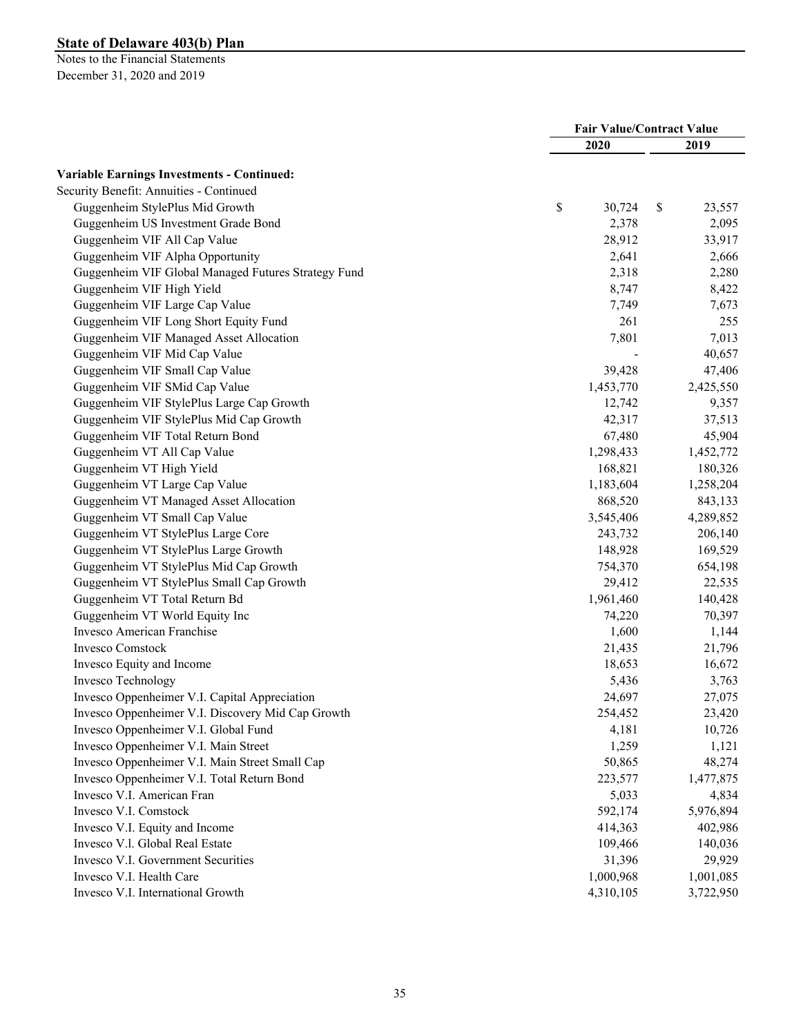# State of Delaware 403(b) Plan

Notes to the Financial Statements
December 31, 2020 and 2019

| | Fair Value/Contract Value | |
|---|---|---|
| | 2020 | 2019 |
| **Variable Earnings Investments - Continued:** | | |
| Security Benefit: Annuities - Continued | | |
| Guggenheim StylePlus Mid Growth | $ 30,724 | $ 23,557 |
| Guggenheim US Investment Grade Bond | 2,378 | 2,095 |
| Guggenheim VIF All Cap Value | 28,912 | 33,917 |
| Guggenheim VIF Alpha Opportunity | 2,641 | 2,666 |
| Guggenheim VIF Global Managed Futures Strategy Fund | 2,318 | 2,280 |
| Guggenheim VIF High Yield | 8,747 | 8,422 |
| Guggenheim VIF Large Cap Value | 7,749 | 7,673 |
| Guggenheim VIF Long Short Equity Fund | 261 | 255 |
| Guggenheim VIF Managed Asset Allocation | 7,801 | 7,013 |
| Guggenheim VIF Mid Cap Value | - | 40,657 |
| Guggenheim VIF Small Cap Value | 39,428 | 47,406 |
| Guggenheim VIF SMid Cap Value | 1,453,770 | 2,425,550 |
| Guggenheim VIF StylePlus Large Cap Growth | 12,742 | 9,357 |
| Guggenheim VIF StylePlus Mid Cap Growth | 42,317 | 37,513 |
| Guggenheim VIF Total Return Bond | 67,480 | 45,904 |
| Guggenheim VT All Cap Value | 1,298,433 | 1,452,772 |
| Guggenheim VT High Yield | 168,821 | 180,326 |
| Guggenheim VT Large Cap Value | 1,183,604 | 1,258,204 |
| Guggenheim VT Managed Asset Allocation | 868,520 | 843,133 |
| Guggenheim VT Small Cap Value | 3,545,406 | 4,289,852 |
| Guggenheim VT StylePlus Large Core | 243,732 | 206,140 |
| Guggenheim VT StylePlus Large Growth | 148,928 | 169,529 |
| Guggenheim VT StylePlus Mid Cap Growth | 754,370 | 654,198 |
| Guggenheim VT StylePlus Small Cap Growth | 29,412 | 22,535 |
| Guggenheim VT Total Return Bd | 1,961,460 | 140,428 |
| Guggenheim VT World Equity Inc | 74,220 | 70,397 |
| Invesco American Franchise | 1,600 | 1,144 |
| Invesco Comstock | 21,435 | 21,796 |
| Invesco Equity and Income | 18,653 | 16,672 |
| Invesco Technology | 5,436 | 3,763 |
| Invesco Oppenheimer V.I. Capital Appreciation | 24,697 | 27,075 |
| Invesco Oppenheimer V.I. Discovery Mid Cap Growth | 254,452 | 23,420 |
| Invesco Oppenheimer V.I. Global Fund | 4,181 | 10,726 |
| Invesco Oppenheimer V.I. Main Street | 1,259 | 1,121 |
| Invesco Oppenheimer V.I. Main Street Small Cap | 50,865 | 48,274 |
| Invesco Oppenheimer V.I. Total Return Bond | 223,577 | 1,477,875 |
| Invesco V.I. American Fran | 5,033 | 4,834 |
| Invesco V.I. Comstock | 592,174 | 5,976,894 |
| Invesco V.I. Equity and Income | 414,363 | 402,986 |
| Invesco V.l. Global Real Estate | 109,466 | 140,036 |
| Invesco V.I. Government Securities | 31,396 | 29,929 |
| Invesco V.I. Health Care | 1,000,968 | 1,001,085 |
| Invesco V.I. International Growth | 4,310,105 | 3,722,950 |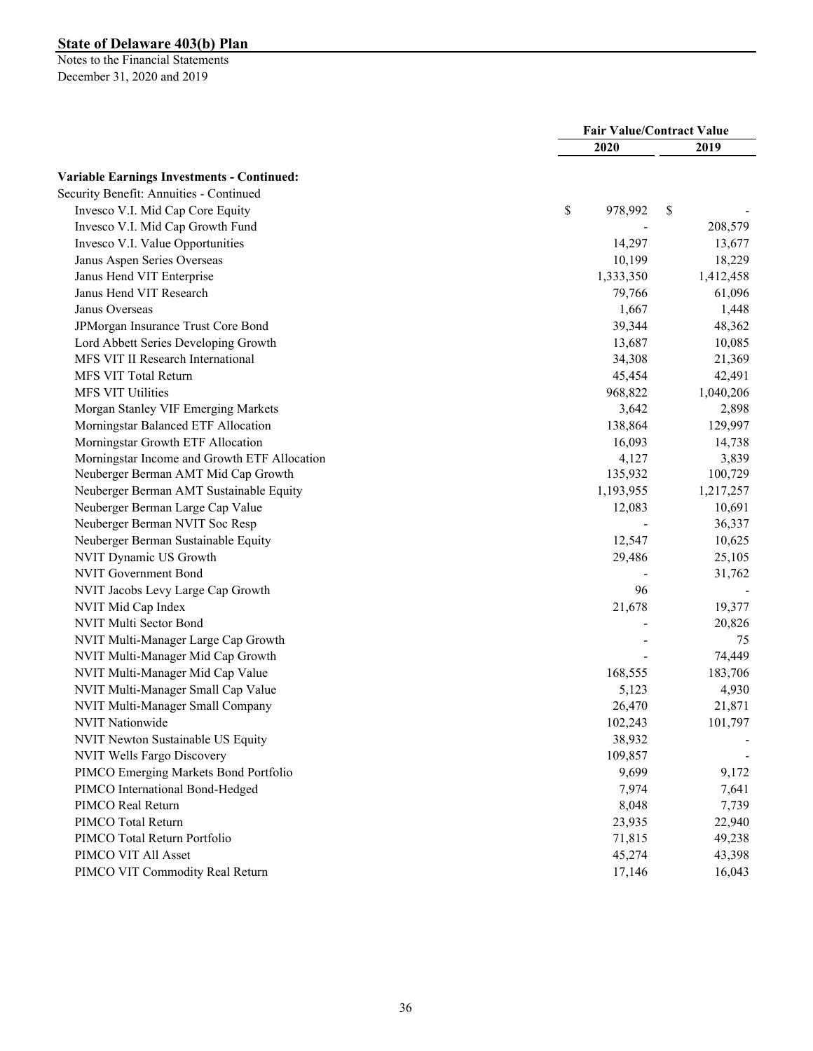**State of Delaware 403(b) Plan**

Notes to the Financial Statements
December 31, 2020 and 2019

| | Fair Value/Contract Value | |
|---|---|---|
| | 2020 | 2019 |
| **Variable Earnings Investments - Continued:** | | |
| Security Benefit: Annuities - Continued | | |
| Invesco V.I. Mid Cap Core Equity | $ 978,992 | $ - |
| Invesco V.I. Mid Cap Growth Fund | - | 208,579 |
| Invesco V.I. Value Opportunities | 14,297 | 13,677 |
| Janus Aspen Series Overseas | 10,199 | 18,229 |
| Janus Hend VIT Enterprise | 1,333,350 | 1,412,458 |
| Janus Hend VIT Research | 79,766 | 61,096 |
| Janus Overseas | 1,667 | 1,448 |
| JPMorgan Insurance Trust Core Bond | 39,344 | 48,362 |
| Lord Abbett Series Developing Growth | 13,687 | 10,085 |
| MFS VIT II Research International | 34,308 | 21,369 |
| MFS VIT Total Return | 45,454 | 42,491 |
| MFS VIT Utilities | 968,822 | 1,040,206 |
| Morgan Stanley VIF Emerging Markets | 3,642 | 2,898 |
| Morningstar Balanced ETF Allocation | 138,864 | 129,997 |
| Morningstar Growth ETF Allocation | 16,093 | 14,738 |
| Morningstar Income and Growth ETF Allocation | 4,127 | 3,839 |
| Neuberger Berman AMT Mid Cap Growth | 135,932 | 100,729 |
| Neuberger Berman AMT Sustainable Equity | 1,193,955 | 1,217,257 |
| Neuberger Berman Large Cap Value | 12,083 | 10,691 |
| Neuberger Berman NVIT Soc Resp | - | 36,337 |
| Neuberger Berman Sustainable Equity | 12,547 | 10,625 |
| NVIT Dynamic US Growth | 29,486 | 25,105 |
| NVIT Government Bond | - | 31,762 |
| NVIT Jacobs Levy Large Cap Growth | 96 | - |
| NVIT Mid Cap Index | 21,678 | 19,377 |
| NVIT Multi Sector Bond | - | 20,826 |
| NVIT Multi-Manager Large Cap Growth | - | 75 |
| NVIT Multi-Manager Mid Cap Growth | - | 74,449 |
| NVIT Multi-Manager Mid Cap Value | 168,555 | 183,706 |
| NVIT Multi-Manager Small Cap Value | 5,123 | 4,930 |
| NVIT Multi-Manager Small Company | 26,470 | 21,871 |
| NVIT Nationwide | 102,243 | 101,797 |
| NVIT Newton Sustainable US Equity | 38,932 | - |
| NVIT Wells Fargo Discovery | 109,857 | - |
| PIMCO Emerging Markets Bond Portfolio | 9,699 | 9,172 |
| PIMCO International Bond-Hedged | 7,974 | 7,641 |
| PIMCO Real Return | 8,048 | 7,739 |
| PIMCO Total Return | 23,935 | 22,940 |
| PIMCO Total Return Portfolio | 71,815 | 49,238 |
| PIMCO VIT All Asset | 45,274 | 43,398 |
| PIMCO VIT Commodity Real Return | 17,146 | 16,043 |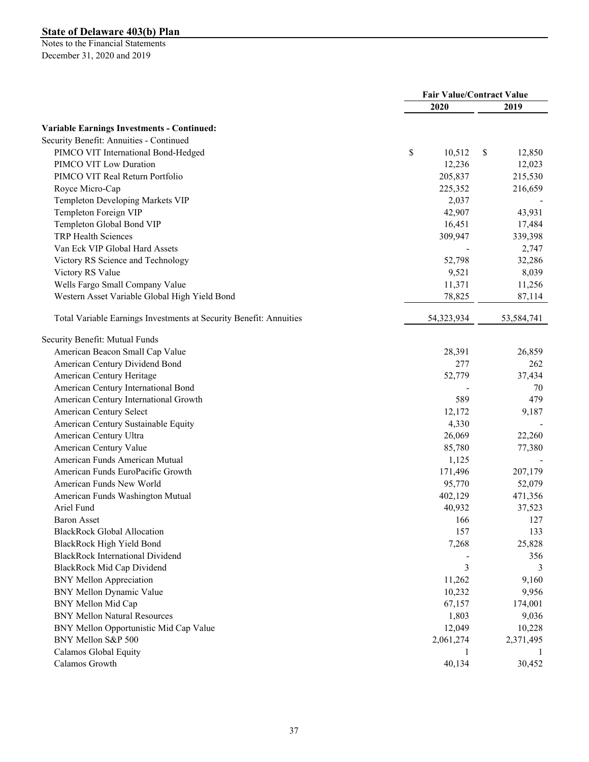**State of Delaware 403(b) Plan**

Notes to the Financial Statements
December 31, 2020 and 2019

| | Fair Value/Contract Value | |
|---|---|---|
| | 2020 | 2019 |
| **Variable Earnings Investments - Continued:** | | |
| Security Benefit: Annuities - Continued | | |
| PIMCO VIT International Bond-Hedged | $ 10,512 | $ 12,850 |
| PIMCO VIT Low Duration | 12,236 | 12,023 |
| PIMCO VIT Real Return Portfolio | 205,837 | 215,530 |
| Royce Micro-Cap | 225,352 | 216,659 |
| Templeton Developing Markets VIP | 2,037 | - |
| Templeton Foreign VIP | 42,907 | 43,931 |
| Templeton Global Bond VIP | 16,451 | 17,484 |
| TRP Health Sciences | 309,947 | 339,398 |
| Van Eck VIP Global Hard Assets | - | 2,747 |
| Victory RS Science and Technology | 52,798 | 32,286 |
| Victory RS Value | 9,521 | 8,039 |
| Wells Fargo Small Company Value | 11,371 | 11,256 |
| Western Asset Variable Global High Yield Bond | 78,825 | 87,114 |
| Total Variable Earnings Investments at Security Benefit: Annuities | 54,323,934 | 53,584,741 |
| Security Benefit: Mutual Funds | | |
| American Beacon Small Cap Value | 28,391 | 26,859 |
| American Century Dividend Bond | 277 | 262 |
| American Century Heritage | 52,779 | 37,434 |
| American Century International Bond | - | 70 |
| American Century International Growth | 589 | 479 |
| American Century Select | 12,172 | 9,187 |
| American Century Sustainable Equity | 4,330 | - |
| American Century Ultra | 26,069 | 22,260 |
| American Century Value | 85,780 | 77,380 |
| American Funds American Mutual | 1,125 | - |
| American Funds EuroPacific Growth | 171,496 | 207,179 |
| American Funds New World | 95,770 | 52,079 |
| American Funds Washington Mutual | 402,129 | 471,356 |
| Ariel Fund | 40,932 | 37,523 |
| Baron Asset | 166 | 127 |
| BlackRock Global Allocation | 157 | 133 |
| BlackRock High Yield Bond | 7,268 | 25,828 |
| BlackRock International Dividend | - | 356 |
| BlackRock Mid Cap Dividend | 3 | 3 |
| BNY Mellon Appreciation | 11,262 | 9,160 |
| BNY Mellon Dynamic Value | 10,232 | 9,956 |
| BNY Mellon Mid Cap | 67,157 | 174,001 |
| BNY Mellon Natural Resources | 1,803 | 9,036 |
| BNY Mellon Opportunistic Mid Cap Value | 12,049 | 10,228 |
| BNY Mellon S&P 500 | 2,061,274 | 2,371,495 |
| Calamos Global Equity | 1 | 1 |
| Calamos Growth | 40,134 | 30,452 |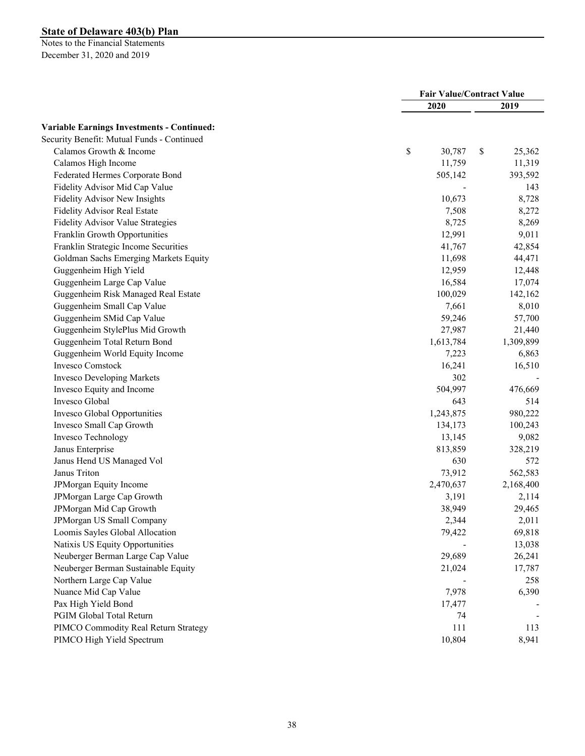**State of Delaware 403(b) Plan**

Notes to the Financial Statements
December 31, 2020 and 2019

| | Fair Value/Contract Value | |
|---|---|---|
| | 2020 | 2019 |
| **Variable Earnings Investments - Continued:** | | |
| Security Benefit: Mutual Funds - Continued | | |
| Calamos Growth & Income | $ 30,787 | $ 25,362 |
| Calamos High Income | 11,759 | 11,319 |
| Federated Hermes Corporate Bond | 505,142 | 393,592 |
| Fidelity Advisor Mid Cap Value | - | 143 |
| Fidelity Advisor New Insights | 10,673 | 8,728 |
| Fidelity Advisor Real Estate | 7,508 | 8,272 |
| Fidelity Advisor Value Strategies | 8,725 | 8,269 |
| Franklin Growth Opportunities | 12,991 | 9,011 |
| Franklin Strategic Income Securities | 41,767 | 42,854 |
| Goldman Sachs Emerging Markets Equity | 11,698 | 44,471 |
| Guggenheim High Yield | 12,959 | 12,448 |
| Guggenheim Large Cap Value | 16,584 | 17,074 |
| Guggenheim Risk Managed Real Estate | 100,029 | 142,162 |
| Guggenheim Small Cap Value | 7,661 | 8,010 |
| Guggenheim SMid Cap Value | 59,246 | 57,700 |
| Guggenheim StylePlus Mid Growth | 27,987 | 21,440 |
| Guggenheim Total Return Bond | 1,613,784 | 1,309,899 |
| Guggenheim World Equity Income | 7,223 | 6,863 |
| Invesco Comstock | 16,241 | 16,510 |
| Invesco Developing Markets | 302 | - |
| Invesco Equity and Income | 504,997 | 476,669 |
| Invesco Global | 643 | 514 |
| Invesco Global Opportunities | 1,243,875 | 980,222 |
| Invesco Small Cap Growth | 134,173 | 100,243 |
| Invesco Technology | 13,145 | 9,082 |
| Janus Enterprise | 813,859 | 328,219 |
| Janus Hend US Managed Vol | 630 | 572 |
| Janus Triton | 73,912 | 562,583 |
| JPMorgan Equity Income | 2,470,637 | 2,168,400 |
| JPMorgan Large Cap Growth | 3,191 | 2,114 |
| JPMorgan Mid Cap Growth | 38,949 | 29,465 |
| JPMorgan US Small Company | 2,344 | 2,011 |
| Loomis Sayles Global Allocation | 79,422 | 69,818 |
| Natixis US Equity Opportunities | - | 13,038 |
| Neuberger Berman Large Cap Value | 29,689 | 26,241 |
| Neuberger Berman Sustainable Equity | 21,024 | 17,787 |
| Northern Large Cap Value | - | 258 |
| Nuance Mid Cap Value | 7,978 | 6,390 |
| Pax High Yield Bond | 17,477 | - |
| PGIM Global Total Return | 74 | - |
| PIMCO Commodity Real Return Strategy | 111 | 113 |
| PIMCO High Yield Spectrum | 10,804 | 8,941 |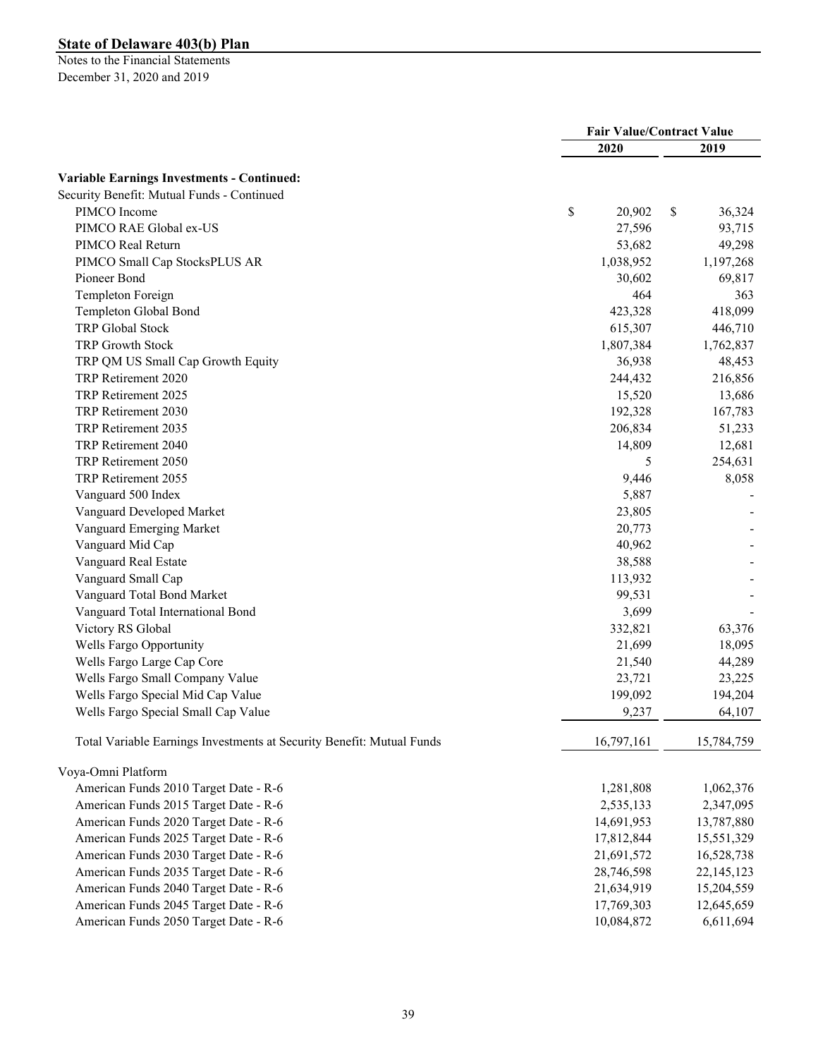## State of Delaware 403(b) Plan

Notes to the Financial Statements
December 31, 2020 and 2019

| | Fair Value/Contract Value | |
|---|---|---|
| | 2020 | 2019 |
| **Variable Earnings Investments - Continued:** | | |
| Security Benefit: Mutual Funds - Continued | | |
| PIMCO Income | $ 20,902 | $ 36,324 |
| PIMCO RAE Global ex-US | 27,596 | 93,715 |
| PIMCO Real Return | 53,682 | 49,298 |
| PIMCO Small Cap StocksPLUS AR | 1,038,952 | 1,197,268 |
| Pioneer Bond | 30,602 | 69,817 |
| Templeton Foreign | 464 | 363 |
| Templeton Global Bond | 423,328 | 418,099 |
| TRP Global Stock | 615,307 | 446,710 |
| TRP Growth Stock | 1,807,384 | 1,762,837 |
| TRP QM US Small Cap Growth Equity | 36,938 | 48,453 |
| TRP Retirement 2020 | 244,432 | 216,856 |
| TRP Retirement 2025 | 15,520 | 13,686 |
| TRP Retirement 2030 | 192,328 | 167,783 |
| TRP Retirement 2035 | 206,834 | 51,233 |
| TRP Retirement 2040 | 14,809 | 12,681 |
| TRP Retirement 2050 | 5 | 254,631 |
| TRP Retirement 2055 | 9,446 | 8,058 |
| Vanguard 500 Index | 5,887 | - |
| Vanguard Developed Market | 23,805 | - |
| Vanguard Emerging Market | 20,773 | - |
| Vanguard Mid Cap | 40,962 | - |
| Vanguard Real Estate | 38,588 | - |
| Vanguard Small Cap | 113,932 | - |
| Vanguard Total Bond Market | 99,531 | - |
| Vanguard Total International Bond | 3,699 | - |
| Victory RS Global | 332,821 | 63,376 |
| Wells Fargo Opportunity | 21,699 | 18,095 |
| Wells Fargo Large Cap Core | 21,540 | 44,289 |
| Wells Fargo Small Company Value | 23,721 | 23,225 |
| Wells Fargo Special Mid Cap Value | 199,092 | 194,204 |
| Wells Fargo Special Small Cap Value | 9,237 | 64,107 |
| Total Variable Earnings Investments at Security Benefit: Mutual Funds | 16,797,161 | 15,784,759 |
| Voya-Omni Platform | | |
| American Funds 2010 Target Date - R-6 | 1,281,808 | 1,062,376 |
| American Funds 2015 Target Date - R-6 | 2,535,133 | 2,347,095 |
| American Funds 2020 Target Date - R-6 | 14,691,953 | 13,787,880 |
| American Funds 2025 Target Date - R-6 | 17,812,844 | 15,551,329 |
| American Funds 2030 Target Date - R-6 | 21,691,572 | 16,528,738 |
| American Funds 2035 Target Date - R-6 | 28,746,598 | 22,145,123 |
| American Funds 2040 Target Date - R-6 | 21,634,919 | 15,204,559 |
| American Funds 2045 Target Date - R-6 | 17,769,303 | 12,645,659 |
| American Funds 2050 Target Date - R-6 | 10,084,872 | 6,611,694 |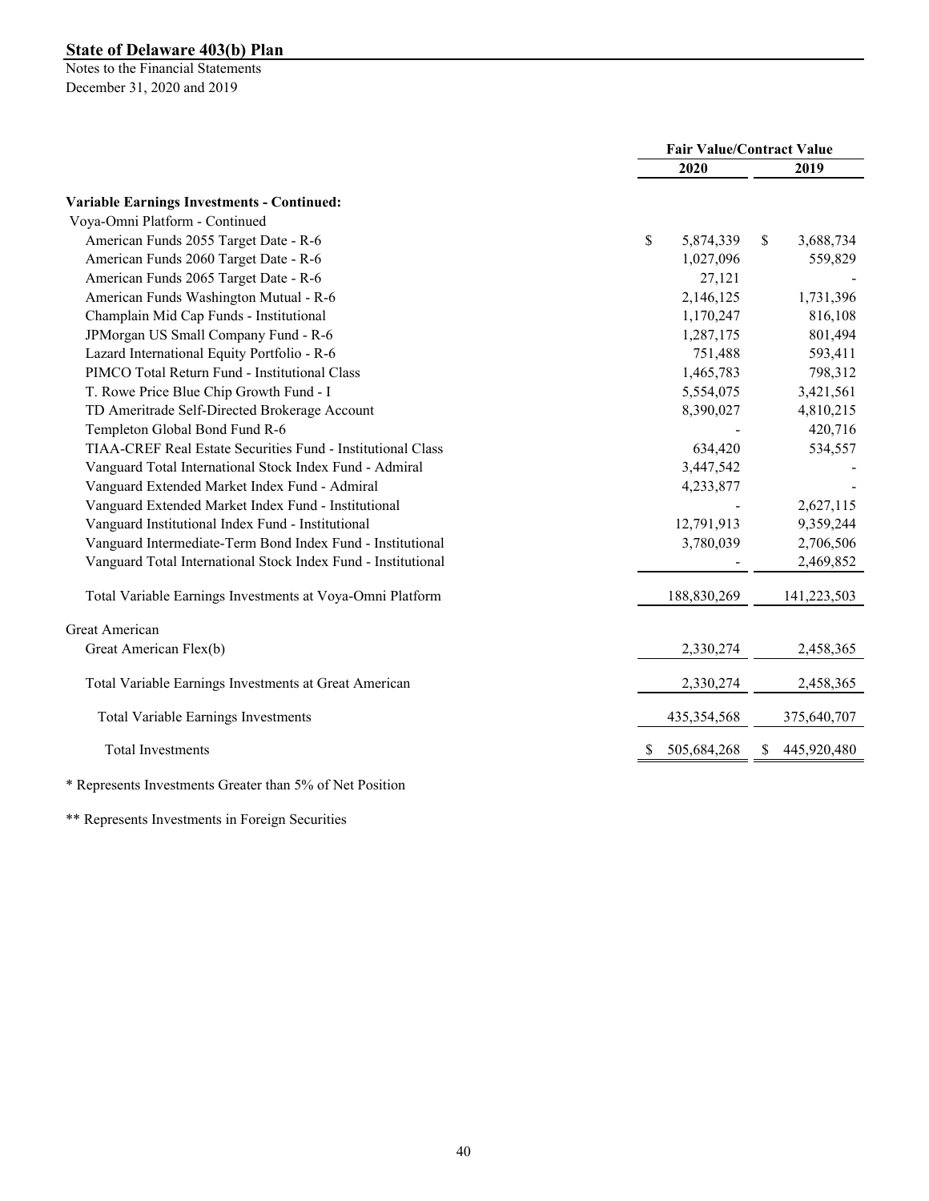**State of Delaware 403(b) Plan**

Notes to the Financial Statements

December 31, 2020 and 2019

| | Fair Value/Contract Value | |
|---|---|---|
| | 2020 | 2019 |
| **Variable Earnings Investments - Continued:** | | |
| Voya-Omni Platform - Continued | | |
| American Funds 2055 Target Date - R-6 | $ 5,874,339 | $ 3,688,734 |
| American Funds 2060 Target Date - R-6 | 1,027,096 | 559,829 |
| American Funds 2065 Target Date - R-6 | 27,121 | - |
| American Funds Washington Mutual - R-6 | 2,146,125 | 1,731,396 |
| Champlain Mid Cap Funds - Institutional | 1,170,247 | 816,108 |
| JPMorgan US Small Company Fund - R-6 | 1,287,175 | 801,494 |
| Lazard International Equity Portfolio - R-6 | 751,488 | 593,411 |
| PIMCO Total Return Fund - Institutional Class | 1,465,783 | 798,312 |
| T. Rowe Price Blue Chip Growth Fund - I | 5,554,075 | 3,421,561 |
| TD Ameritrade Self-Directed Brokerage Account | 8,390,027 | 4,810,215 |
| Templeton Global Bond Fund R-6 | - | 420,716 |
| TIAA-CREF Real Estate Securities Fund - Institutional Class | 634,420 | 534,557 |
| Vanguard Total International Stock Index Fund - Admiral | 3,447,542 | - |
| Vanguard Extended Market Index Fund - Admiral | 4,233,877 | - |
| Vanguard Extended Market Index Fund - Institutional | - | 2,627,115 |
| Vanguard Institutional Index Fund - Institutional | 12,791,913 | 9,359,244 |
| Vanguard Intermediate-Term Bond Index Fund - Institutional | 3,780,039 | 2,706,506 |
| Vanguard Total International Stock Index Fund - Institutional | - | 2,469,852 |
| Total Variable Earnings Investments at Voya-Omni Platform | 188,830,269 | 141,223,503 |
| Great American | | |
| Great American Flex(b) | 2,330,274 | 2,458,365 |
| Total Variable Earnings Investments at Great American | 2,330,274 | 2,458,365 |
| Total Variable Earnings Investments | 435,354,568 | 375,640,707 |
| Total Investments | $ 505,684,268 | $ 445,920,480 |

\* Represents Investments Greater than 5% of Net Position

\** Represents Investments in Foreign Securities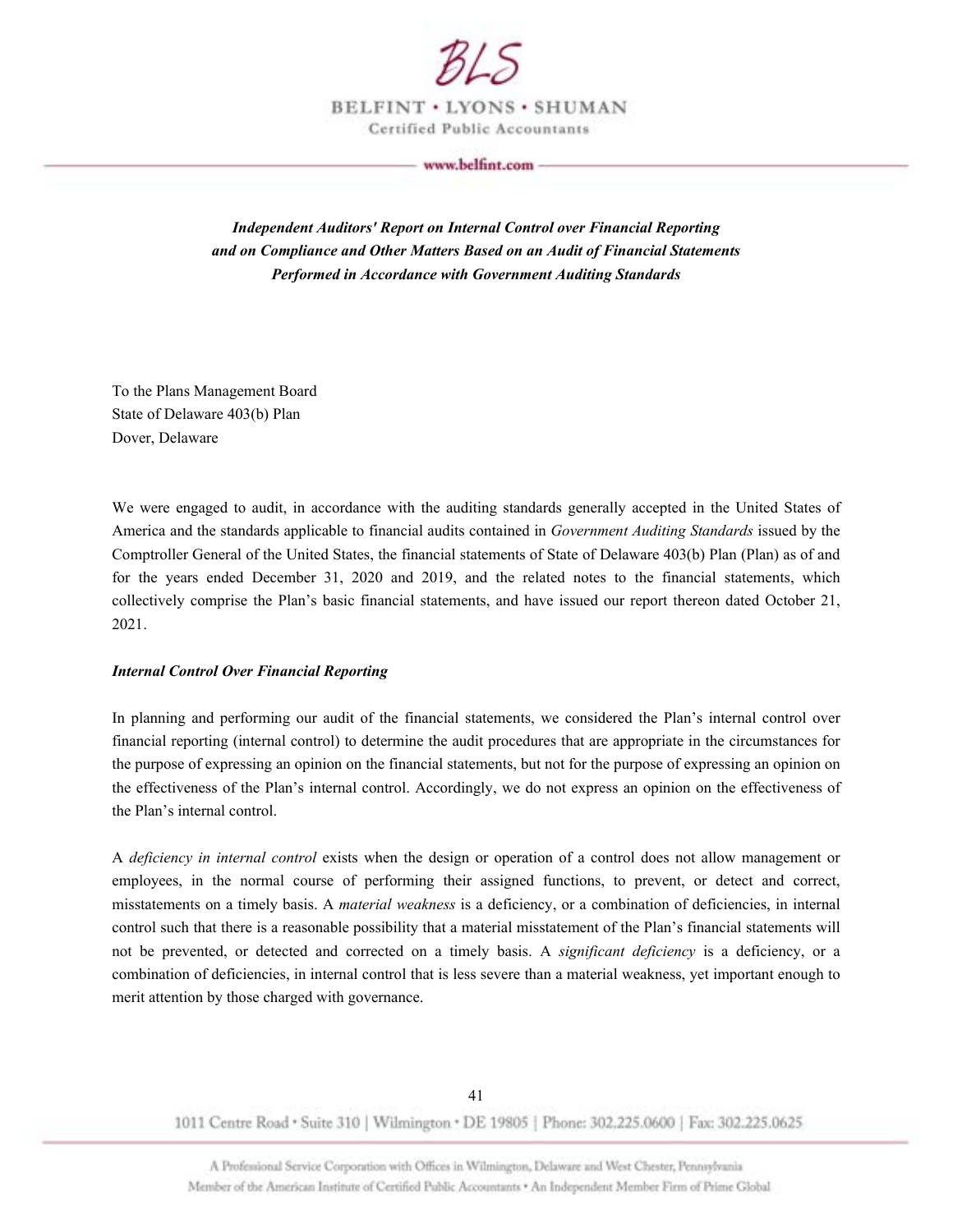BLS

BELFINT • LYONS • SHUMAN

Certified Public Accountants

www.belfint.com

***Independent Auditors' Report on Internal Control over Financial Reporting and on Compliance and Other Matters Based on an Audit of Financial Statements Performed in Accordance with Government Auditing Standards***

To the Plans Management Board
State of Delaware 403(b) Plan
Dover, Delaware

We were engaged to audit, in accordance with the auditing standards generally accepted in the United States of America and the standards applicable to financial audits contained in *Government Auditing Standards* issued by the Comptroller General of the United States, the financial statements of State of Delaware 403(b) Plan (Plan) as of and for the years ended December 31, 2020 and 2019, and the related notes to the financial statements, which collectively comprise the Plan's basic financial statements, and have issued our report thereon dated October 21, 2021.

***Internal Control Over Financial Reporting***

In planning and performing our audit of the financial statements, we considered the Plan's internal control over financial reporting (internal control) to determine the audit procedures that are appropriate in the circumstances for the purpose of expressing an opinion on the financial statements, but not for the purpose of expressing an opinion on the effectiveness of the Plan's internal control. Accordingly, we do not express an opinion on the effectiveness of the Plan's internal control.

A *deficiency in internal control* exists when the design or operation of a control does not allow management or employees, in the normal course of performing their assigned functions, to prevent, or detect and correct, misstatements on a timely basis. A *material weakness* is a deficiency, or a combination of deficiencies, in internal control such that there is a reasonable possibility that a material misstatement of the Plan's financial statements will not be prevented, or detected and corrected on a timely basis. A *significant deficiency* is a deficiency, or a combination of deficiencies, in internal control that is less severe than a material weakness, yet important enough to merit attention by those charged with governance.

1011 Centre Road • Suite 310 | Wilmington • DE 19805 | Phone: 302.225.0600 | Fax: 302.225.0625

A Professional Service Corporation with Offices in Wilmington, Delaware and West Chester, Pennsylvania
Member of the American Institute of Certified Public Accountants • An Independent Member Firm of Prime Global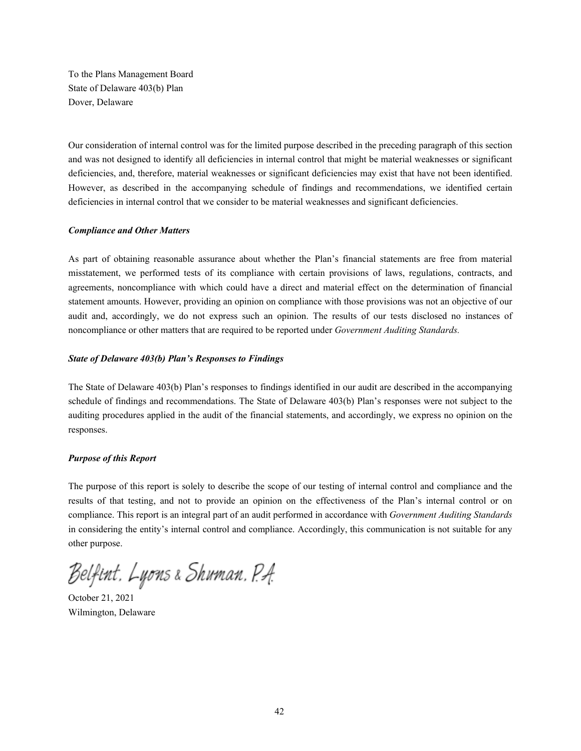To the Plans Management Board
State of Delaware 403(b) Plan
Dover, Delaware

Our consideration of internal control was for the limited purpose described in the preceding paragraph of this section and was not designed to identify all deficiencies in internal control that might be material weaknesses or significant deficiencies, and, therefore, material weaknesses or significant deficiencies may exist that have not been identified. However, as described in the accompanying schedule of findings and recommendations, we identified certain deficiencies in internal control that we consider to be material weaknesses and significant deficiencies.

***Compliance and Other Matters***

As part of obtaining reasonable assurance about whether the Plan's financial statements are free from material misstatement, we performed tests of its compliance with certain provisions of laws, regulations, contracts, and agreements, noncompliance with which could have a direct and material effect on the determination of financial statement amounts. However, providing an opinion on compliance with those provisions was not an objective of our audit and, accordingly, we do not express such an opinion. The results of our tests disclosed no instances of noncompliance or other matters that are required to be reported under *Government Auditing Standards.*

***State of Delaware 403(b) Plan's Responses to Findings***

The State of Delaware 403(b) Plan's responses to findings identified in our audit are described in the accompanying schedule of findings and recommendations. The State of Delaware 403(b) Plan's responses were not subject to the auditing procedures applied in the audit of the financial statements, and accordingly, we express no opinion on the responses.

***Purpose of this Report***

The purpose of this report is solely to describe the scope of our testing of internal control and compliance and the results of that testing, and not to provide an opinion on the effectiveness of the Plan's internal control or on compliance. This report is an integral part of an audit performed in accordance with *Government Auditing Standards* in considering the entity's internal control and compliance. Accordingly, this communication is not suitable for any other purpose.

Belfint, Lyons & Shuman, P.A.

October 21, 2021
Wilmington, Delaware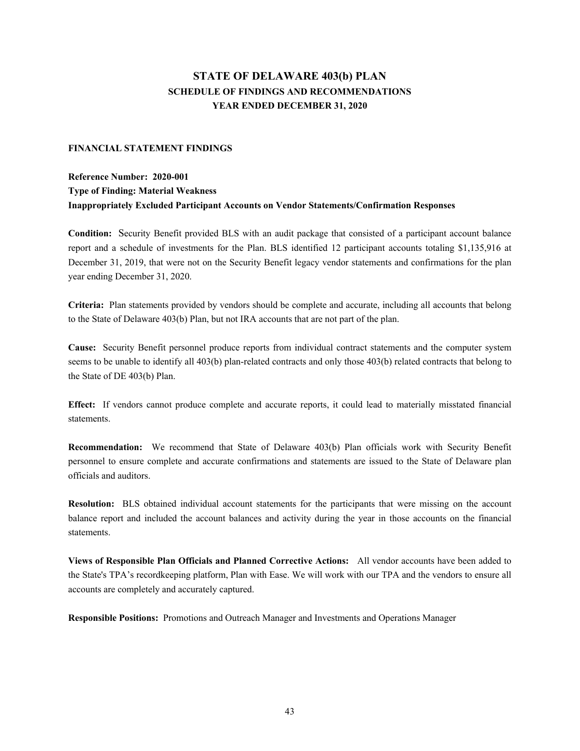# STATE OF DELAWARE 403(b) PLAN
## SCHEDULE OF FINDINGS AND RECOMMENDATIONS
## YEAR ENDED DECEMBER 31, 2020

### FINANCIAL STATEMENT FINDINGS

**Reference Number: 2020-001**
**Type of Finding: Material Weakness**
**Inappropriately Excluded Participant Accounts on Vendor Statements/Confirmation Responses**

**Condition:** Security Benefit provided BLS with an audit package that consisted of a participant account balance report and a schedule of investments for the Plan. BLS identified 12 participant accounts totaling $1,135,916 at December 31, 2019, that were not on the Security Benefit legacy vendor statements and confirmations for the plan year ending December 31, 2020.

**Criteria:** Plan statements provided by vendors should be complete and accurate, including all accounts that belong to the State of Delaware 403(b) Plan, but not IRA accounts that are not part of the plan.

**Cause:** Security Benefit personnel produce reports from individual contract statements and the computer system seems to be unable to identify all 403(b) plan-related contracts and only those 403(b) related contracts that belong to the State of DE 403(b) Plan.

**Effect:** If vendors cannot produce complete and accurate reports, it could lead to materially misstated financial statements.

**Recommendation:** We recommend that State of Delaware 403(b) Plan officials work with Security Benefit personnel to ensure complete and accurate confirmations and statements are issued to the State of Delaware plan officials and auditors.

**Resolution:** BLS obtained individual account statements for the participants that were missing on the account balance report and included the account balances and activity during the year in those accounts on the financial statements.

**Views of Responsible Plan Officials and Planned Corrective Actions:** All vendor accounts have been added to the State's TPA's recordkeeping platform, Plan with Ease. We will work with our TPA and the vendors to ensure all accounts are completely and accurately captured.

**Responsible Positions:** Promotions and Outreach Manager and Investments and Operations Manager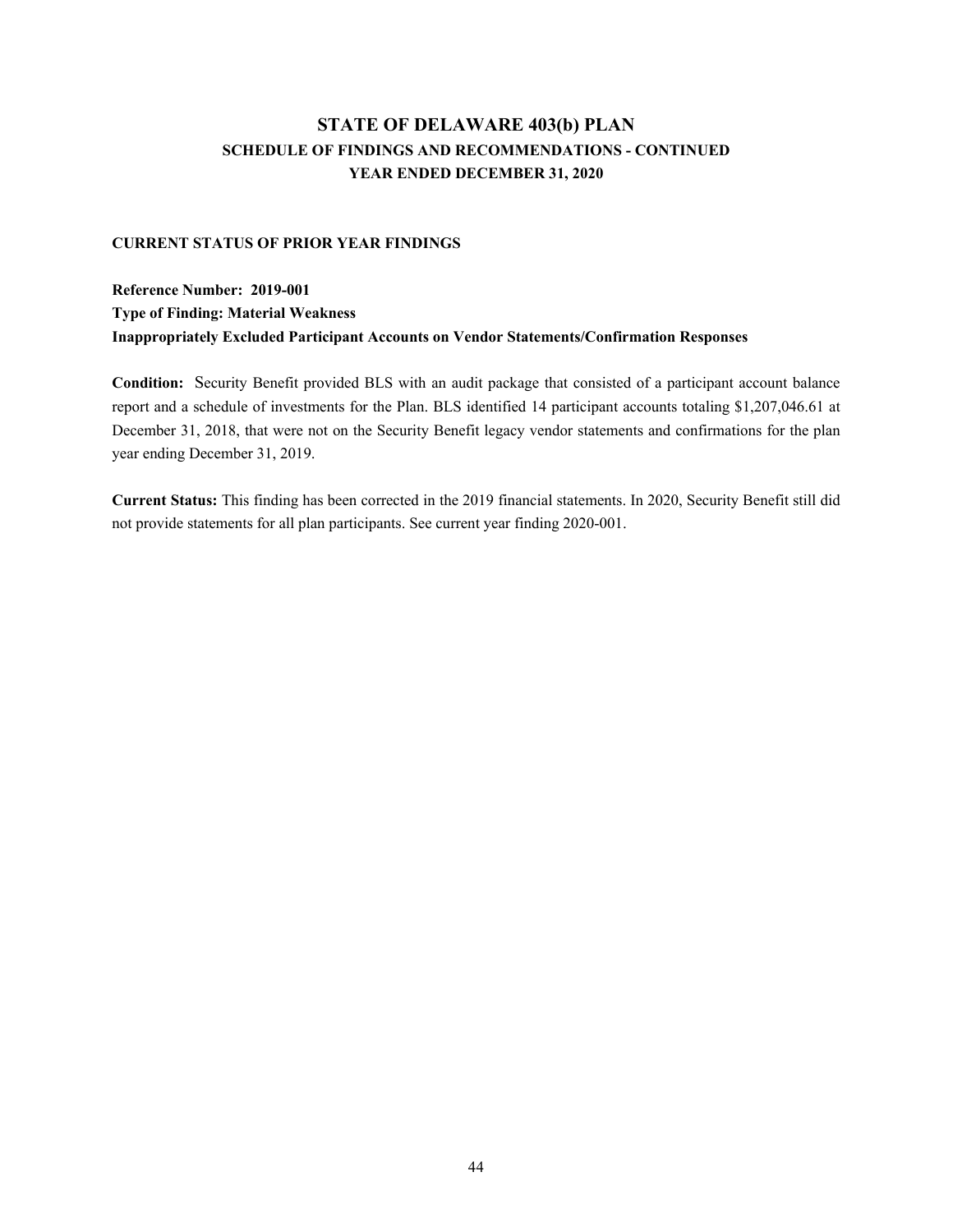# STATE OF DELAWARE 403(b) PLAN

## SCHEDULE OF FINDINGS AND RECOMMENDATIONS - CONTINUED

## YEAR ENDED DECEMBER 31, 2020

**CURRENT STATUS OF PRIOR YEAR FINDINGS**

**Reference Number: 2019-001**
**Type of Finding: Material Weakness**
**Inappropriately Excluded Participant Accounts on Vendor Statements/Confirmation Responses**

**Condition:** Security Benefit provided BLS with an audit package that consisted of a participant account balance report and a schedule of investments for the Plan. BLS identified 14 participant accounts totaling $1,207,046.61 at December 31, 2018, that were not on the Security Benefit legacy vendor statements and confirmations for the plan year ending December 31, 2019.

**Current Status:** This finding has been corrected in the 2019 financial statements. In 2020, Security Benefit still did not provide statements for all plan participants. See current year finding 2020-001.